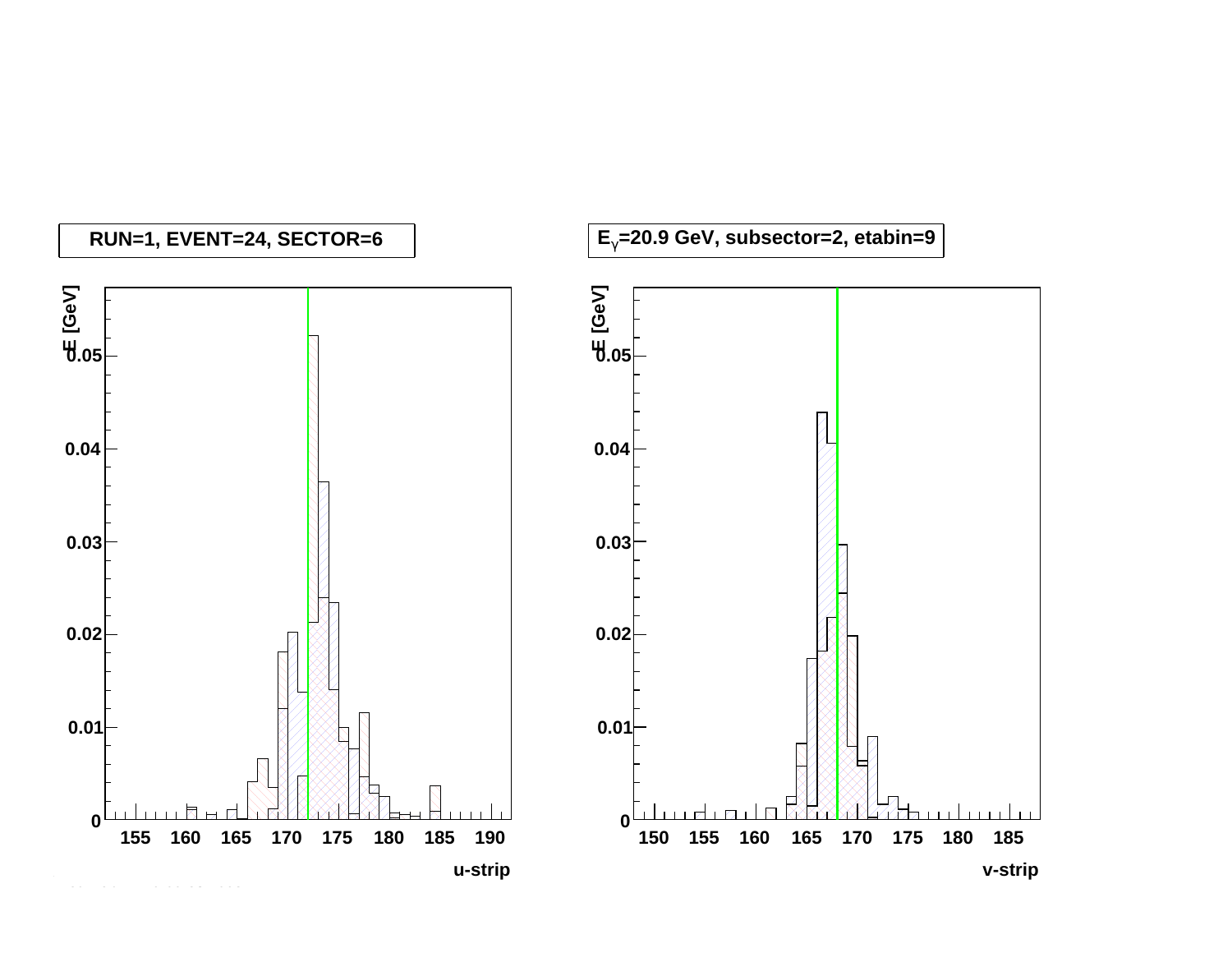RUN=1, EVENT=24, SECTOR=6

$E_{\gamma}$=20.9 GeV, subsector=2, etabin=9

dE [GeV]

u-strip

v-strip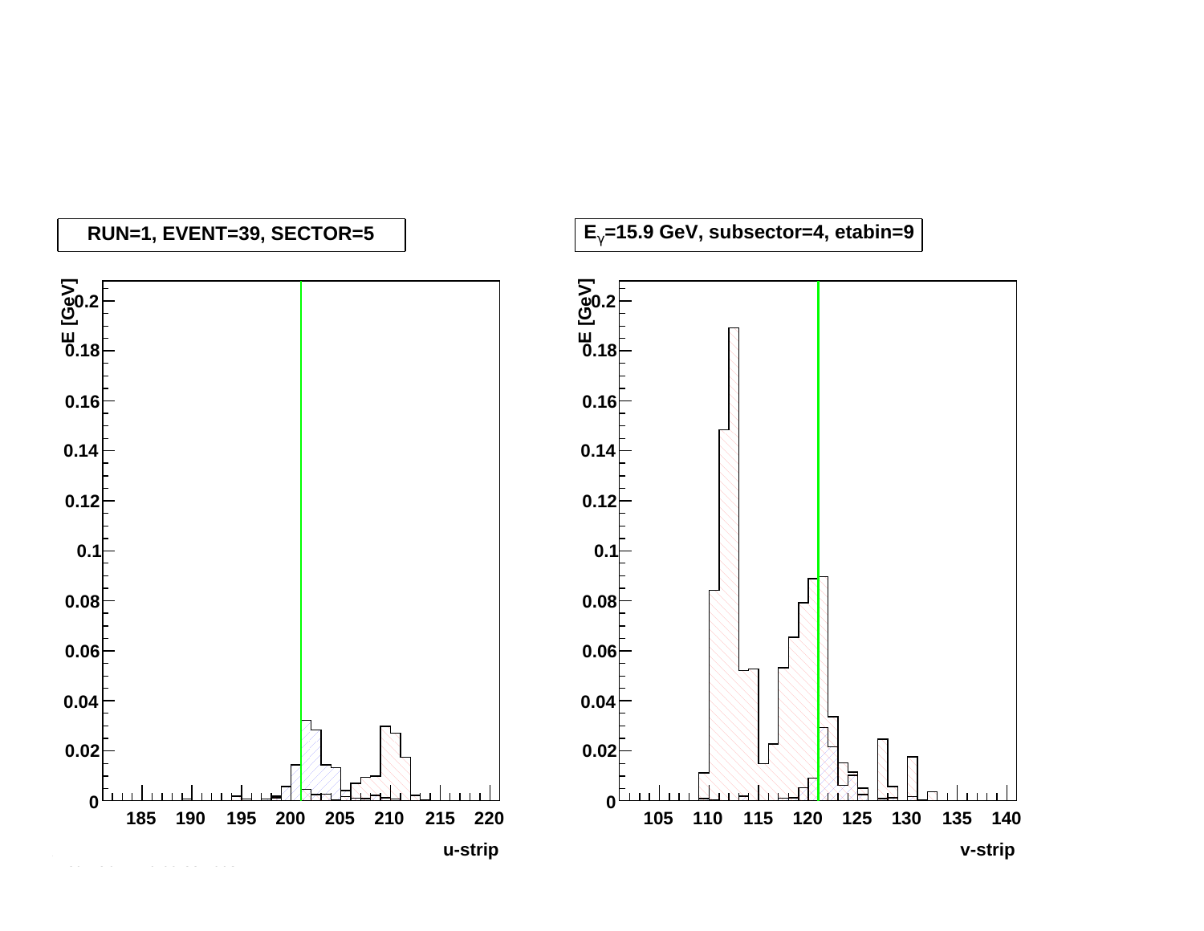RUN=1, EVENT=39, SECTOR=5

$E_\gamma$=15.9 GeV, subsector=4, etabin=9

dE [GeV]

u-strip

v-strip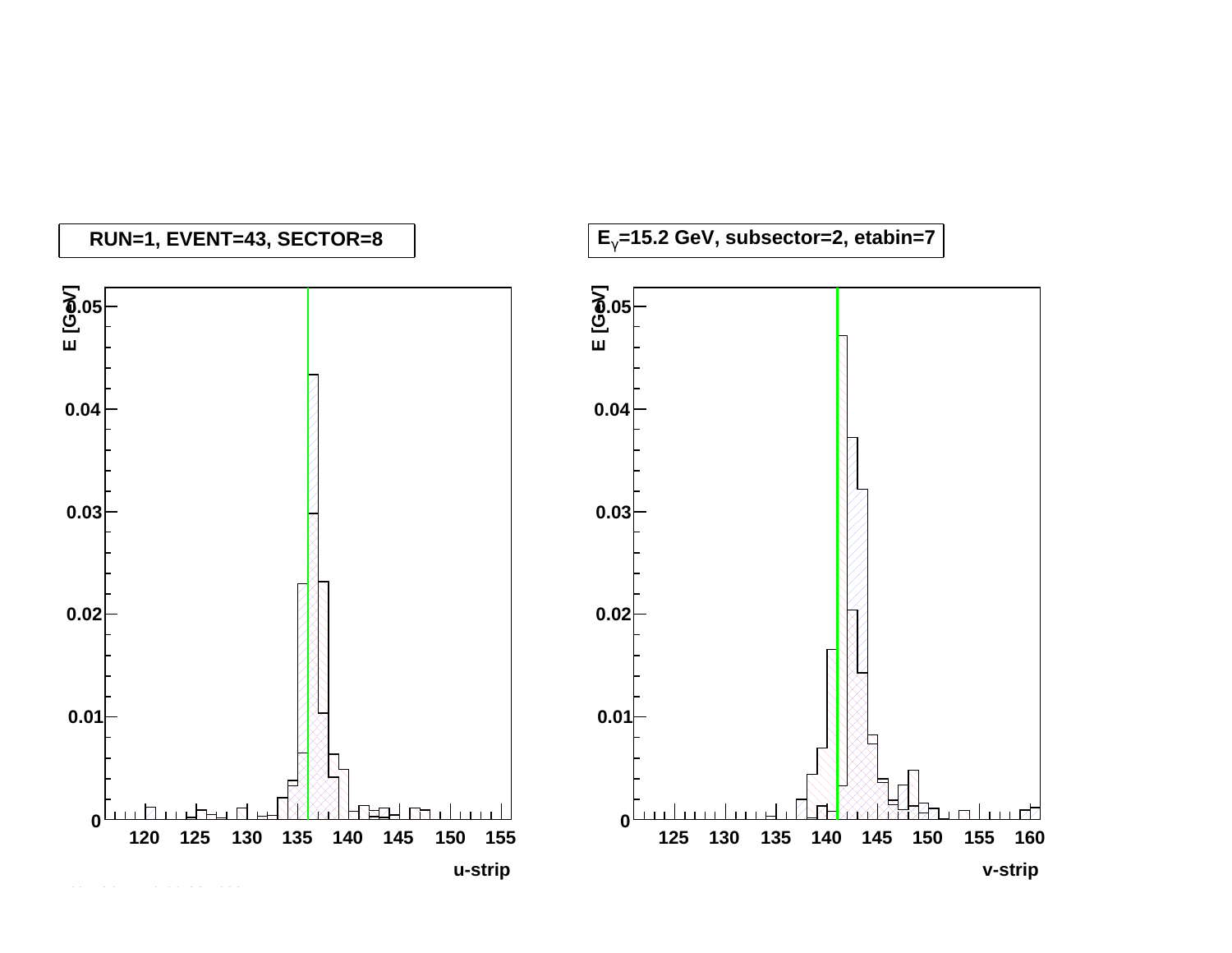RUN=1, EVENT=43, SECTOR=8

$E_{\gamma}$=15.2 GeV, subsector=2, etabin=7

E [GeV]

u-strip

E [GeV]

v-strip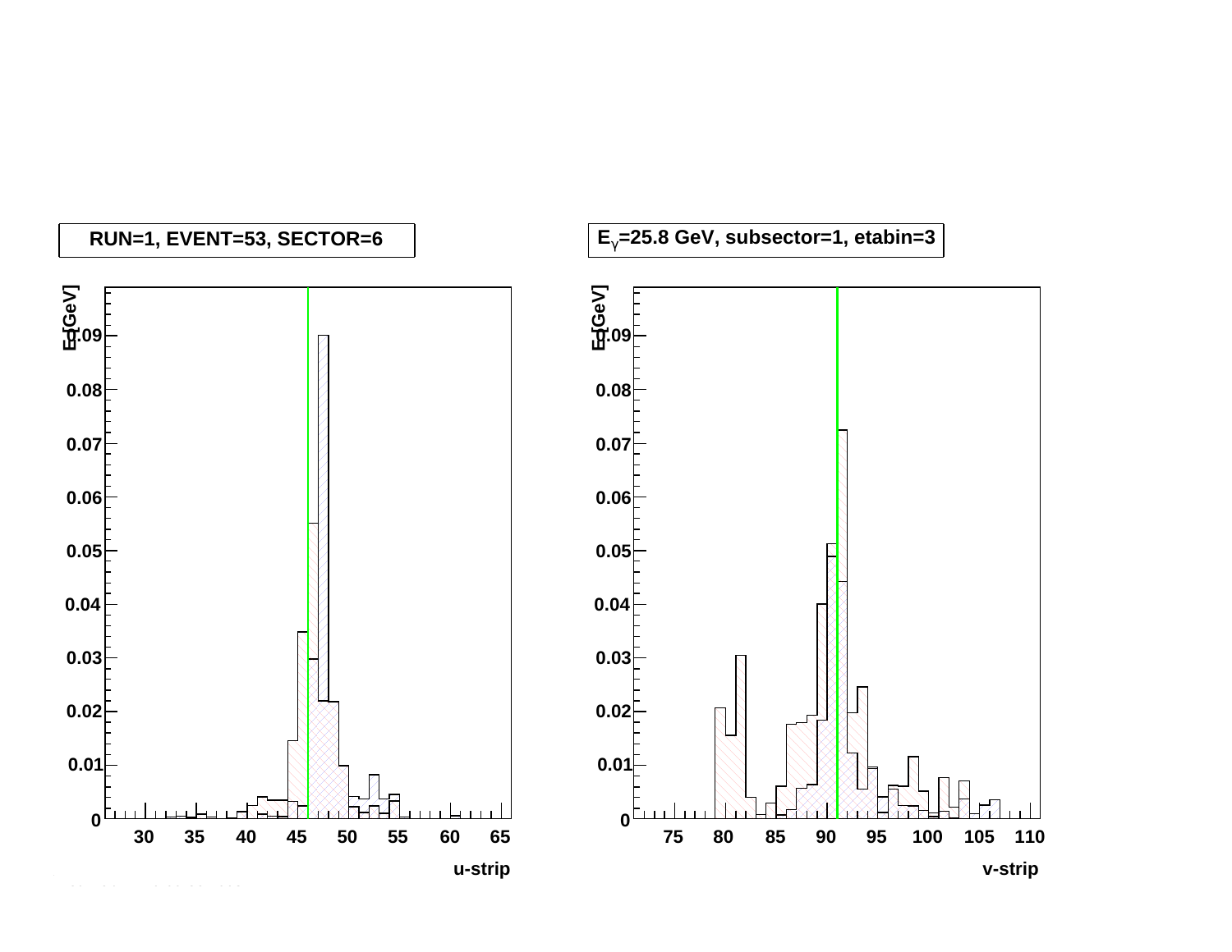RUN=1, EVENT=53, SECTOR=6

$E_{\gamma}$=25.8 GeV, subsector=1, etabin=3

E [GeV]

u-strip

E [GeV]

v-strip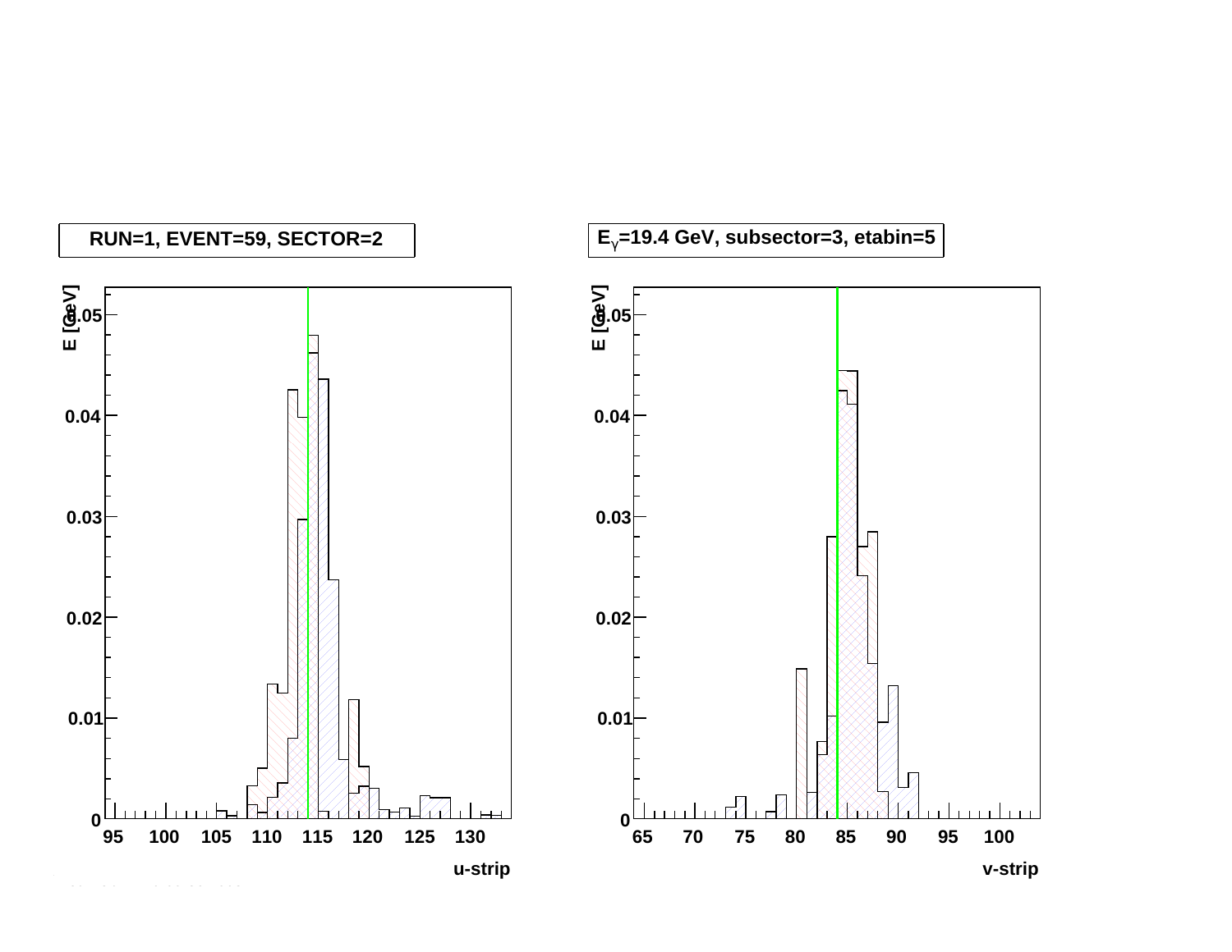RUN=1, EVENT=59, SECTOR=2

$E_{\gamma}$=19.4 GeV, subsector=3, etabin=5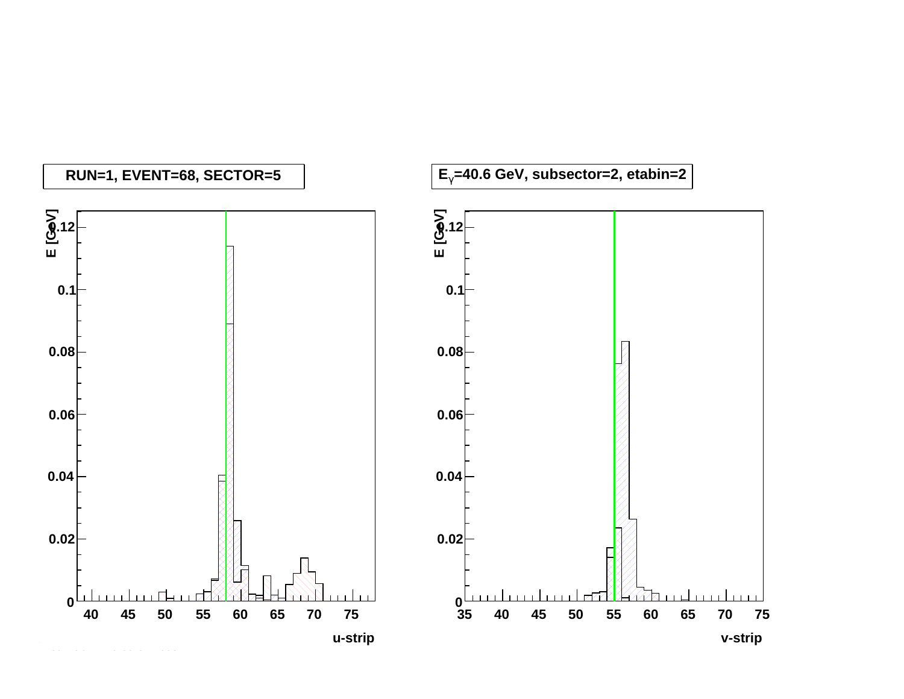RUN=1, EVENT=68, SECTOR=5

$E_{\gamma}$=40.6 GeV, subsector=2, etabin=2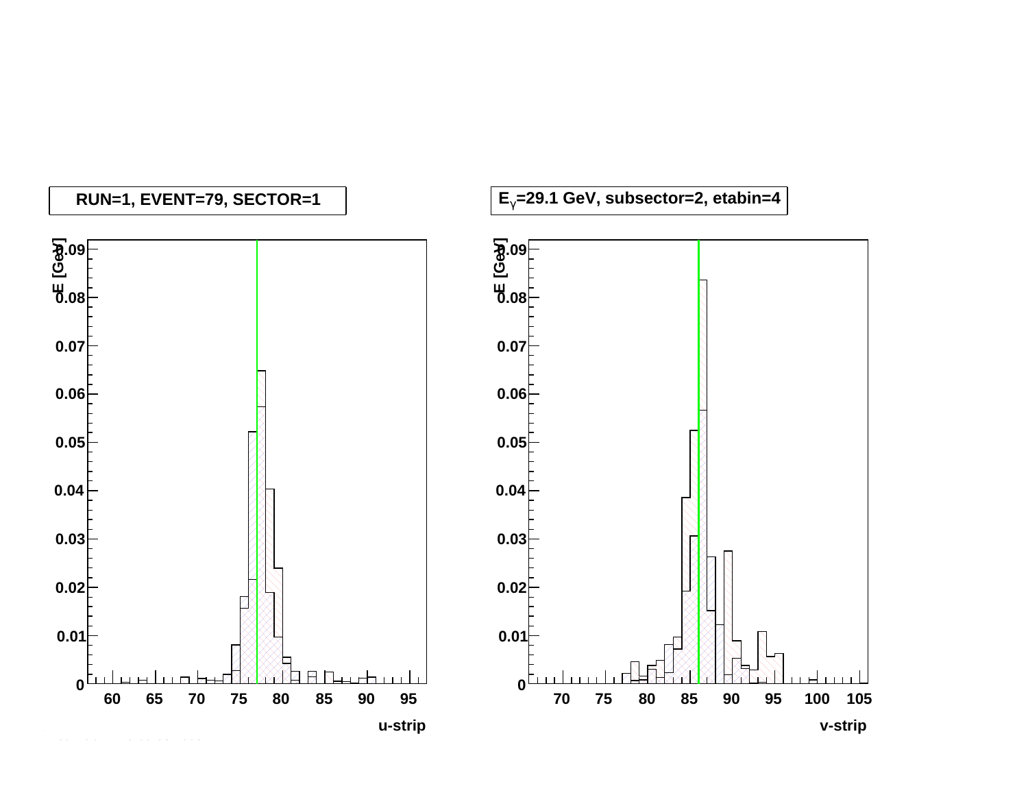RUN=1, EVENT=79, SECTOR=1

$E_{\gamma}$=29.1 GeV, subsector=2, etabin=4

dE [GeV]

u-strip

dE [GeV]

v-strip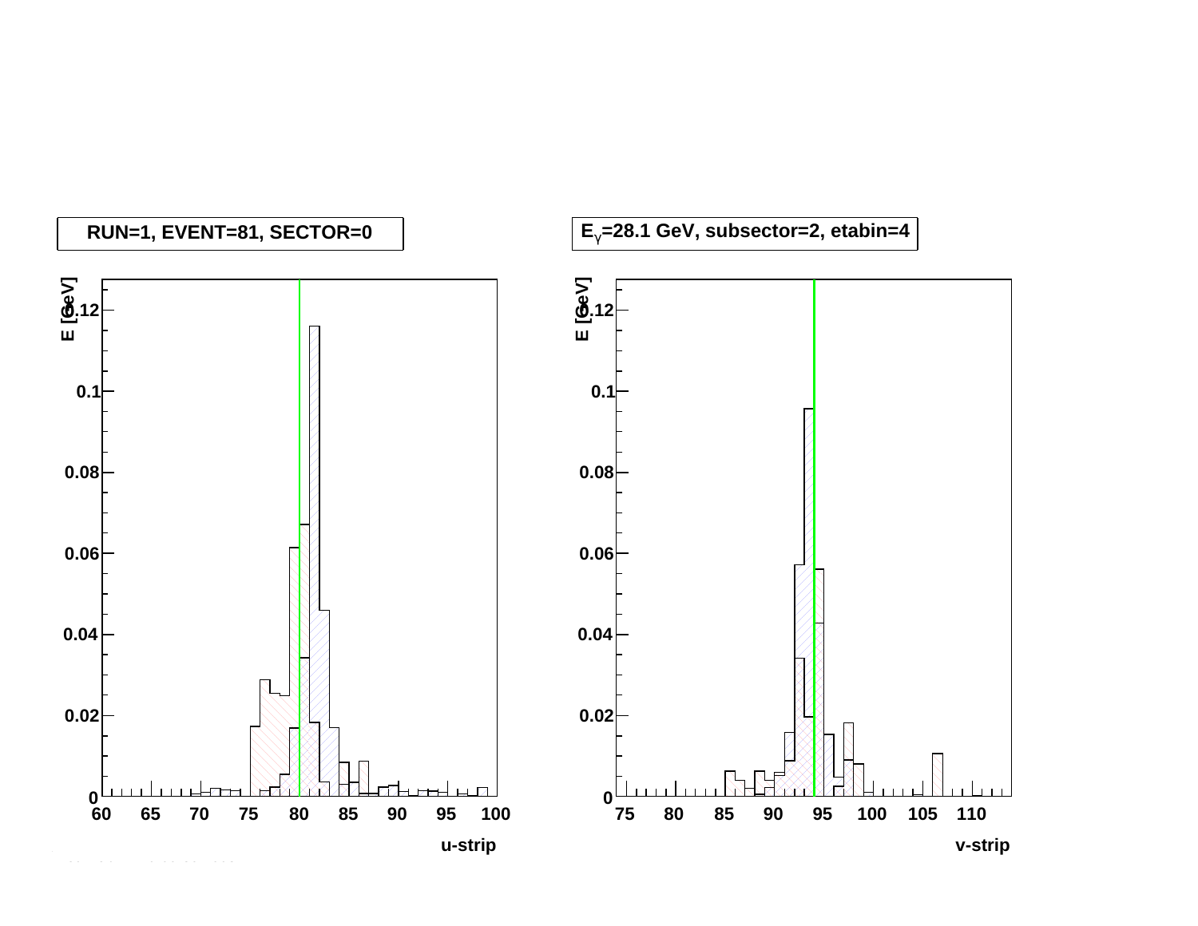RUN=1, EVENT=81, SECTOR=0

$E_{\gamma}$=28.1 GeV, subsector=2, etabin=4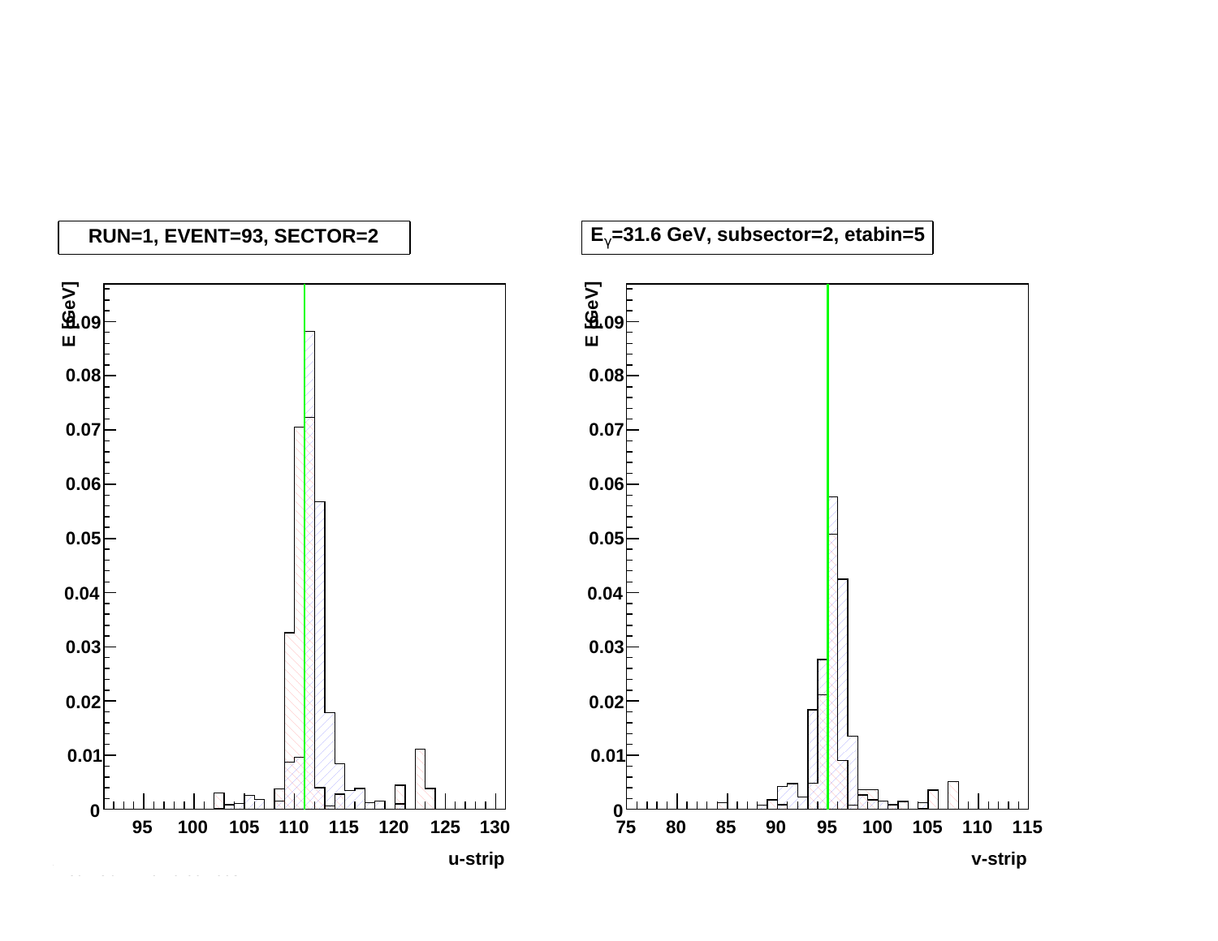RUN=1, EVENT=93, SECTOR=2

$E_\gamma$=31.6 GeV, subsector=2, etabin=5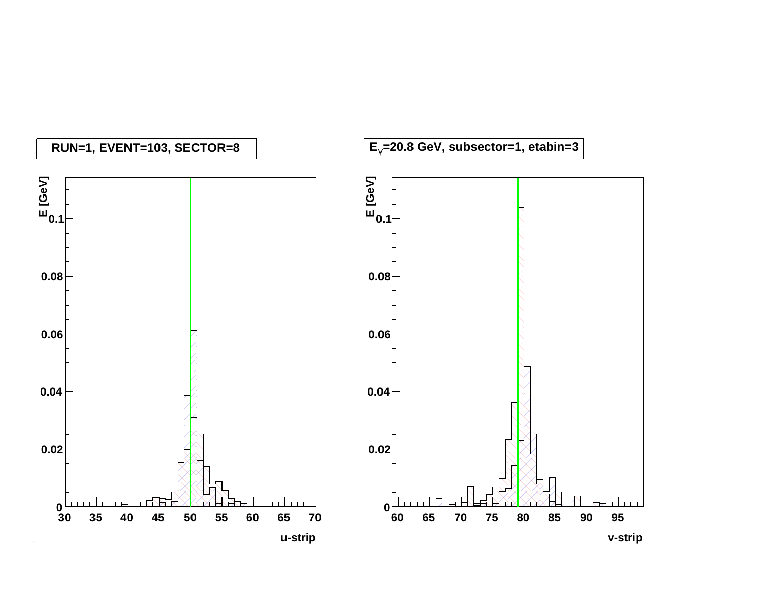RUN=1, EVENT=103, SECTOR=8

$E_\gamma$=20.8 GeV, subsector=1, etabin=3

E [GeV]

u-strip

v-strip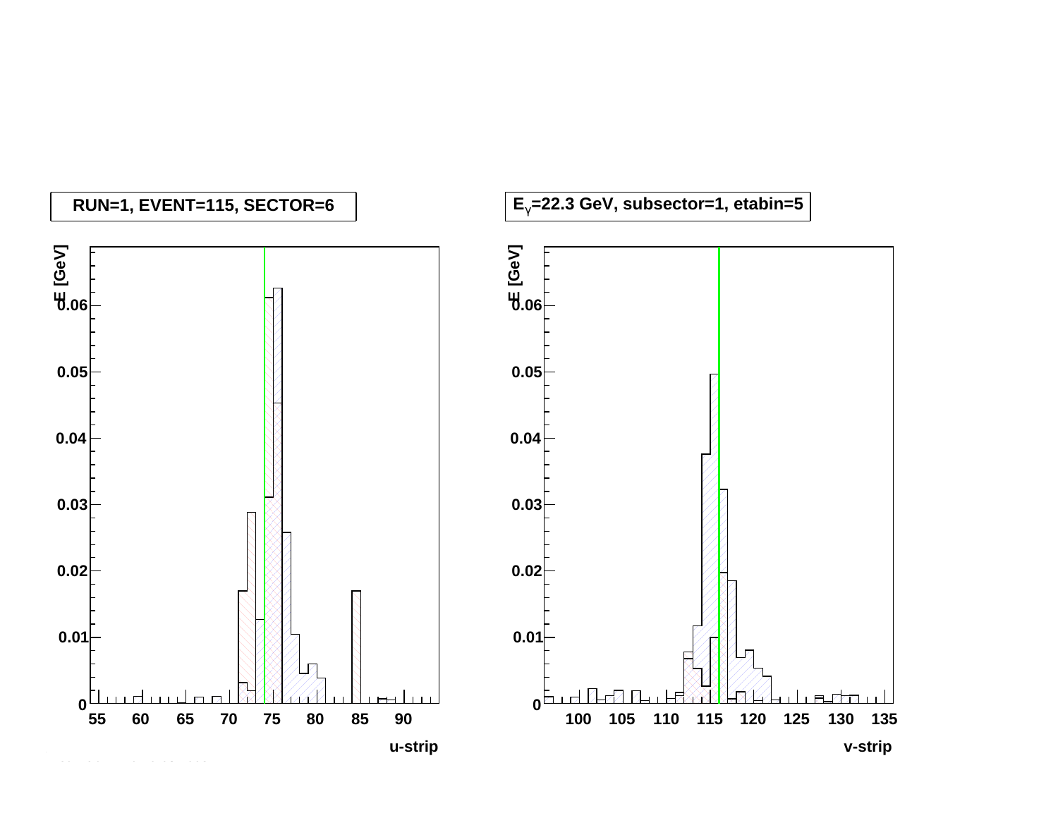RUN=1, EVENT=115, SECTOR=6

$E_{\gamma}$=22.3 GeV, subsector=1, etabin=5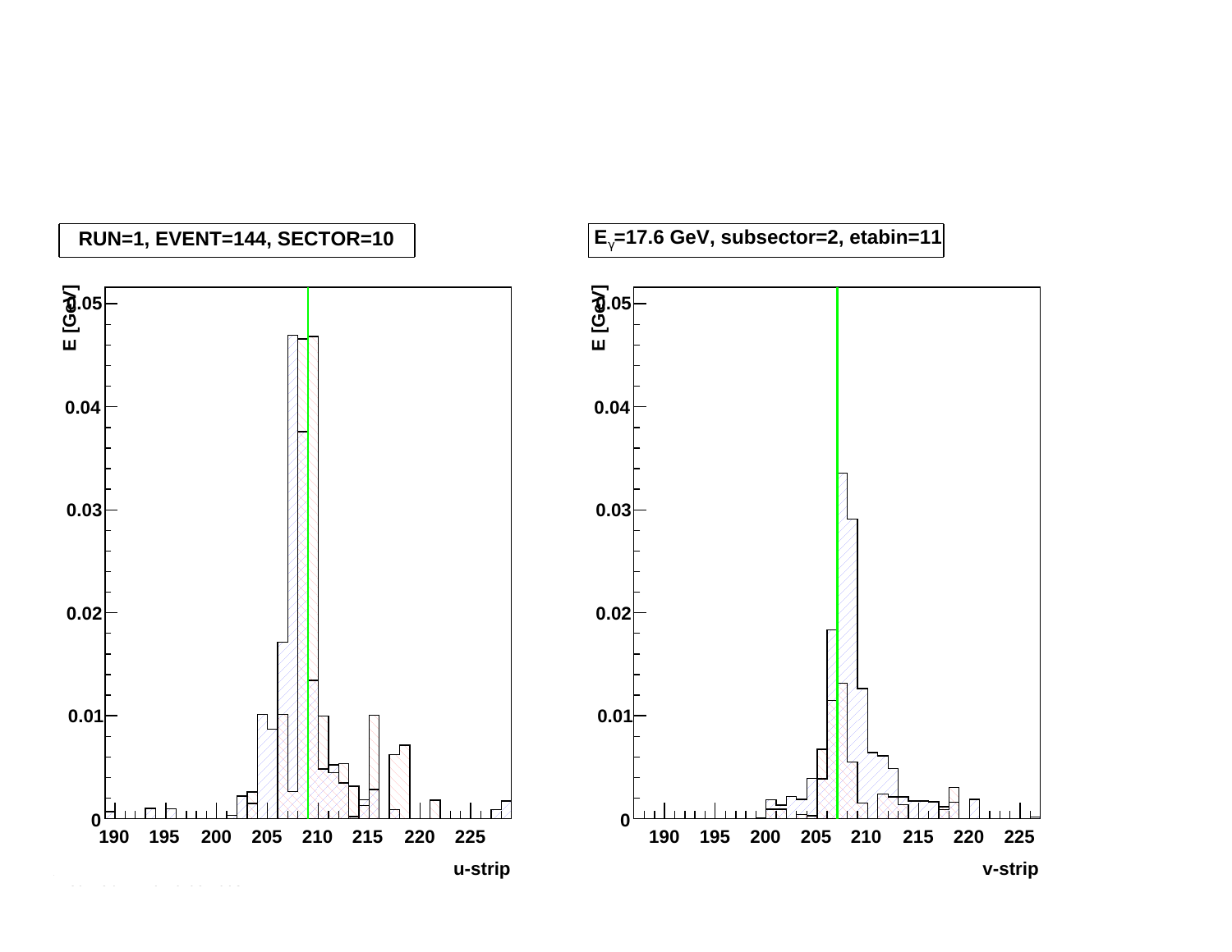RUN=1, EVENT=144, SECTOR=10

$E_{\gamma}$=17.6 GeV, subsector=2, etabin=11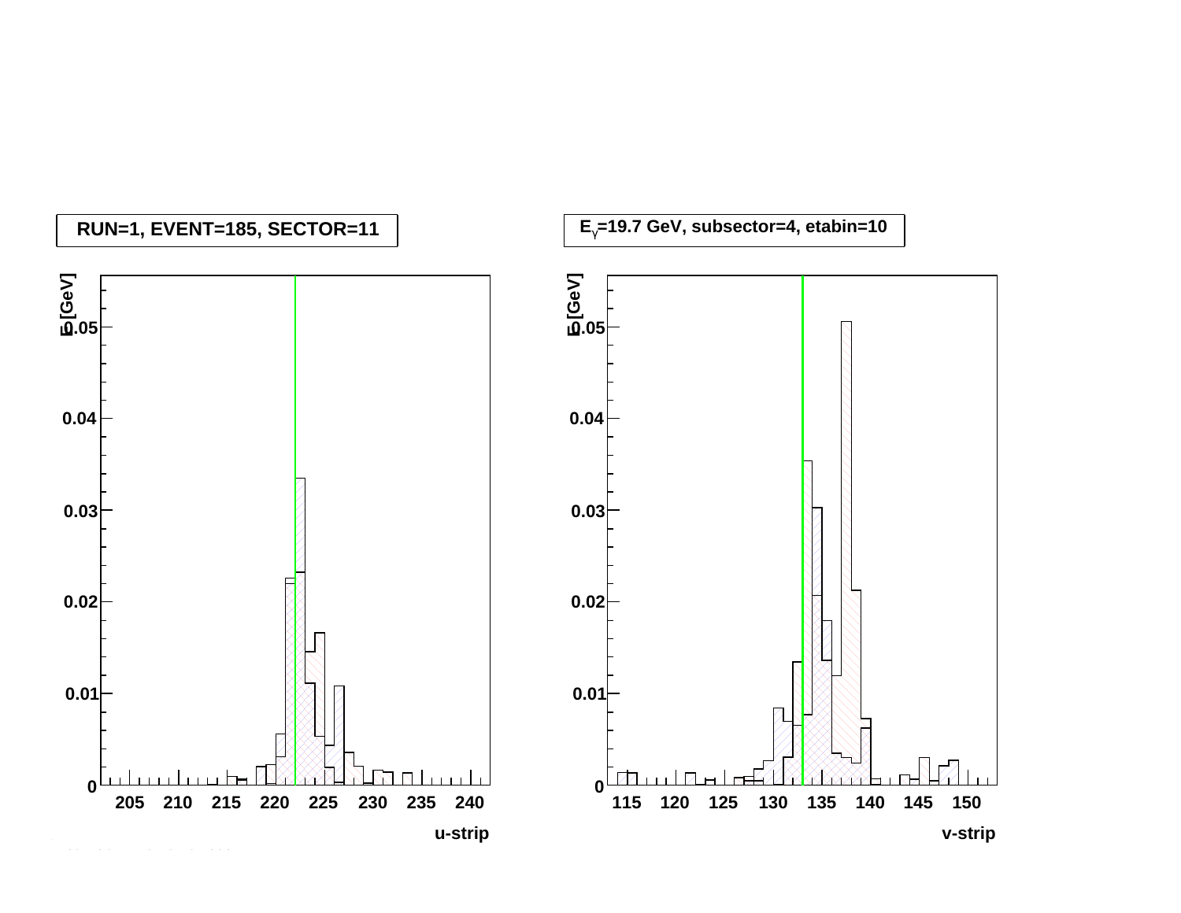RUN=1, EVENT=185, SECTOR=11

$E_\gamma$=19.7 GeV, subsector=4, etabin=10

| | |
|---|---|
| E [GeV] (0 – 0.05) vs u-strip (205 – 240) | E [GeV] (0 – 0.05) vs v-strip (115 – 150) |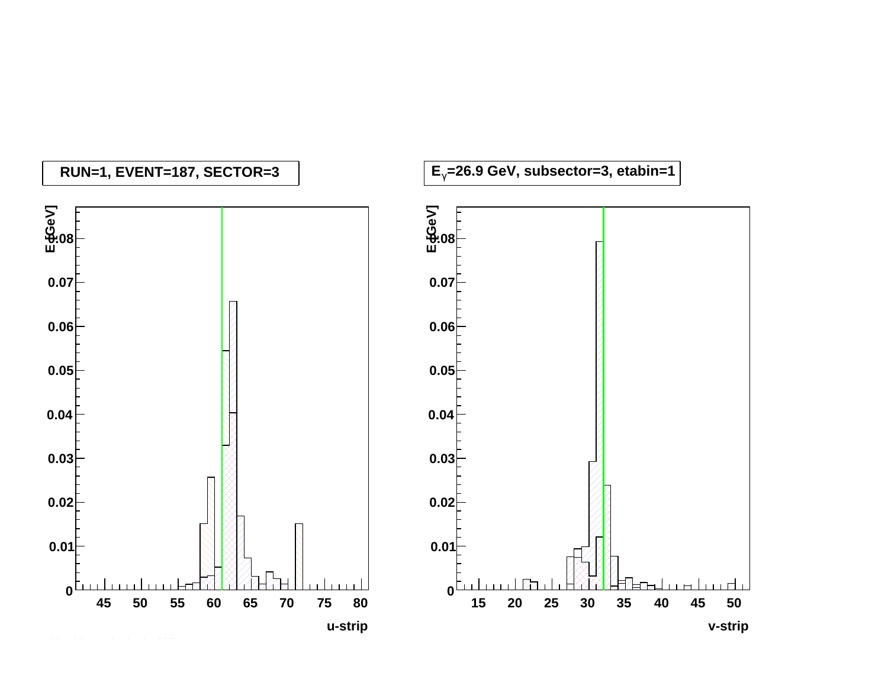RUN=1, EVENT=187, SECTOR=3

$E_\gamma$=26.9 GeV, subsector=3, etabin=1

E [GeV]

u-strip

v-strip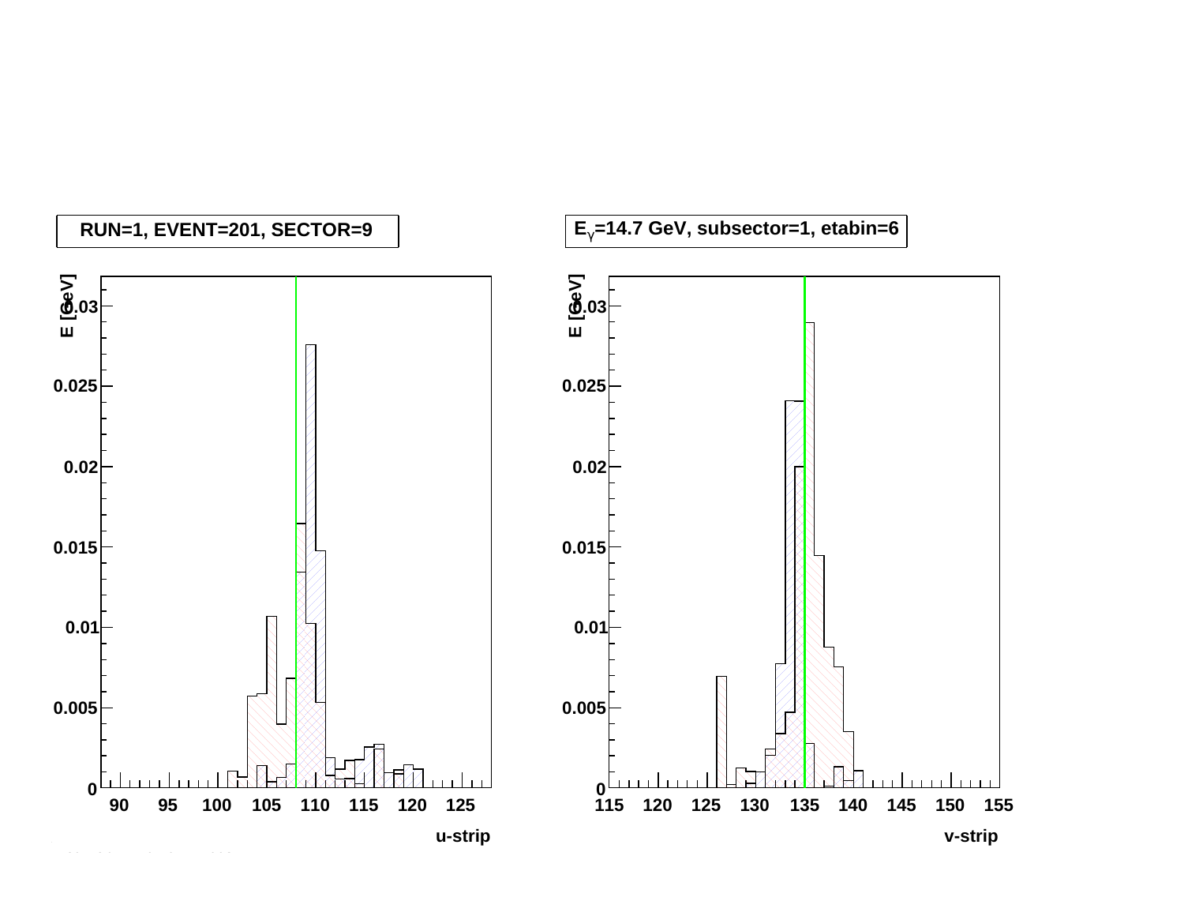RUN=1, EVENT=201, SECTOR=9

$E_{\gamma}$=14.7 GeV, subsector=1, etabin=6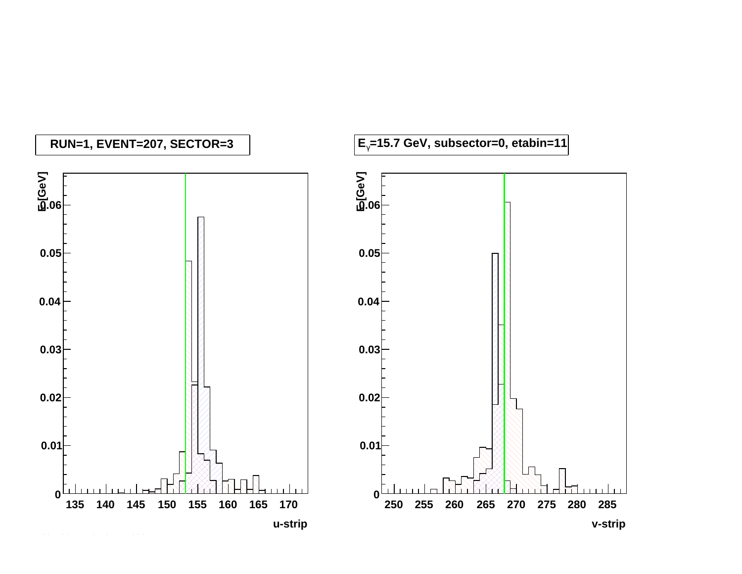RUN=1, EVENT=207, SECTOR=3

$E_{\gamma}$=15.7 GeV, subsector=0, etabin=11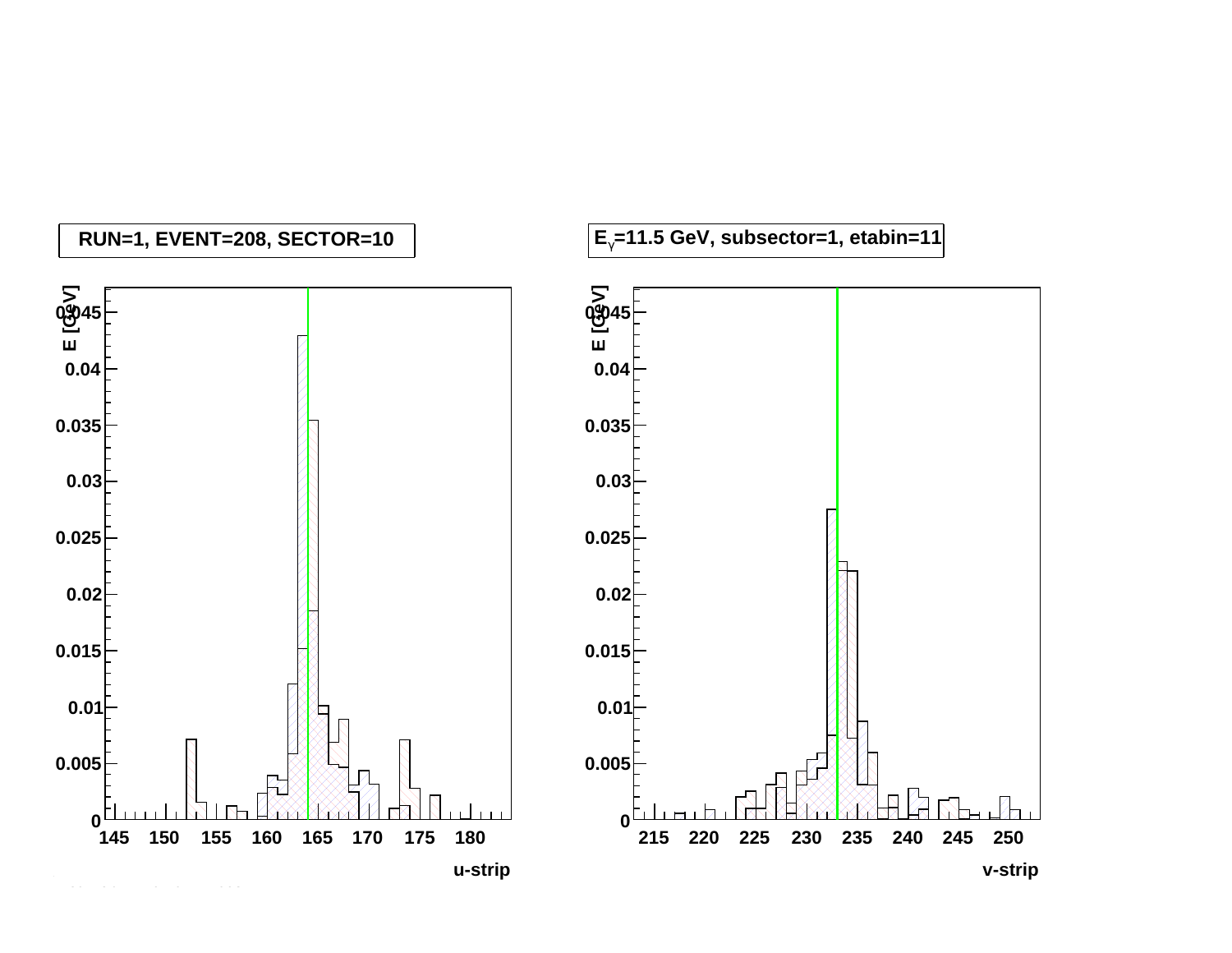RUN=1, EVENT=208, SECTOR=10

$E_\gamma$=11.5 GeV, subsector=1, etabin=11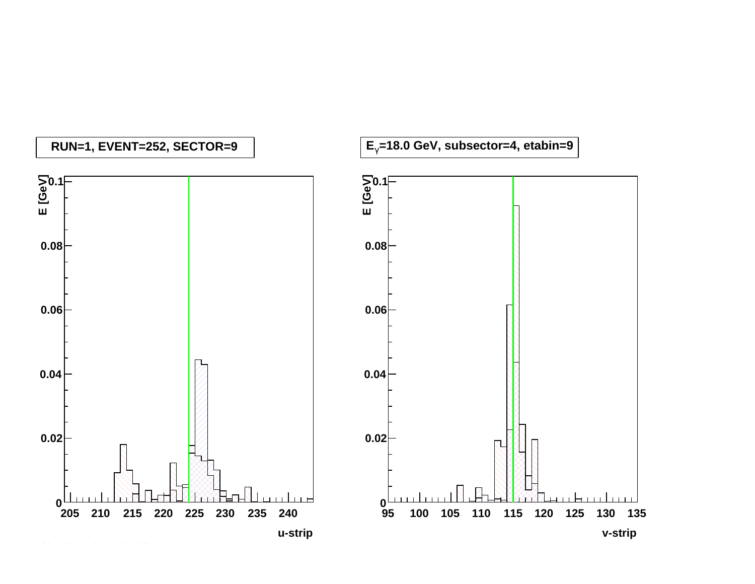RUN=1, EVENT=252, SECTOR=9

$E_{\gamma}$=18.0 GeV, subsector=4, etabin=9

E [GeV]

u-strip

E [GeV]

v-strip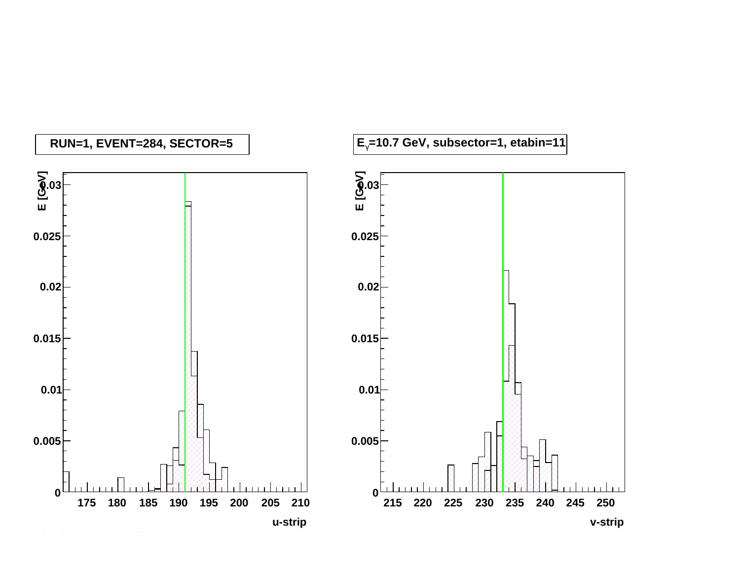RUN=1, EVENT=284, SECTOR=5

$E_{\gamma}$=10.7 GeV, subsector=1, etabin=11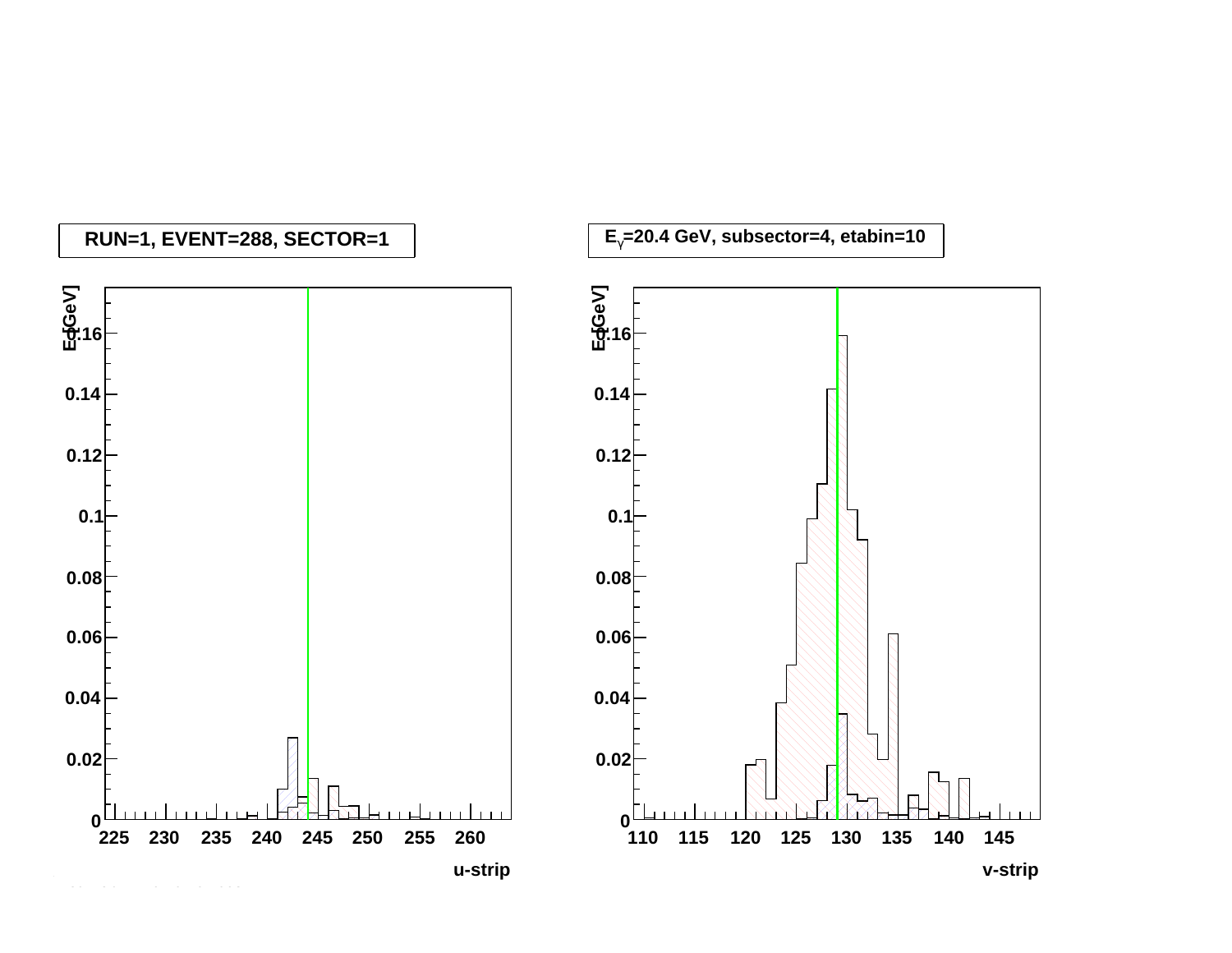RUN=1, EVENT=288, SECTOR=1

$E_\gamma$=20.4 GeV, subsector=4, etabin=10

E [GeV]

u-strip

v-strip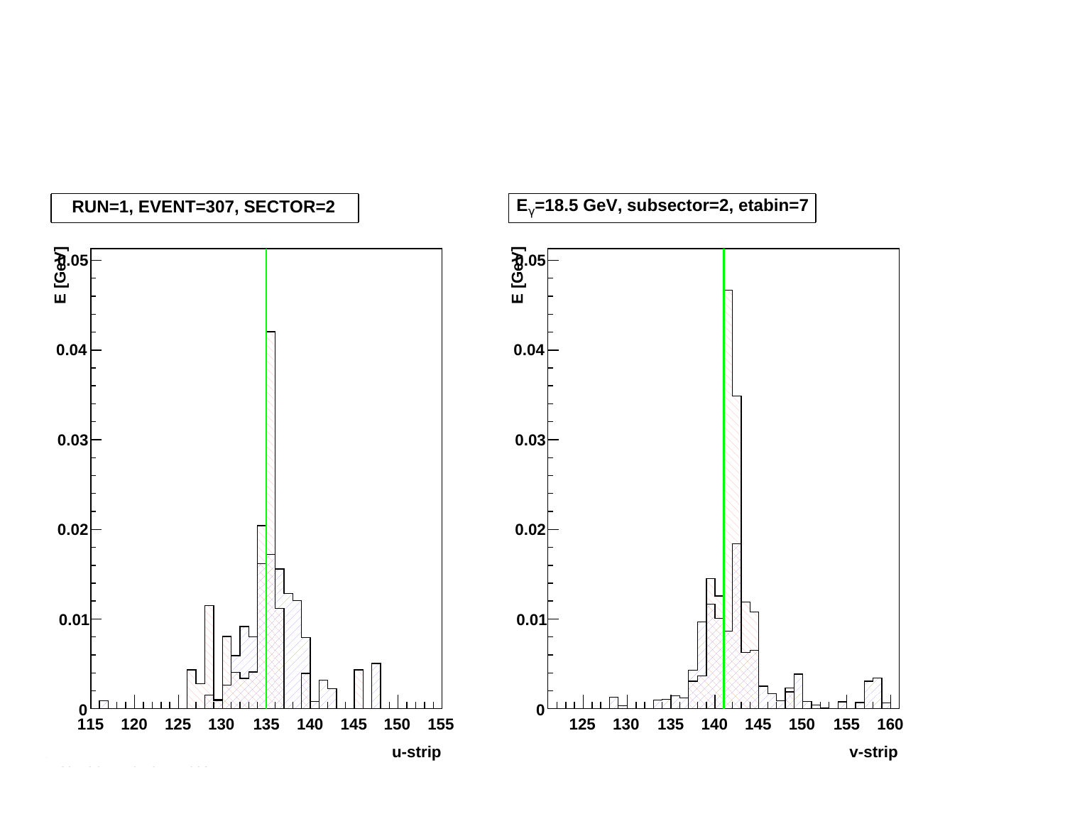RUN=1, EVENT=307, SECTOR=2

$E_{\gamma}$=18.5 GeV, subsector=2, etabin=7

| | Left panel | Right panel |
|---|---|---|
| Y-axis | E [GeV] | E [GeV] |
| X-axis | u-strip | v-strip |
| X-axis ticks | 115, 120, 125, 130, 135, 140, 145, 150, 155 | 125, 130, 135, 140, 145, 150, 155, 160 |
| Y-axis ticks | 0, 0.01, 0.02, 0.03, 0.04, 0.05 | 0, 0.01, 0.02, 0.03, 0.04, 0.05 |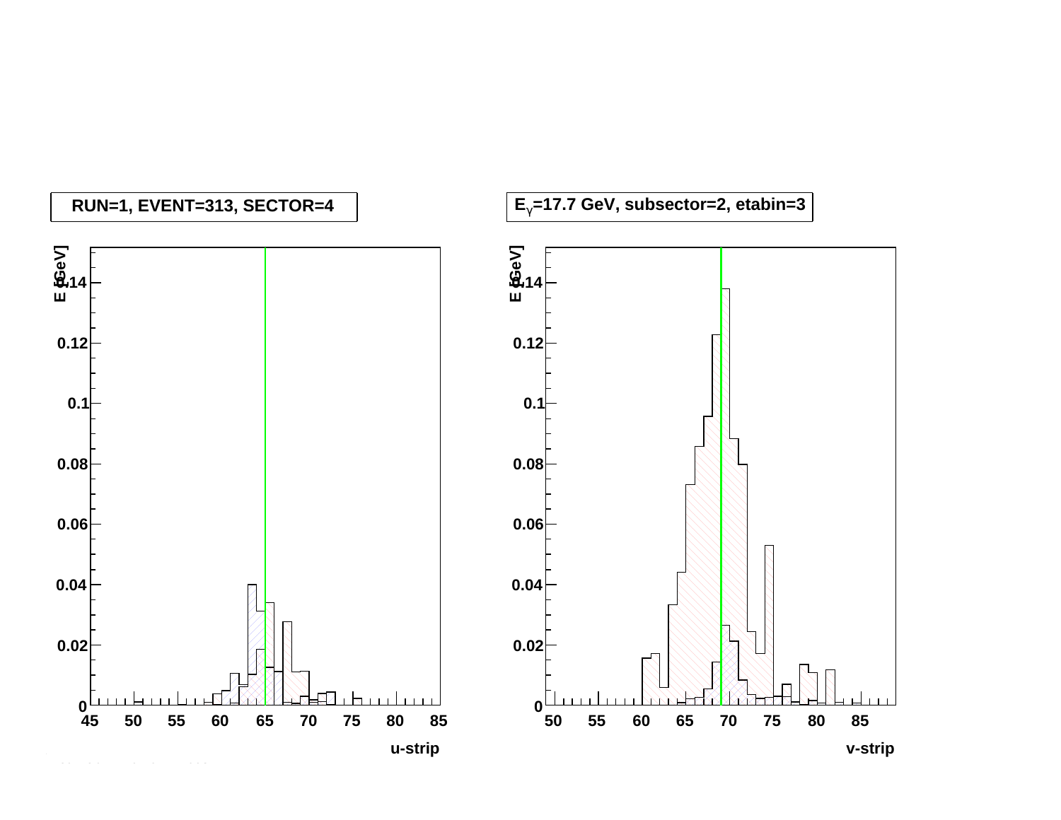RUN=1, EVENT=313, SECTOR=4

$E_{\gamma}$=17.7 GeV, subsector=2, etabin=3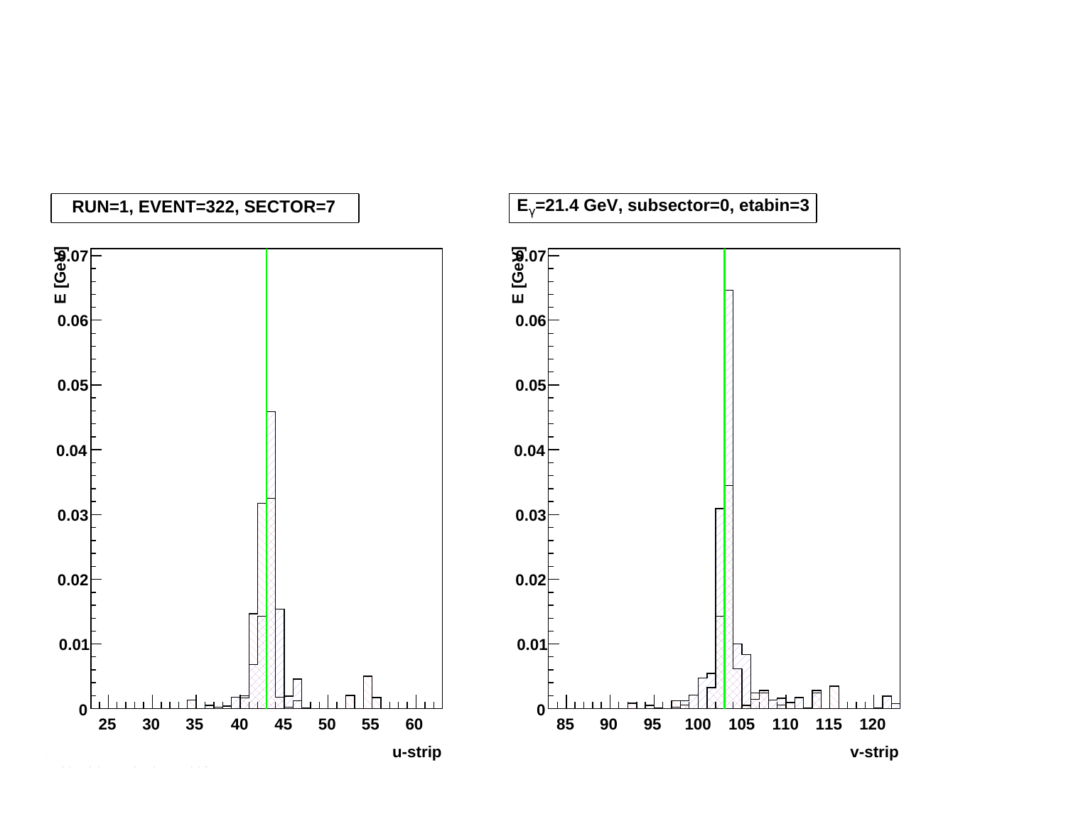RUN=1, EVENT=322, SECTOR=7

$E_{\gamma}$=21.4 GeV, subsector=0, etabin=3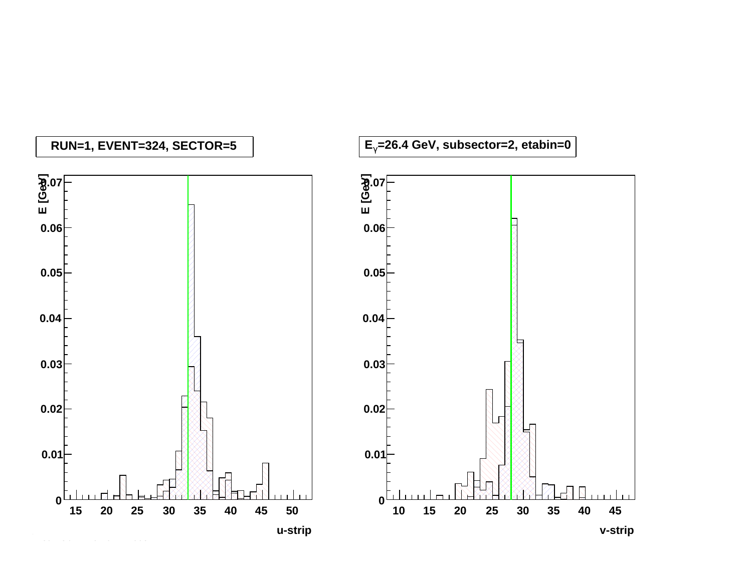RUN=1, EVENT=324, SECTOR=5

$E_{\gamma}$=26.4 GeV, subsector=2, etabin=0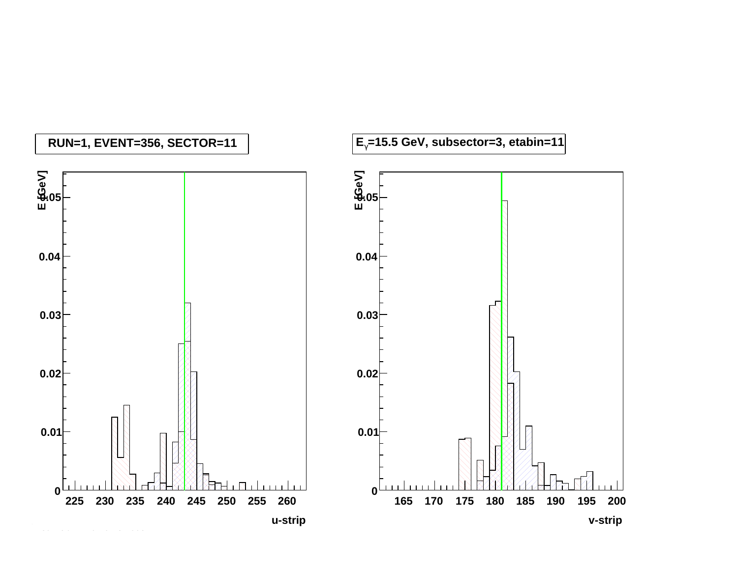RUN=1, EVENT=356, SECTOR=11

$E_{\gamma}$=15.5 GeV, subsector=3, etabin=11

E [GeV]

u-strip

v-strip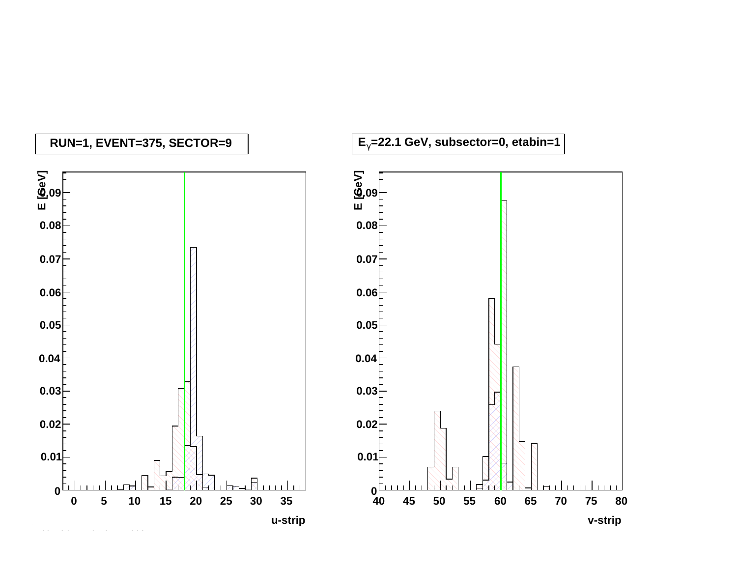RUN=1, EVENT=375, SECTOR=9

$E_{\gamma}$=22.1 GeV, subsector=0, etabin=1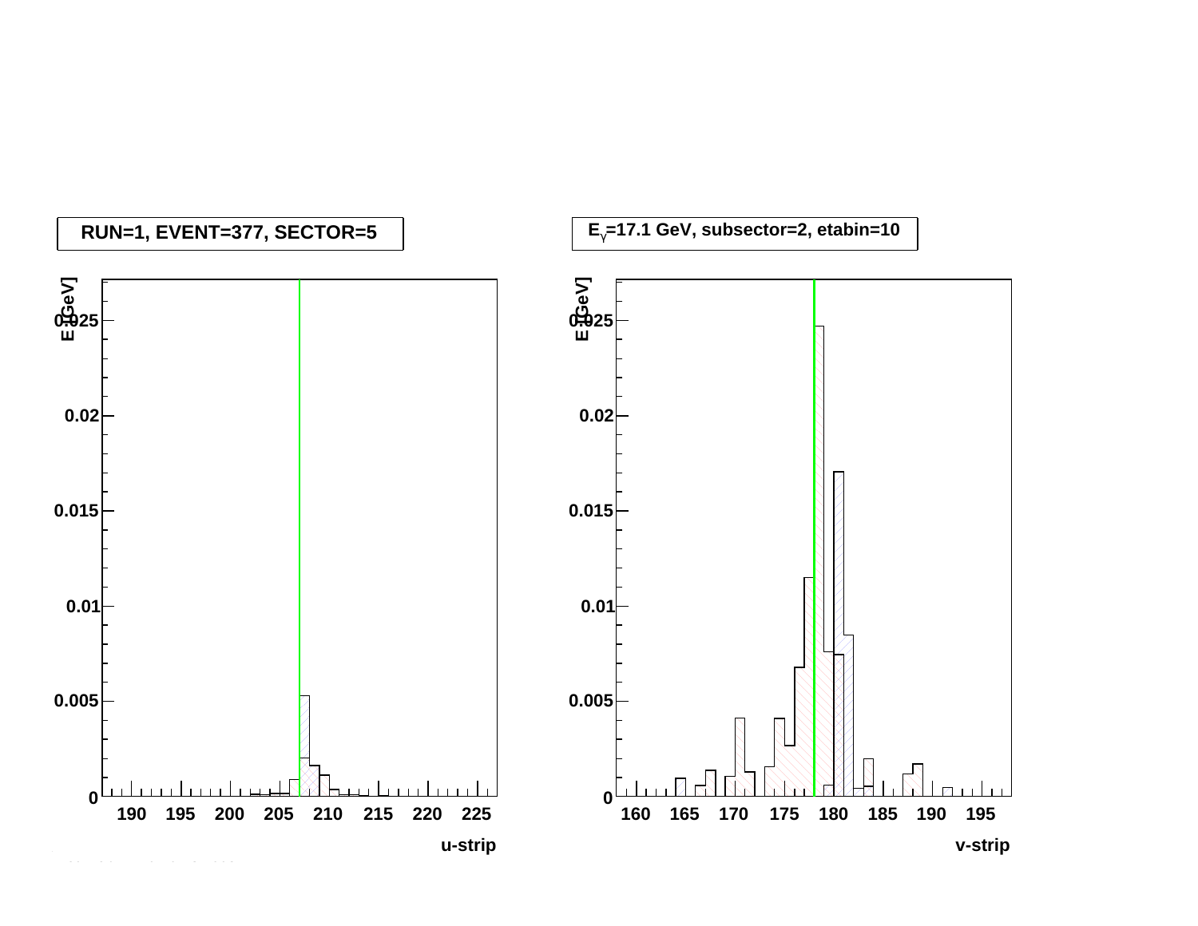RUN=1, EVENT=377, SECTOR=5

$E_{\gamma}$=17.1 GeV, subsector=2, etabin=10

E [GeV]

u-strip

E [GeV]

v-strip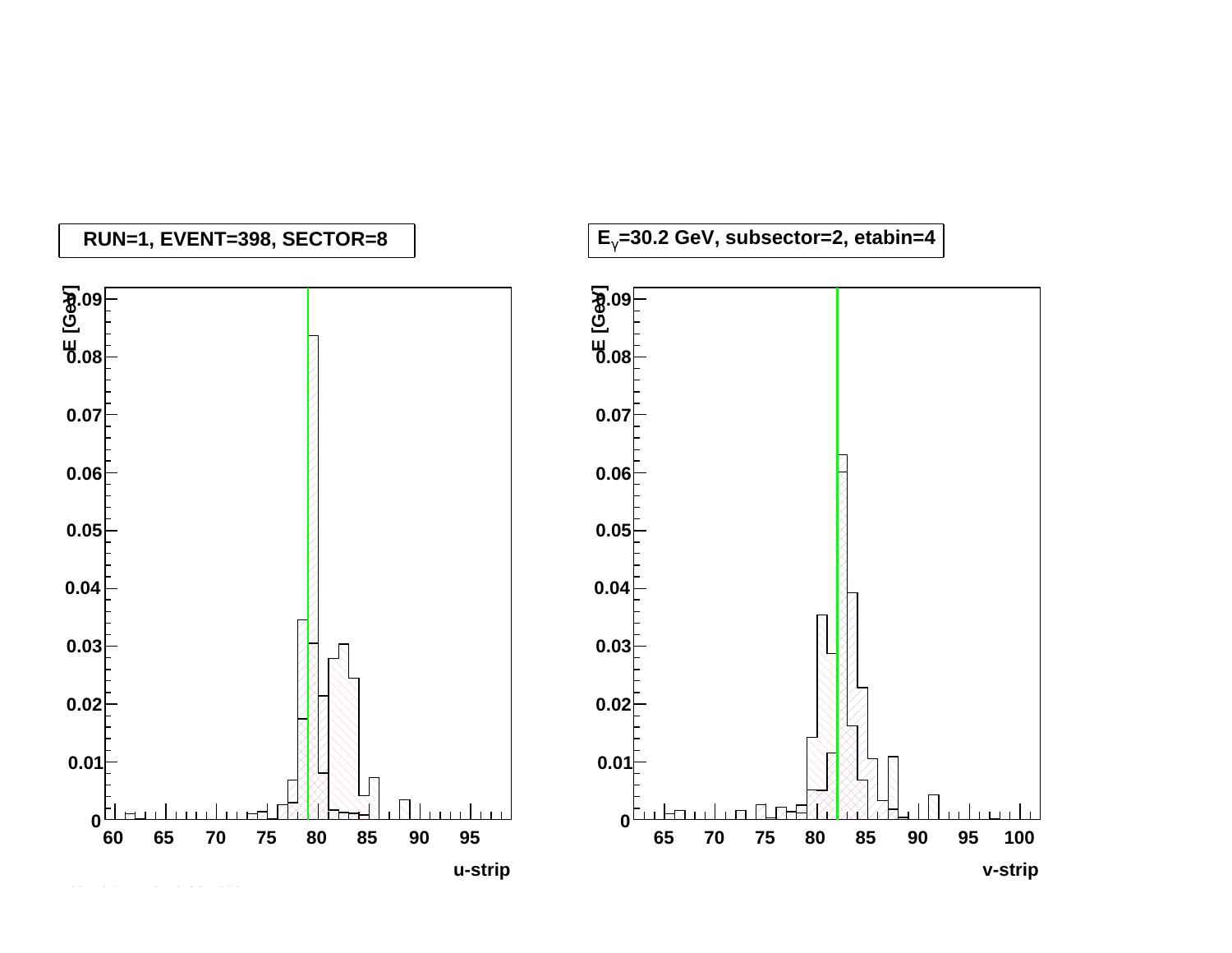RUN=1, EVENT=398, SECTOR=8

$E_\gamma$=30.2 GeV, subsector=2, etabin=4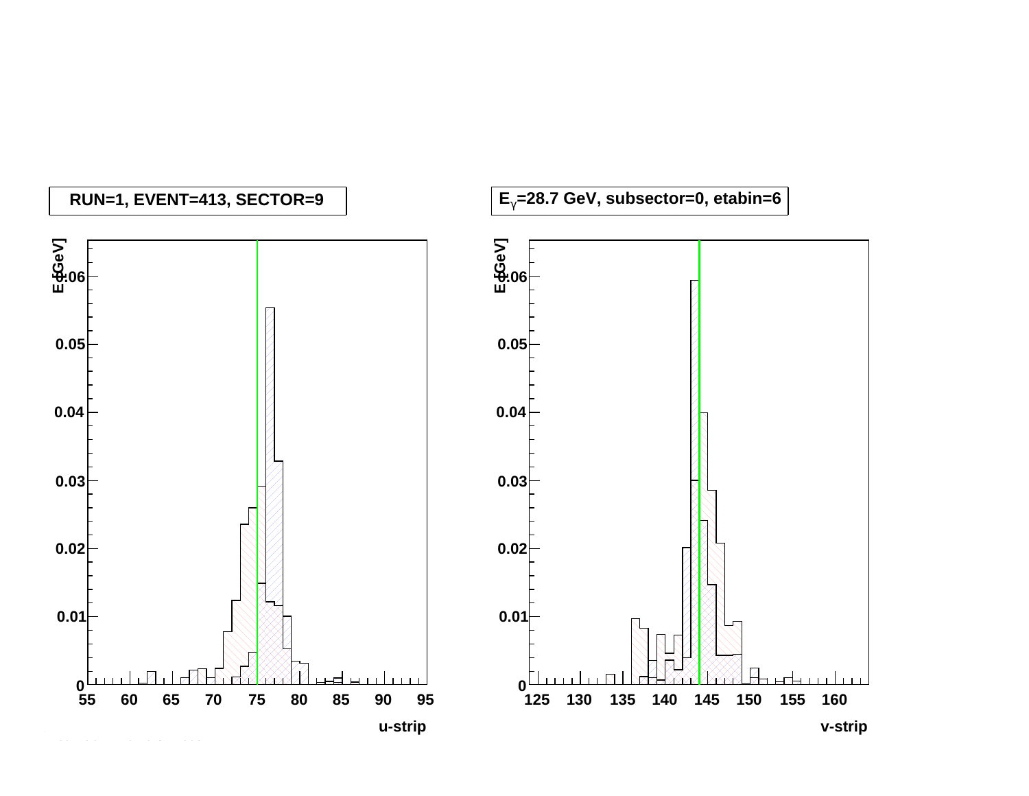RUN=1, EVENT=413, SECTOR=9

$E_{\gamma}$=28.7 GeV, subsector=0, etabin=6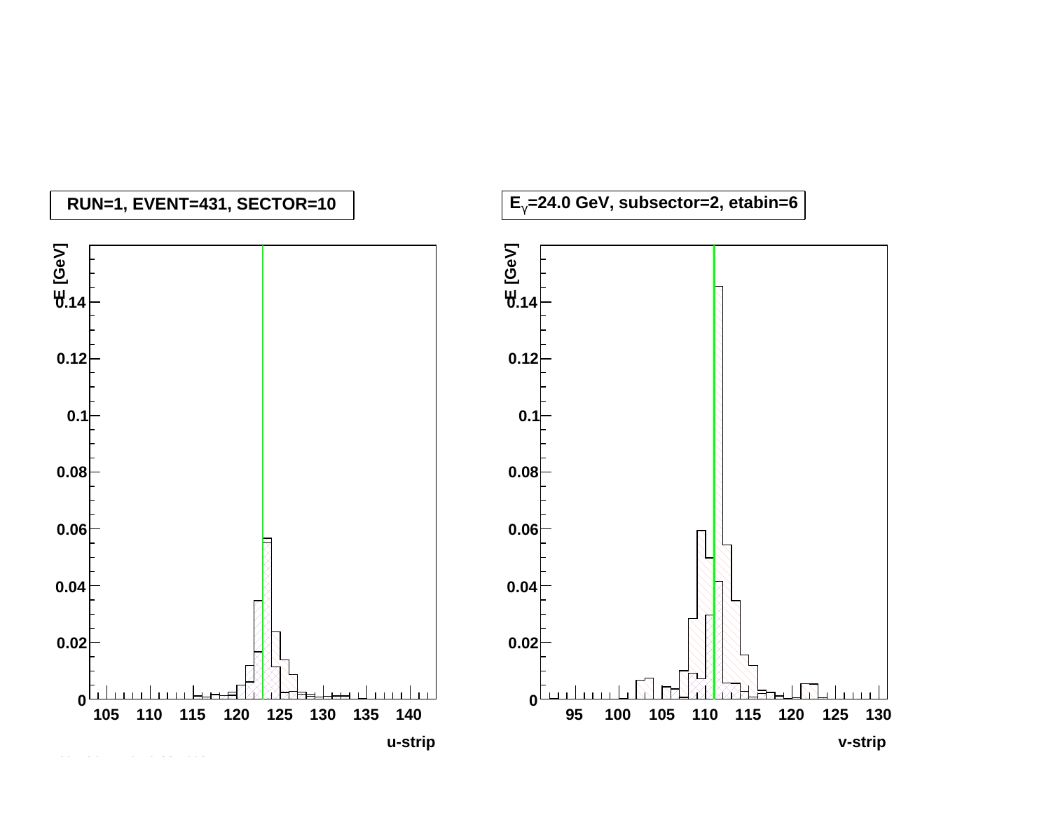RUN=1, EVENT=431, SECTOR=10

$E_{\gamma}$=24.0 GeV, subsector=2, etabin=6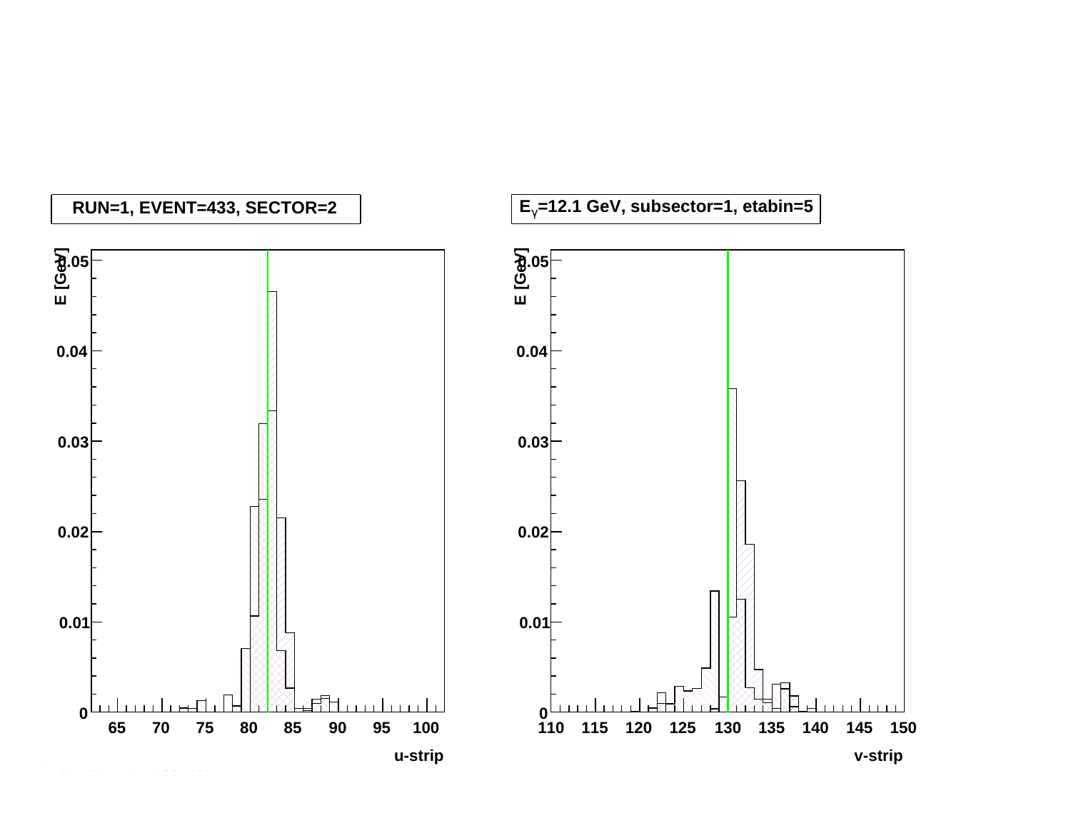RUN=1, EVENT=433, SECTOR=2

$E_{\gamma}$=12.1 GeV, subsector=1, etabin=5

E [GeV] vs. u-strip

E [GeV] vs. v-strip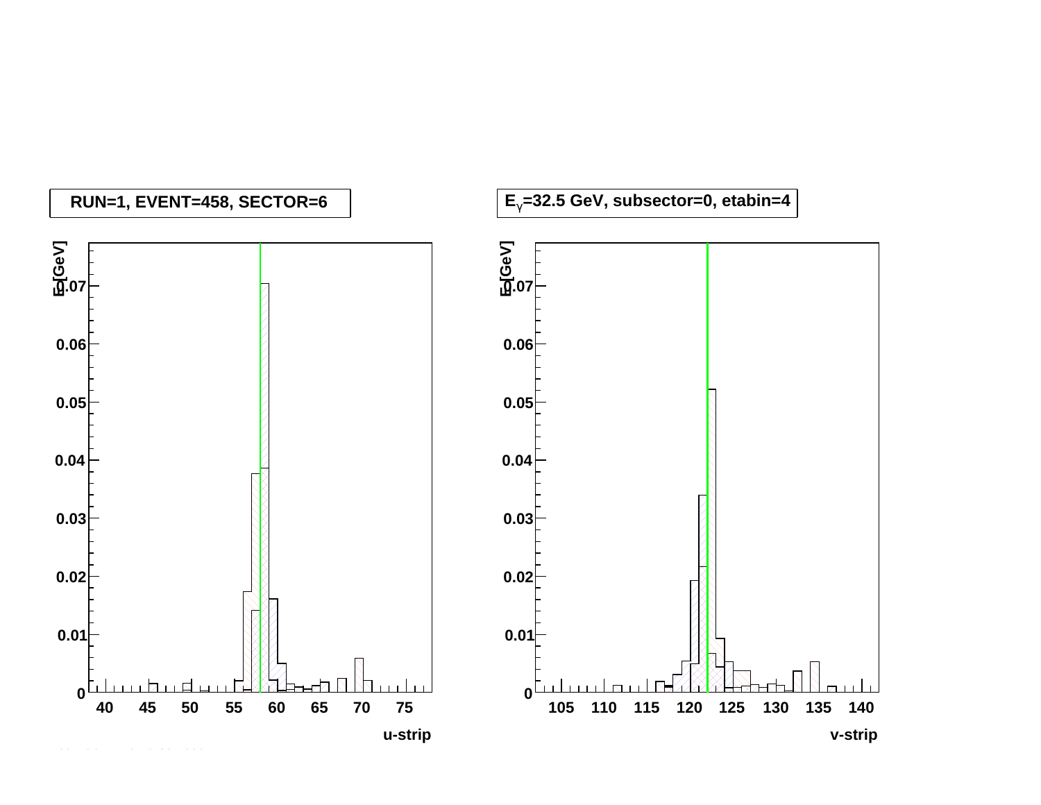RUN=1, EVENT=458, SECTOR=6

$E_\gamma$=32.5 GeV, subsector=0, etabin=4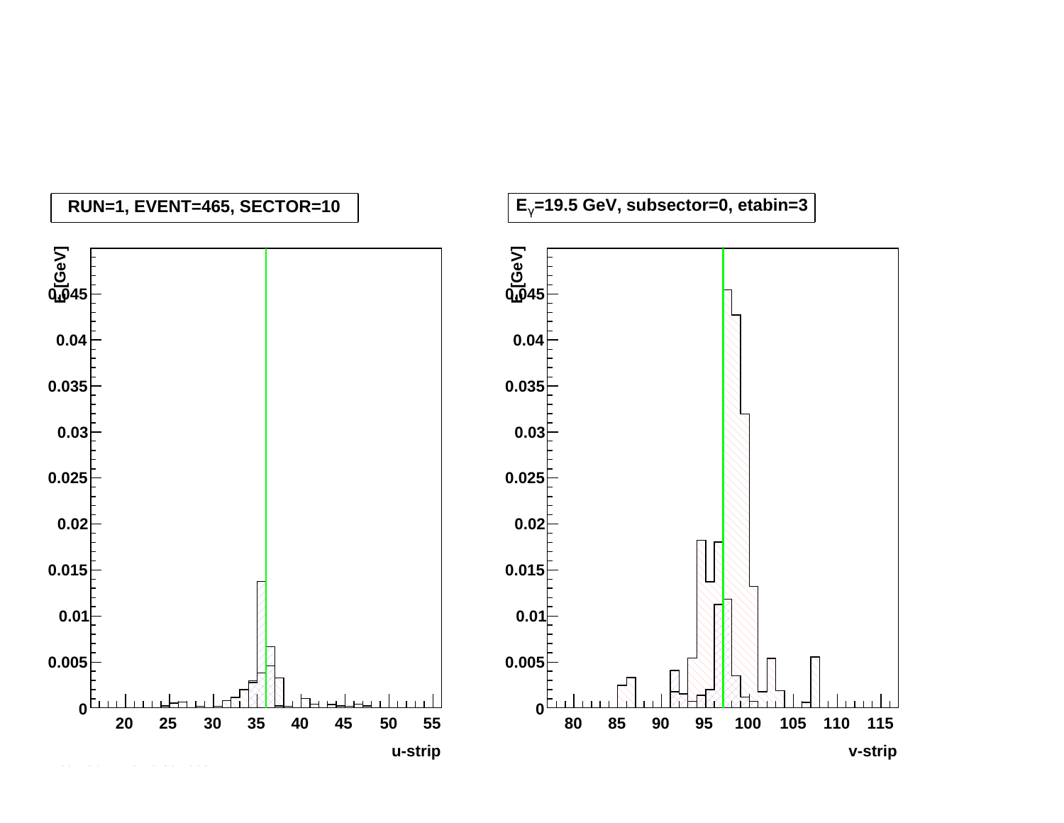RUN=1, EVENT=465, SECTOR=10

$E_\gamma$=19.5 GeV, subsector=0, etabin=3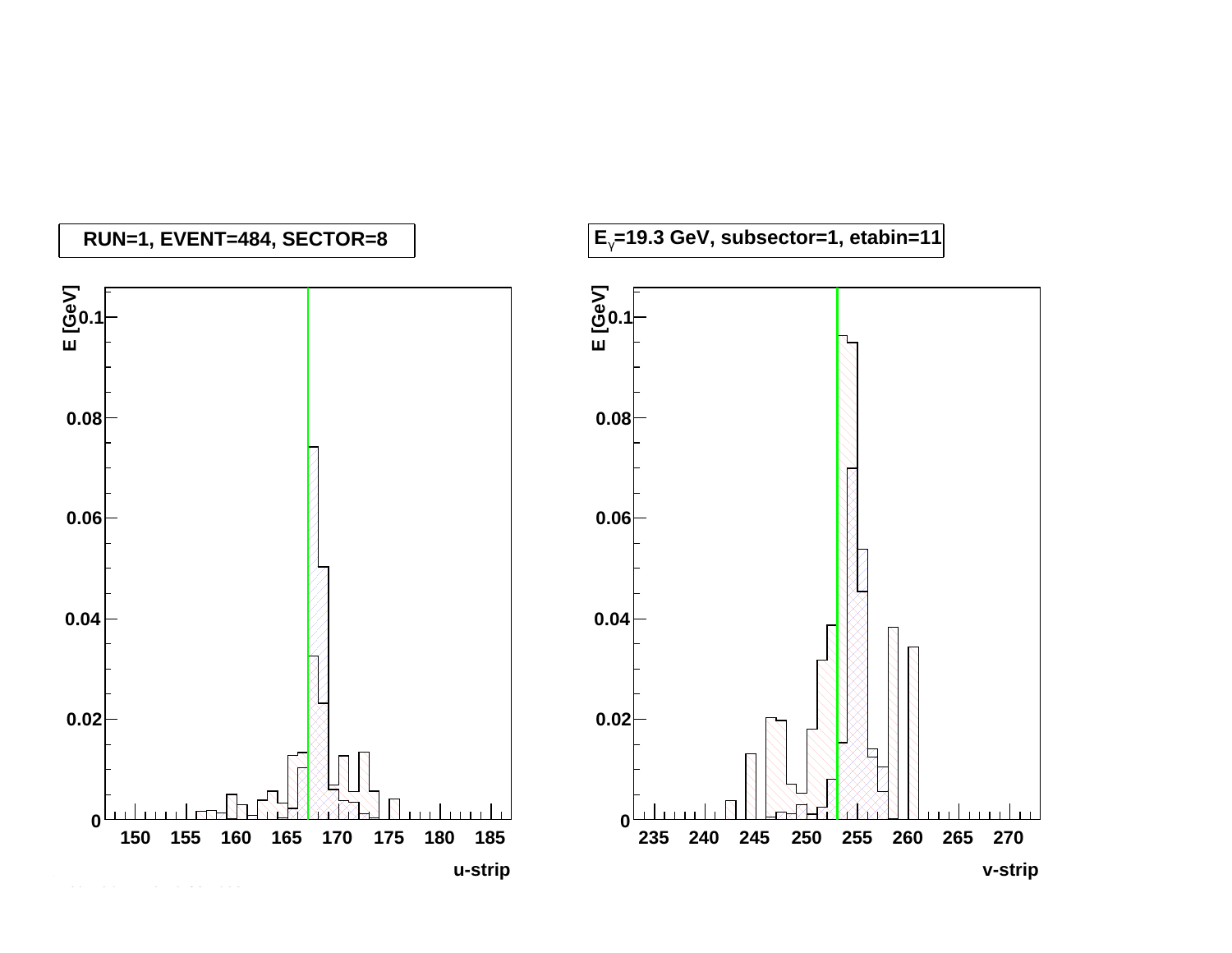RUN=1, EVENT=484, SECTOR=8

$E_{\gamma}$=19.3 GeV, subsector=1, etabin=11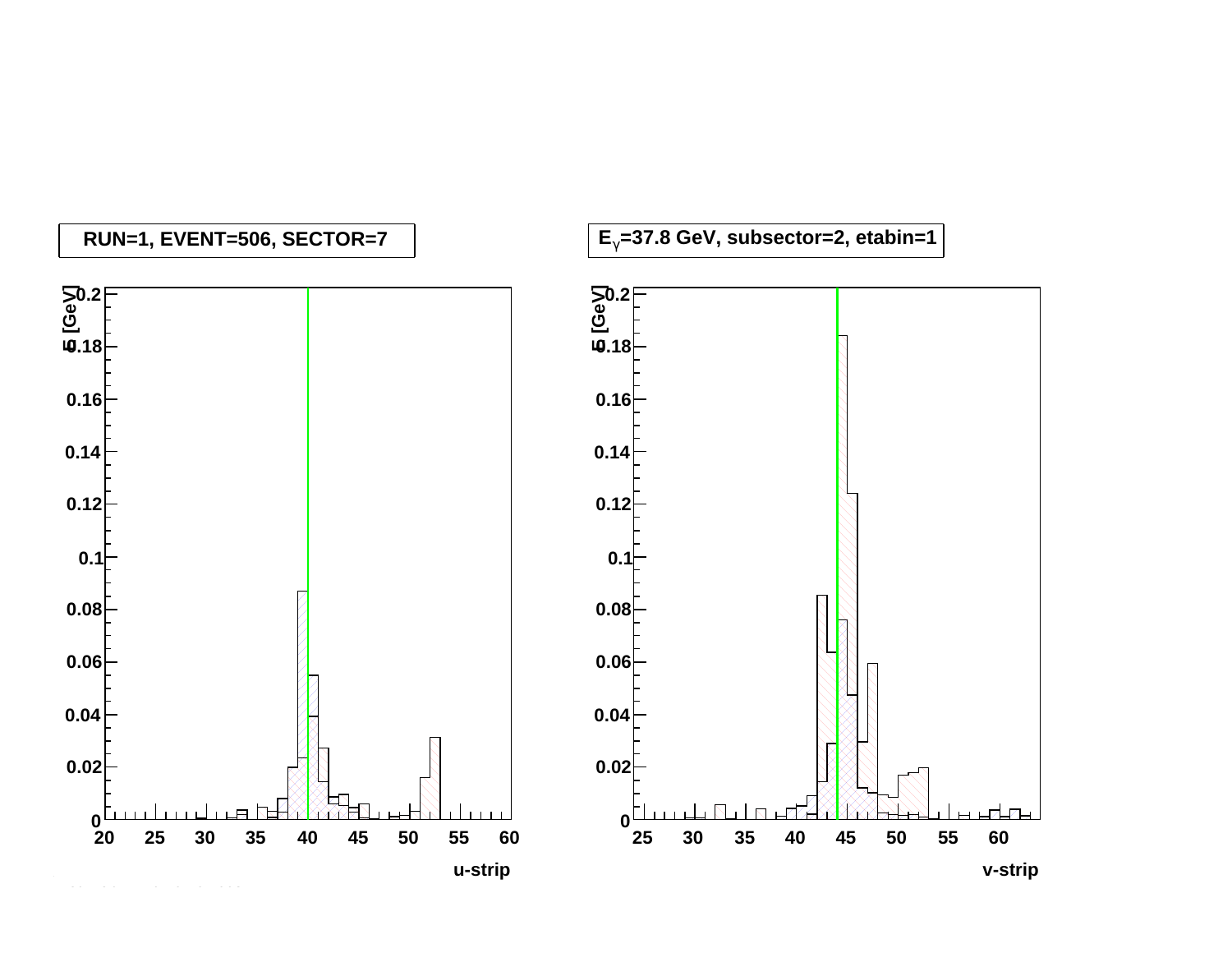RUN=1, EVENT=506, SECTOR=7

$E_\gamma$=37.8 GeV, subsector=2, etabin=1

E [GeV]

u-strip

E [GeV]

v-strip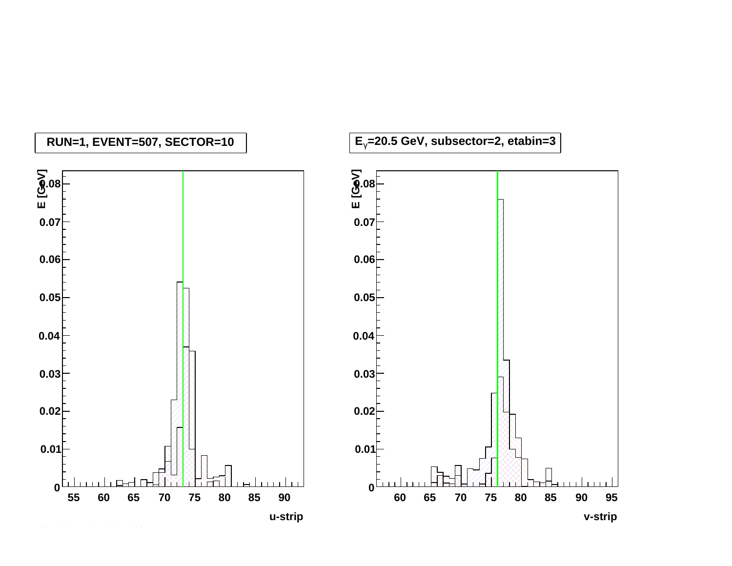RUN=1, EVENT=507, SECTOR=10

$E_\gamma$=20.5 GeV, subsector=2, etabin=3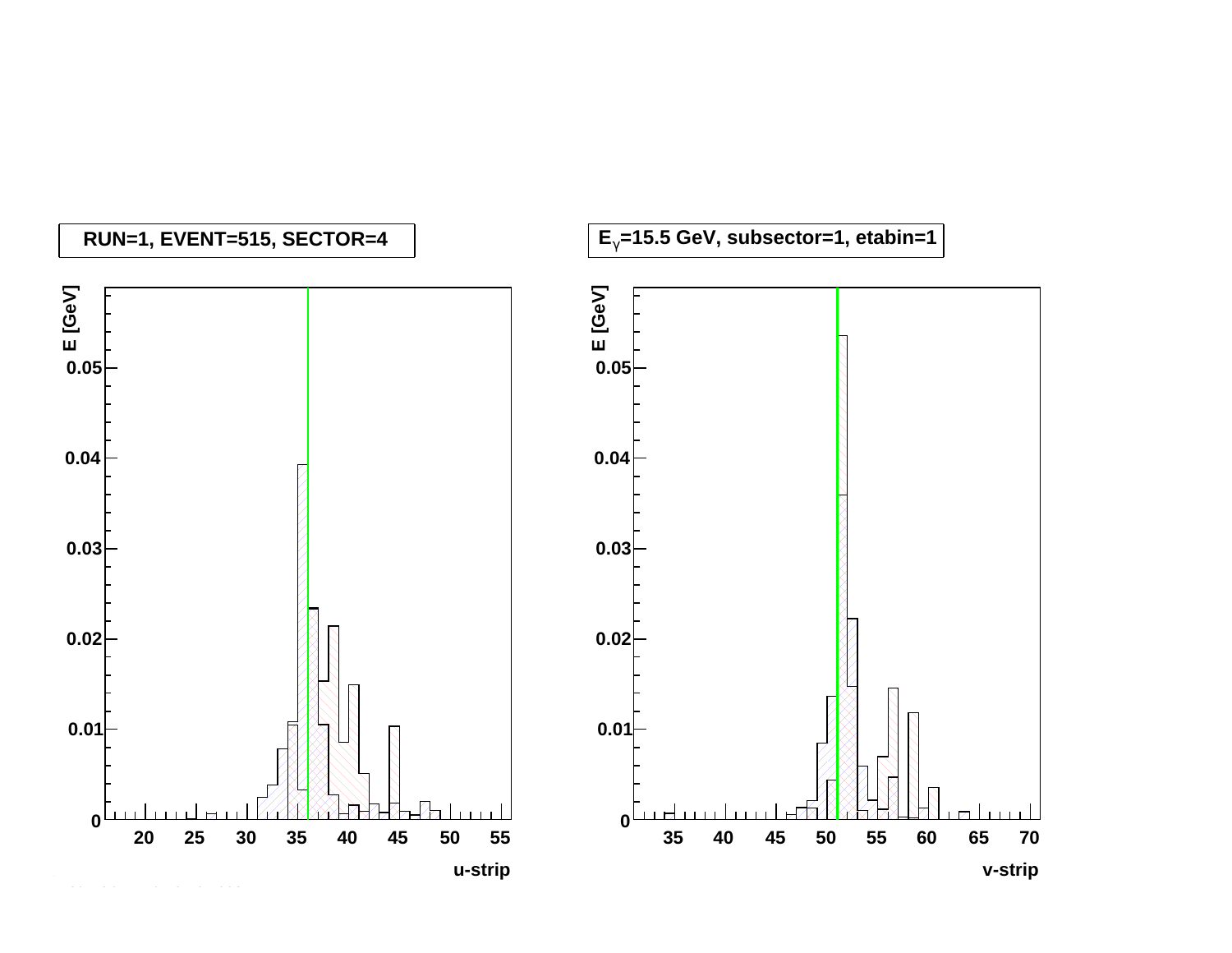RUN=1, EVENT=515, SECTOR=4

$E_{\gamma}$=15.5 GeV, subsector=1, etabin=1

| u-strip | E [GeV] |
| --- | --- |

| v-strip | E [GeV] |
| --- | --- |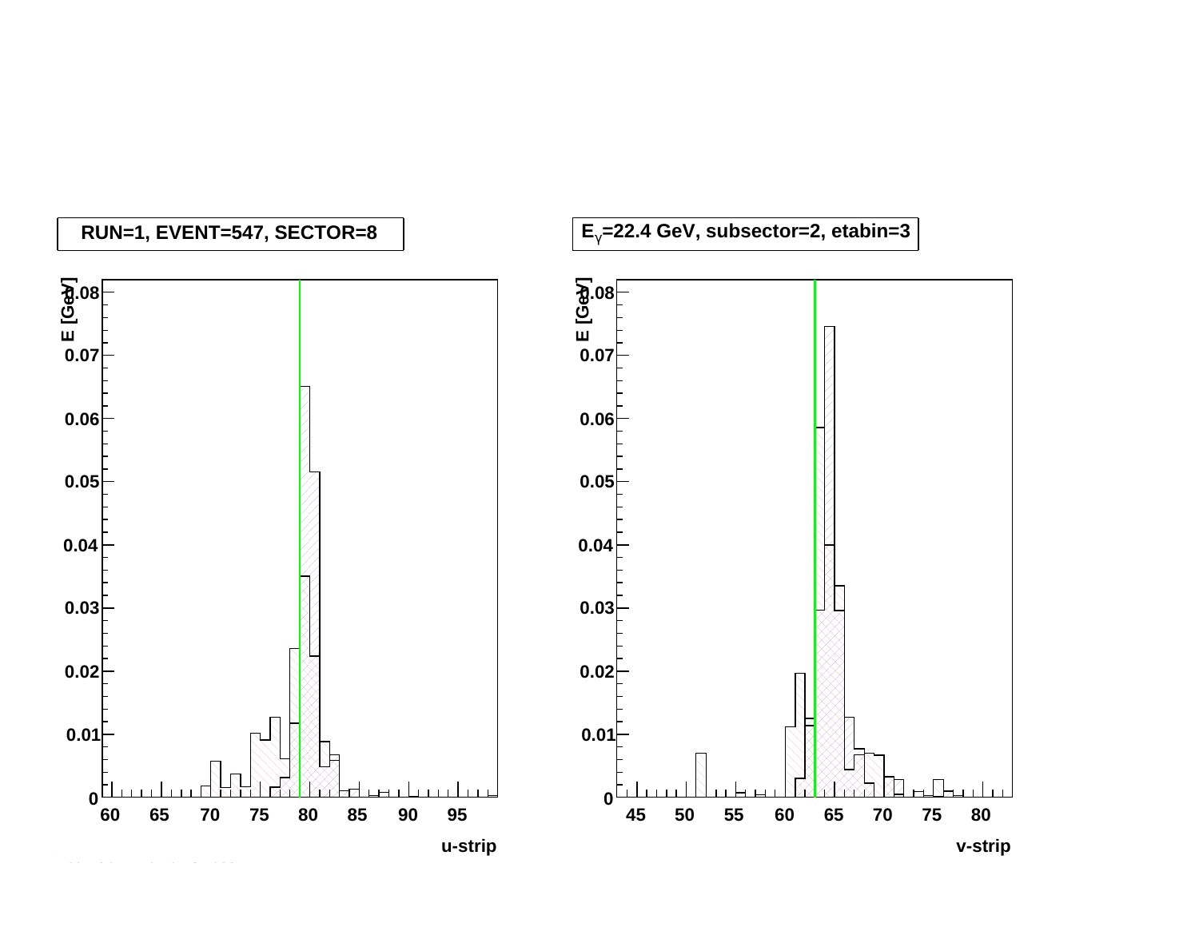RUN=1, EVENT=547, SECTOR=8

$E_{\gamma}$=22.4 GeV, subsector=2, etabin=3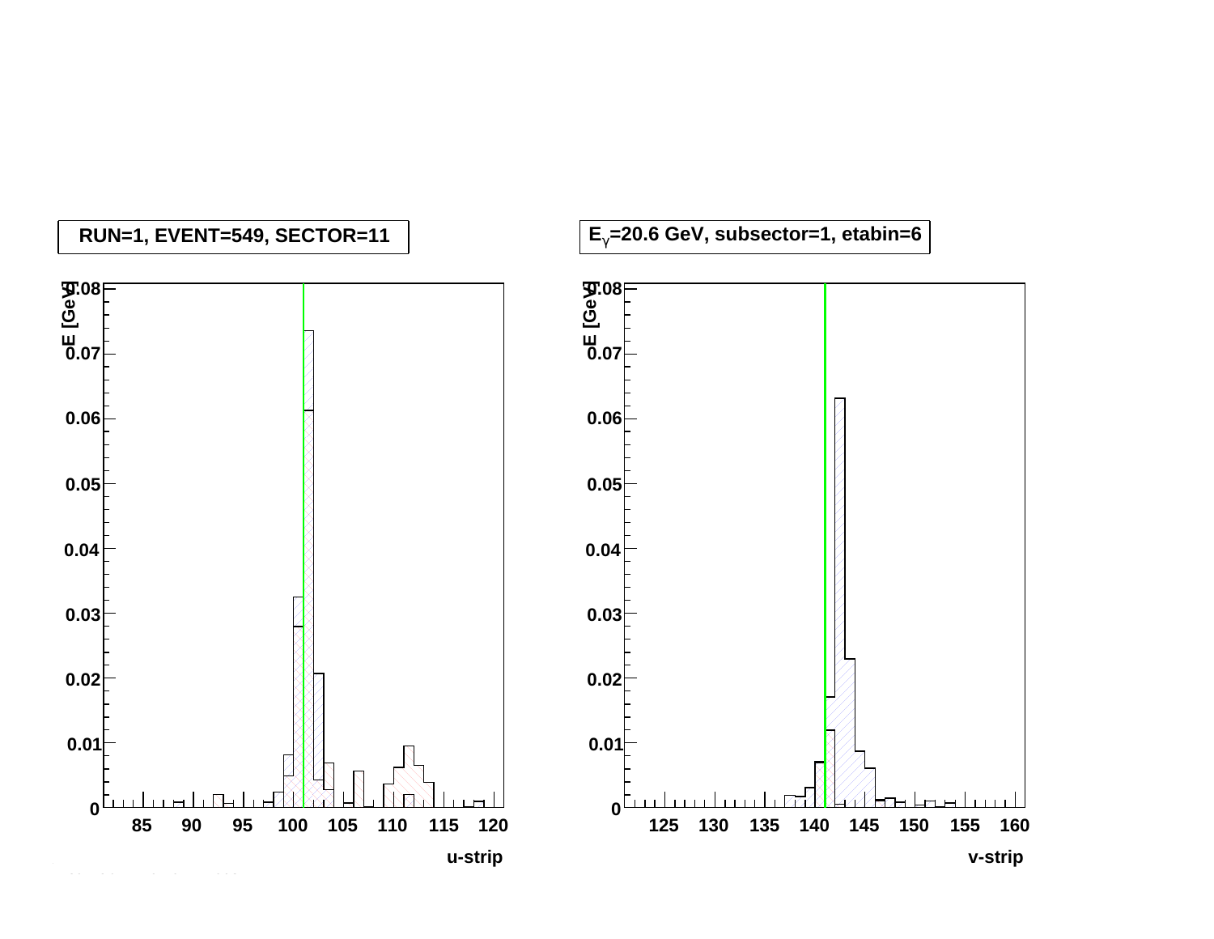RUN=1, EVENT=549, SECTOR=11

$E_\gamma$=20.6 GeV, subsector=1, etabin=6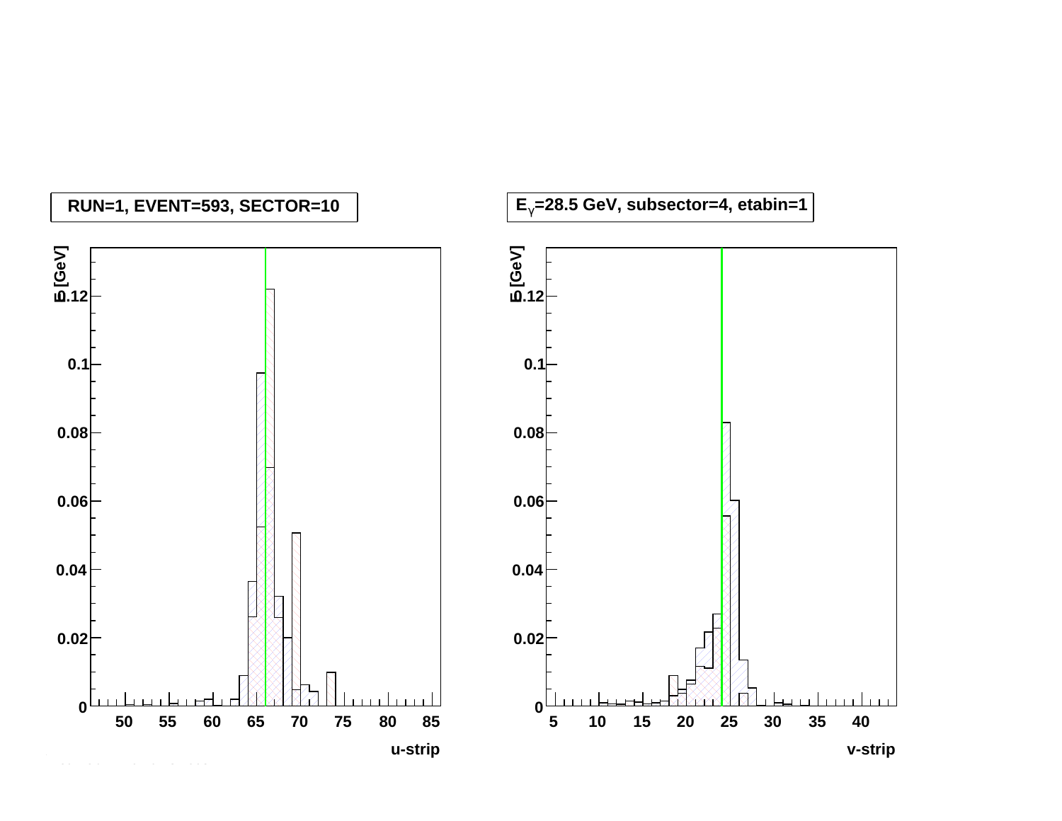RUN=1, EVENT=593, SECTOR=10

$E_\gamma$=28.5 GeV, subsector=4, etabin=1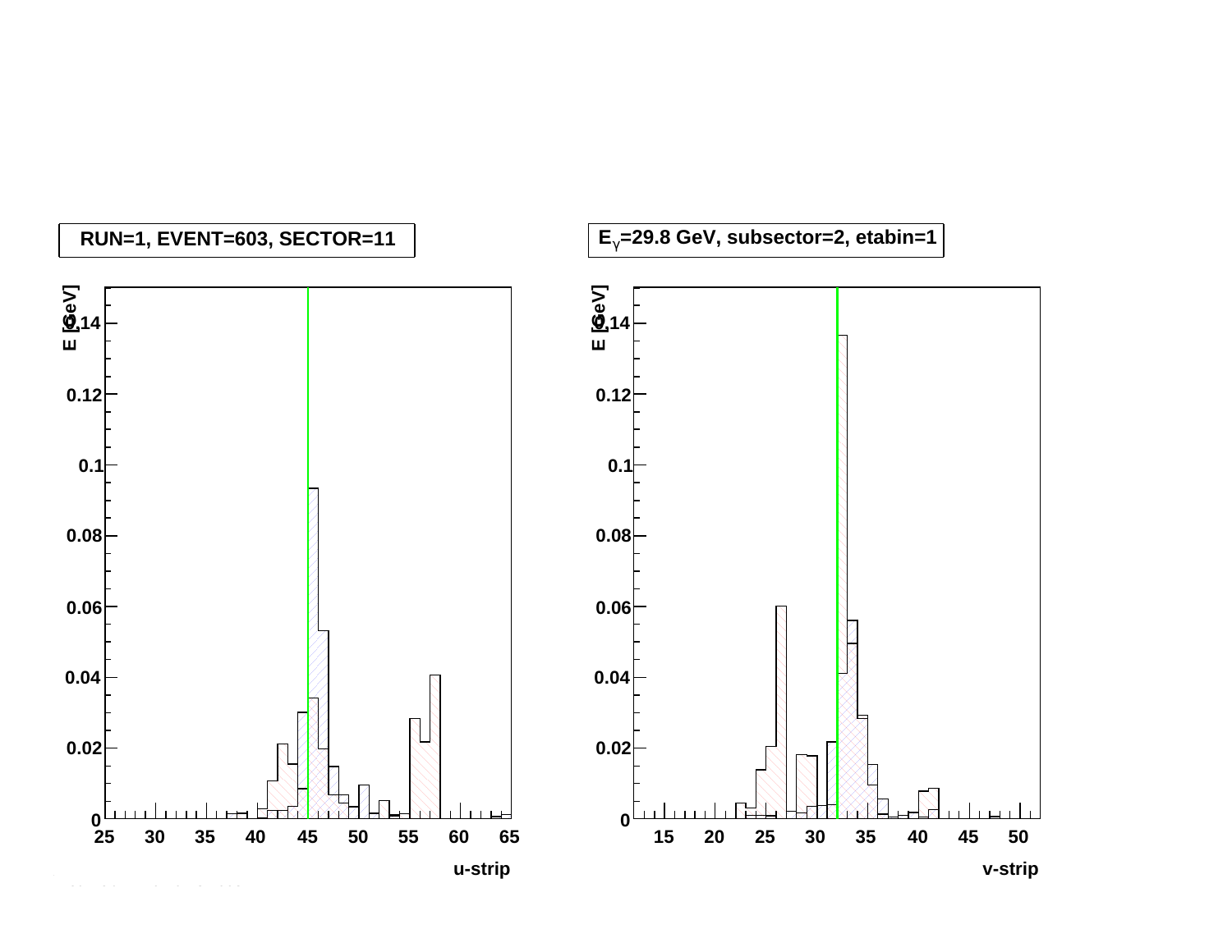RUN=1, EVENT=603, SECTOR=11

$E_{\gamma}$=29.8 GeV, subsector=2, etabin=1

E [GeV]

u-strip

v-strip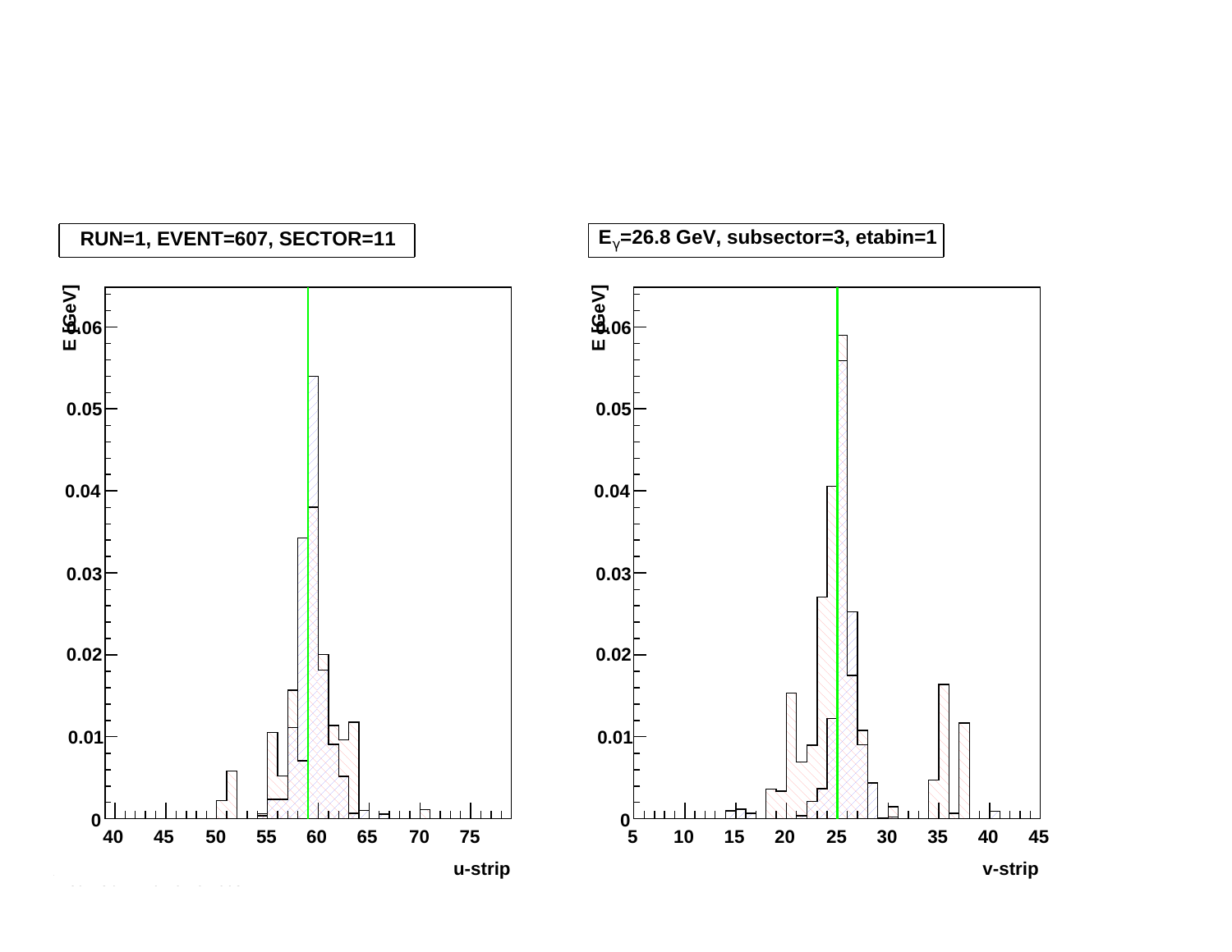RUN=1, EVENT=607, SECTOR=11

$E_\gamma$=26.8 GeV, subsector=3, etabin=1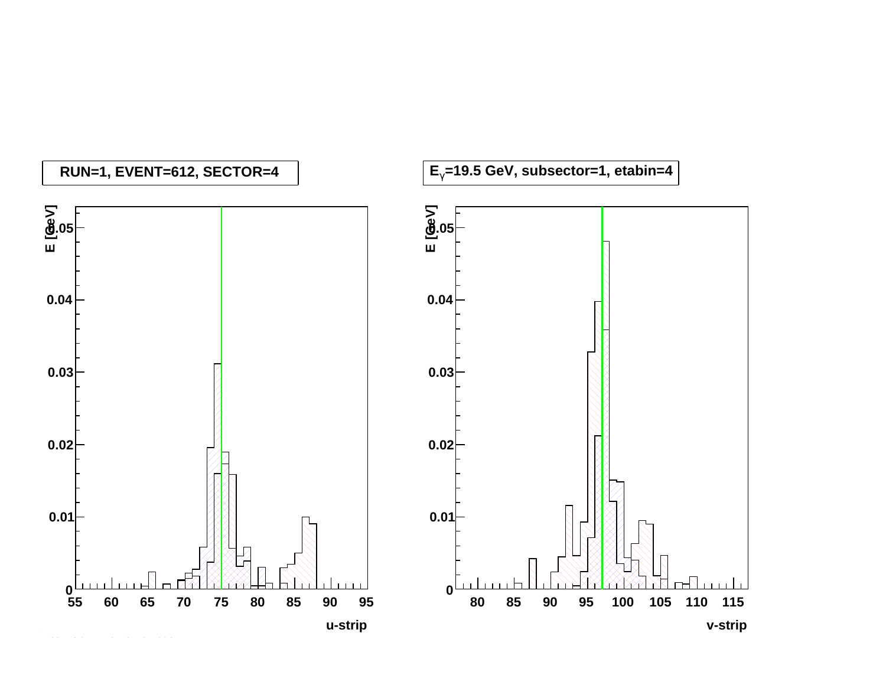RUN=1, EVENT=612, SECTOR=4

$E_{\gamma}$=19.5 GeV, subsector=1, etabin=4

E [GeV]

u-strip

v-strip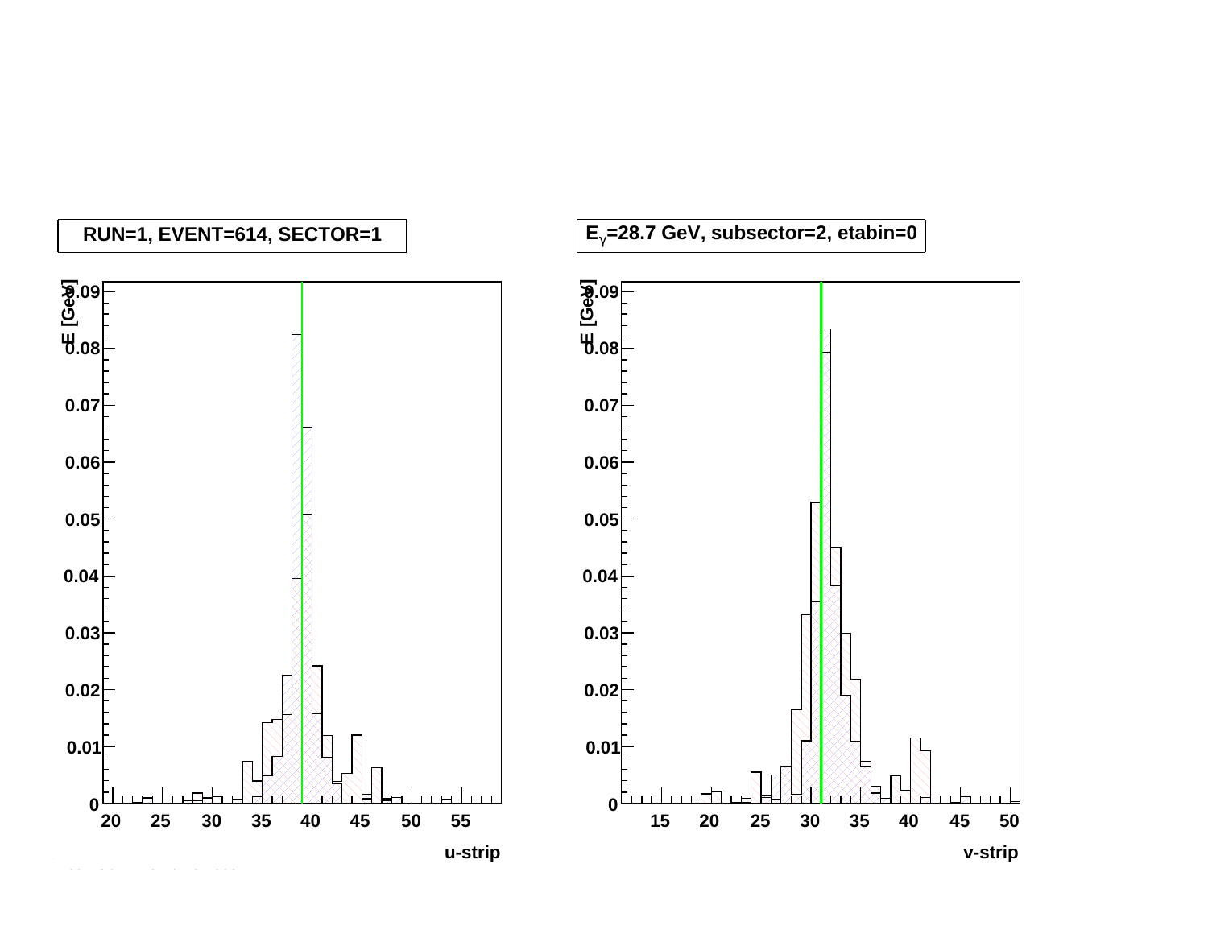RUN=1, EVENT=614, SECTOR=1

$E_{\gamma}$=28.7 GeV, subsector=2, etabin=0

dE [GeV]

u-strip

v-strip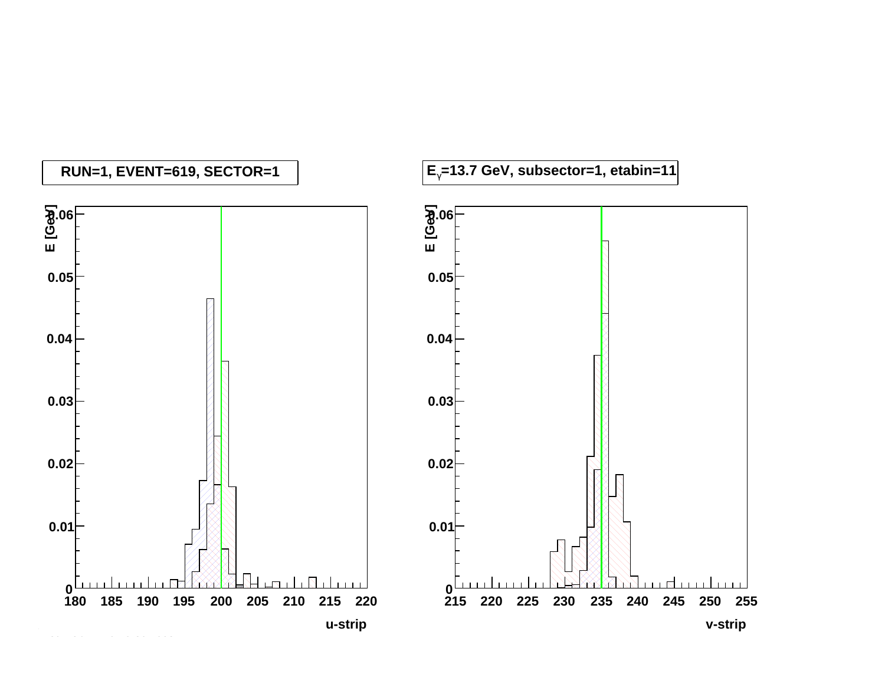RUN=1, EVENT=619, SECTOR=1

$E_\gamma$=13.7 GeV, subsector=1, etabin=11

E [GeV]

u-strip

E [GeV]

v-strip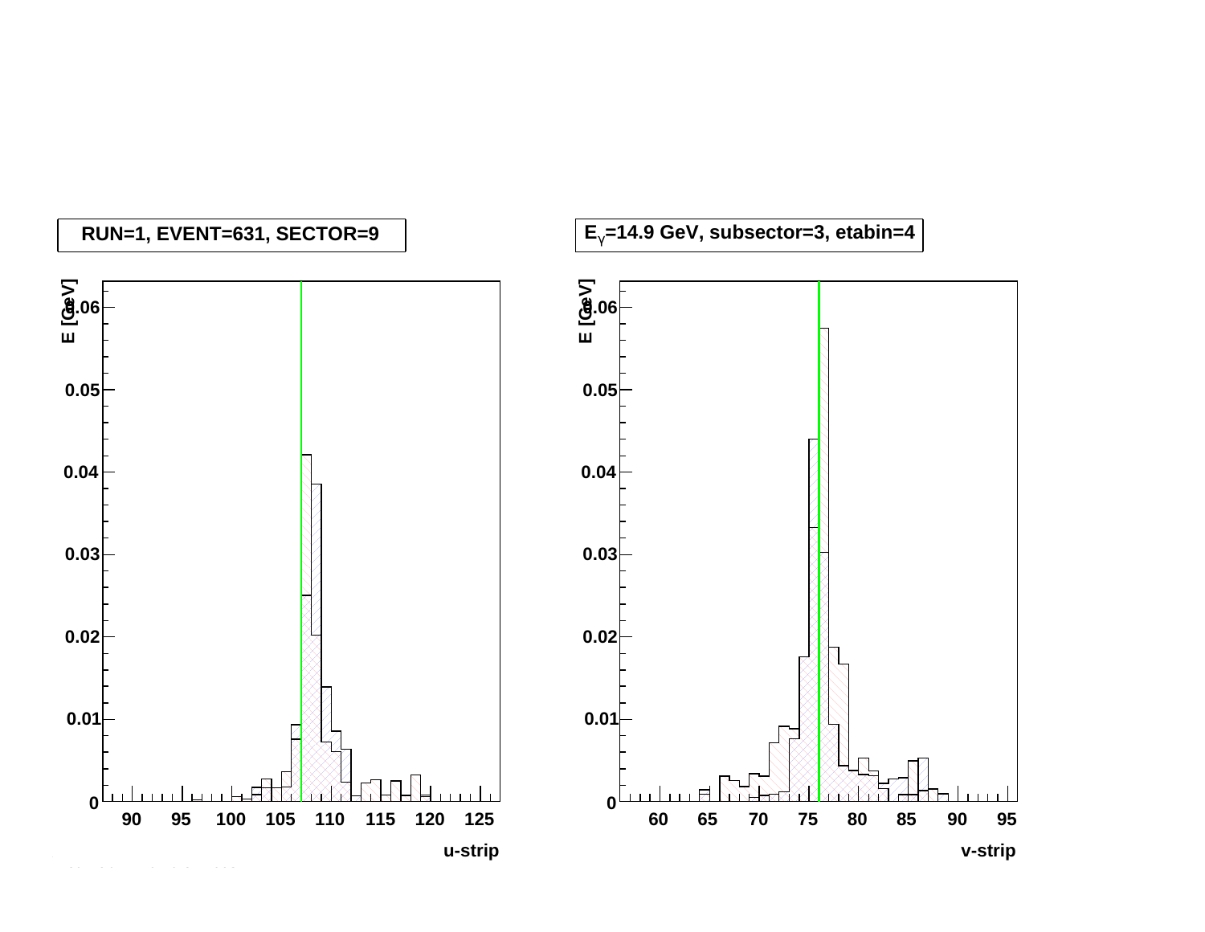RUN=1, EVENT=631, SECTOR=9

$E_{\gamma}$=14.9 GeV, subsector=3, etabin=4

| E [GeV] | |
|---|---|
| 0.06 | 0.06 |
| 0.05 | 0.05 |
| 0.04 | 0.04 |
| 0.03 | 0.03 |
| 0.02 | 0.02 |
| 0.01 | 0.01 |
| 0 | 0 |

u-strip: 90 95 100 105 110 115 120 125

v-strip: 60 65 70 75 80 85 90 95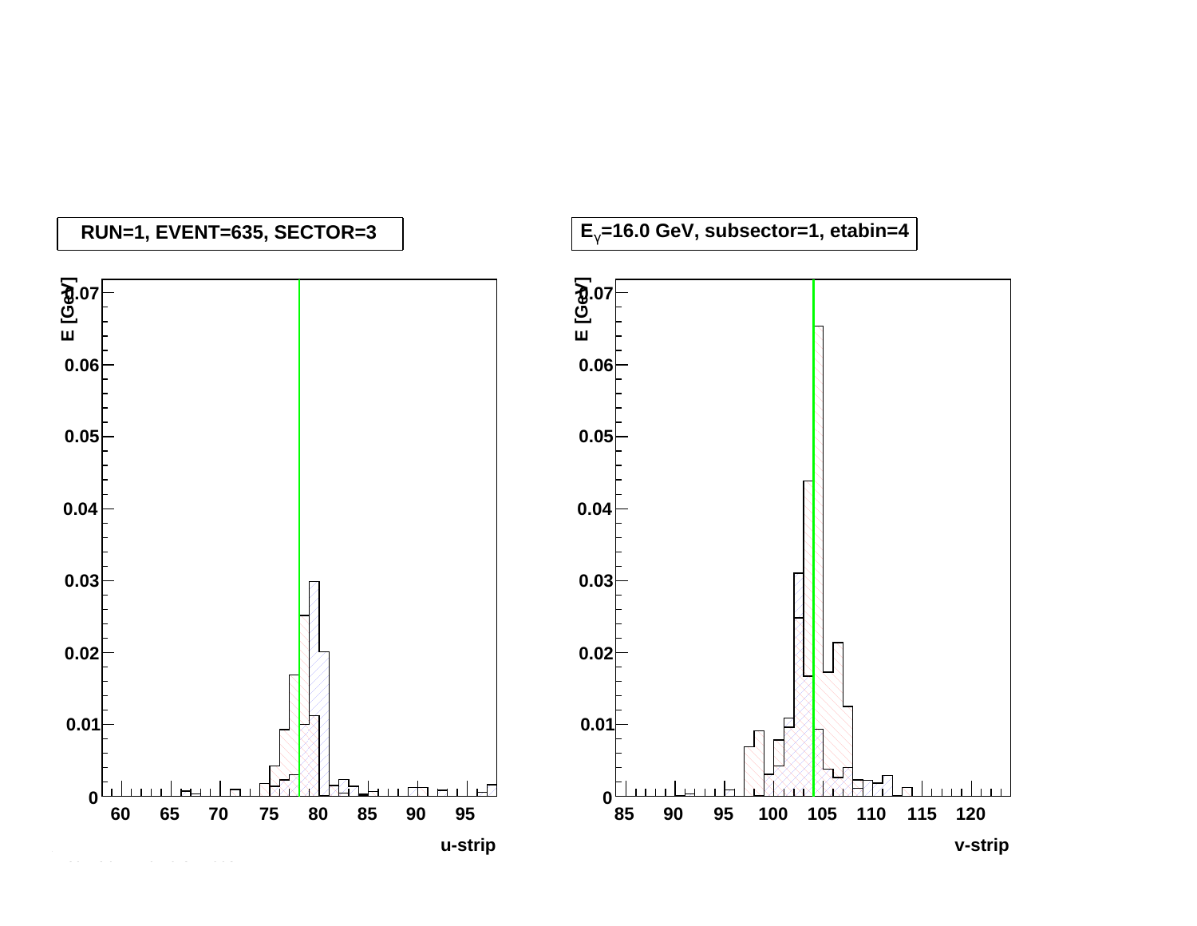RUN=1, EVENT=635, SECTOR=3

$E_\gamma$=16.0 GeV, subsector=1, etabin=4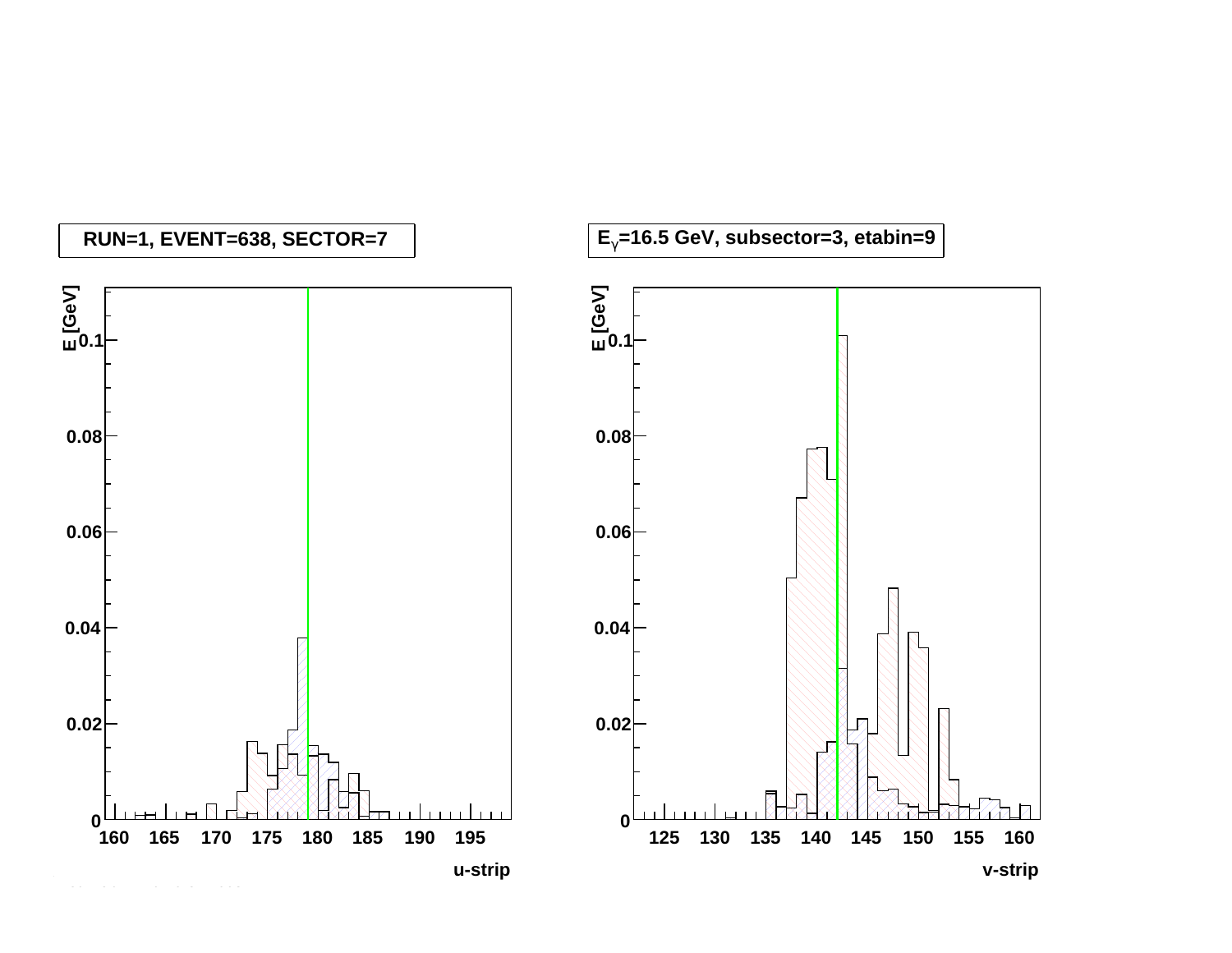RUN=1, EVENT=638, SECTOR=7

$E_{\gamma}$=16.5 GeV, subsector=3, etabin=9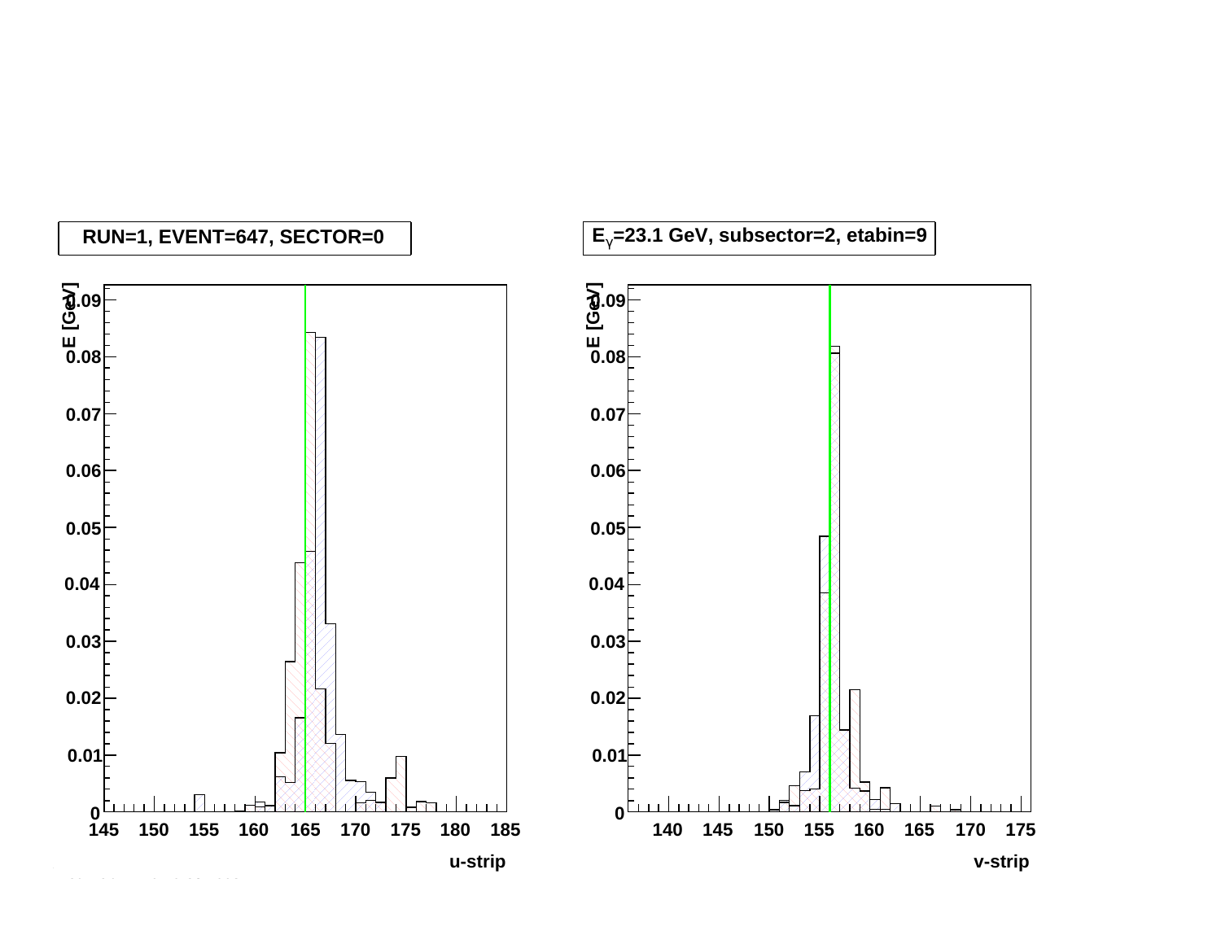RUN=1, EVENT=647, SECTOR=0

$E_{\gamma}$=23.1 GeV, subsector=2, etabin=9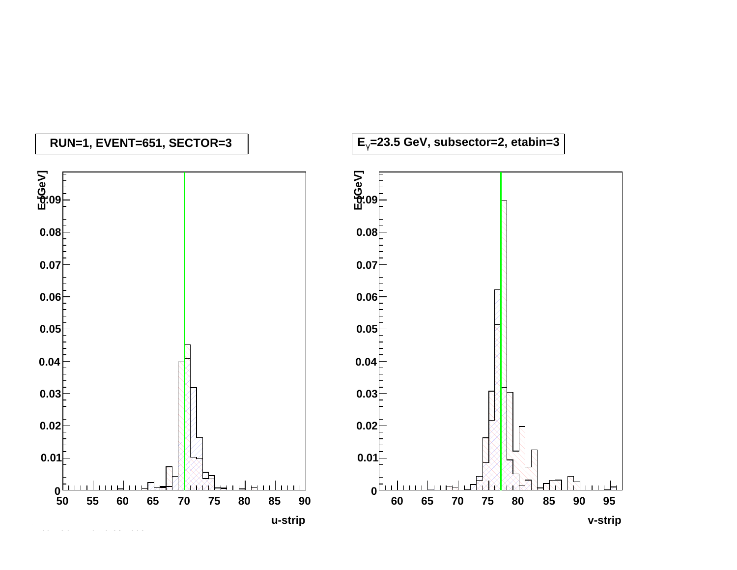RUN=1, EVENT=651, SECTOR=3

$E_\gamma$=23.5 GeV, subsector=2, etabin=3

E [GeV]

u-strip

v-strip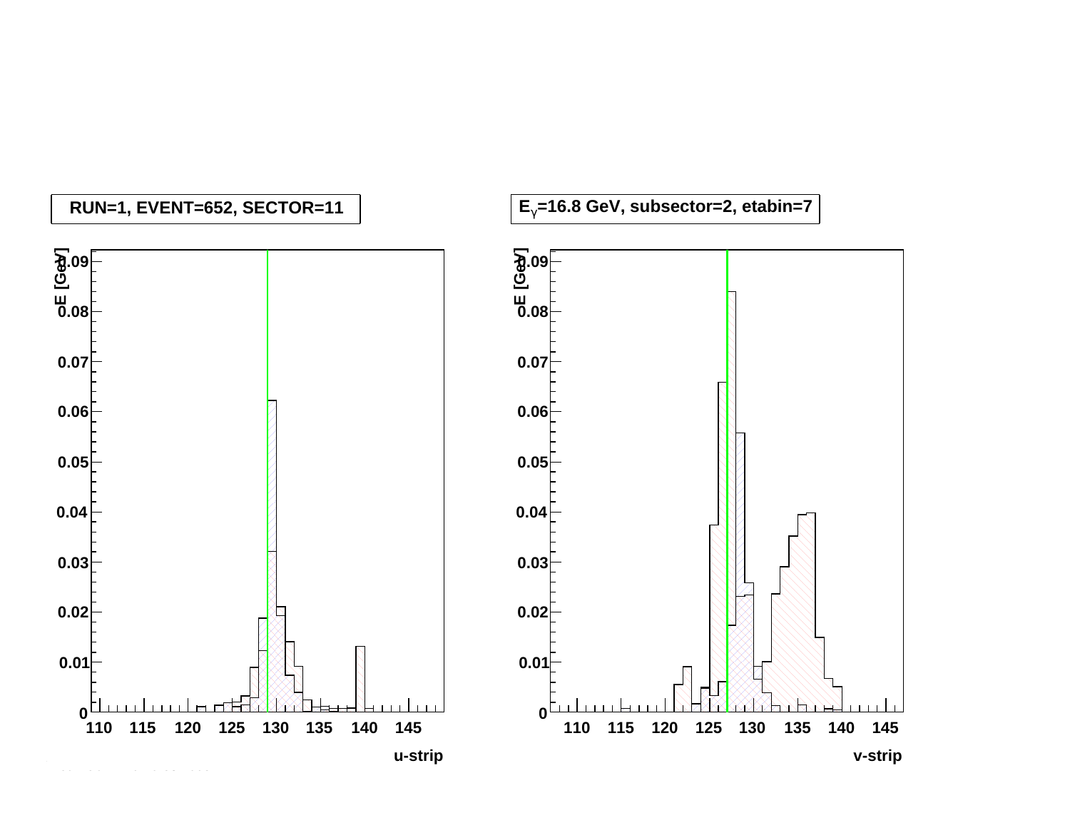RUN=1, EVENT=652, SECTOR=11

$E_{\gamma}$=16.8 GeV, subsector=2, etabin=7

dE [GeV]

u-strip

dE [GeV]

v-strip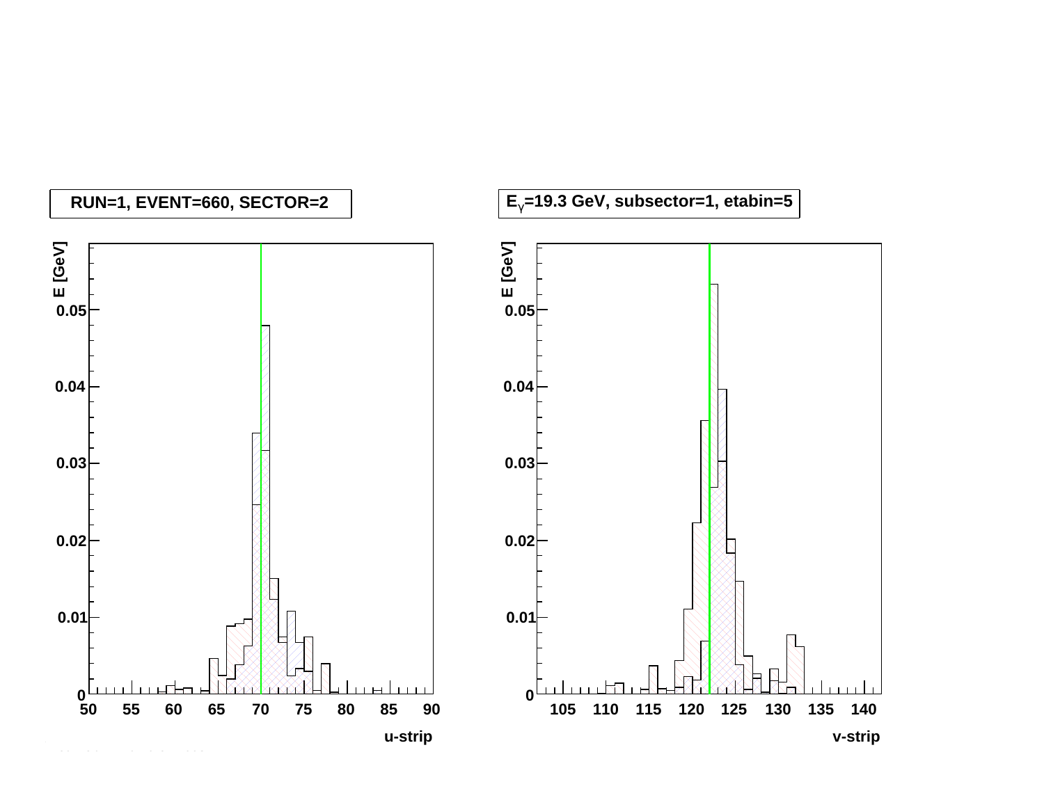RUN=1, EVENT=660, SECTOR=2

$E_{\gamma}$=19.3 GeV, subsector=1, etabin=5

E [GeV]

u-strip

v-strip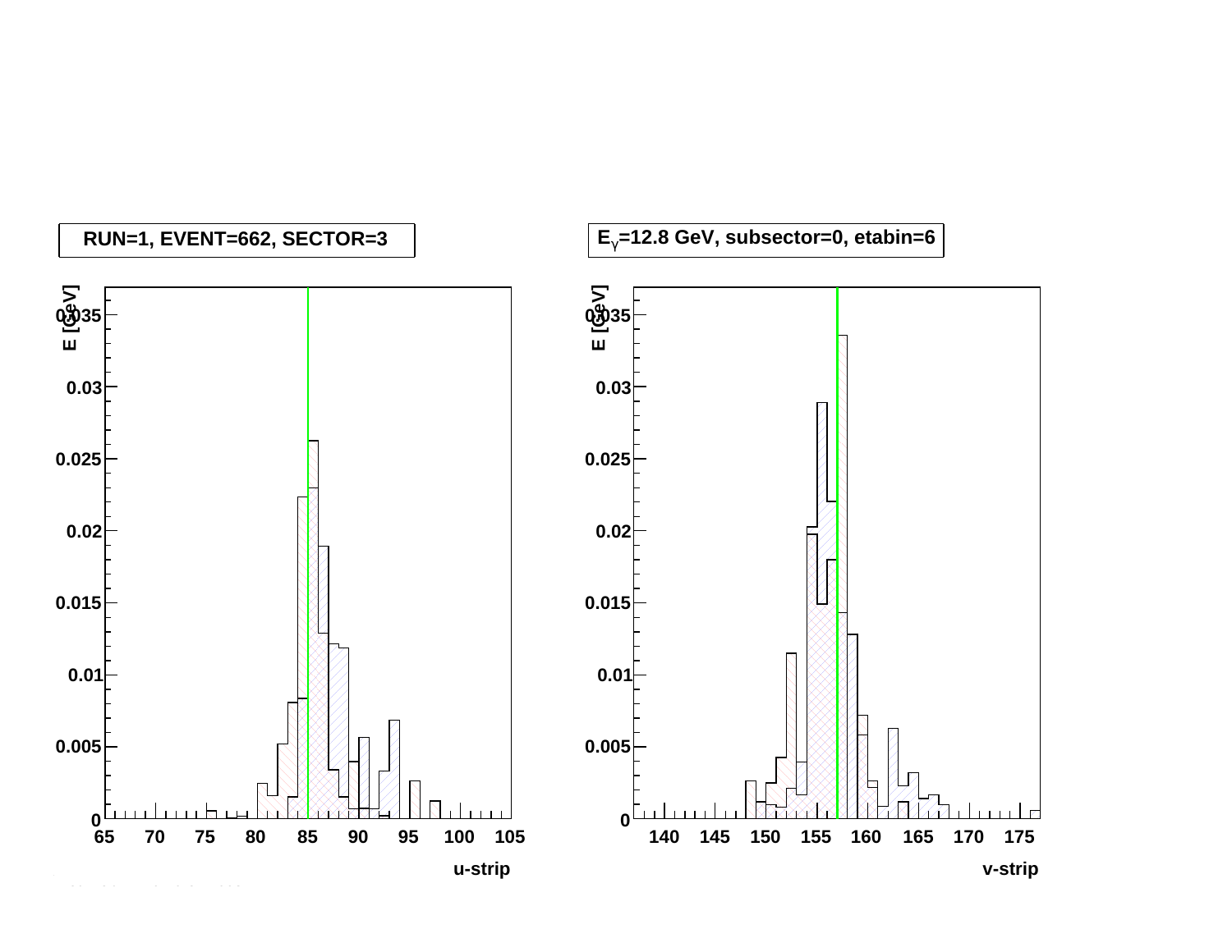RUN=1, EVENT=662, SECTOR=3

$E_{\gamma}$=12.8 GeV, subsector=0, etabin=6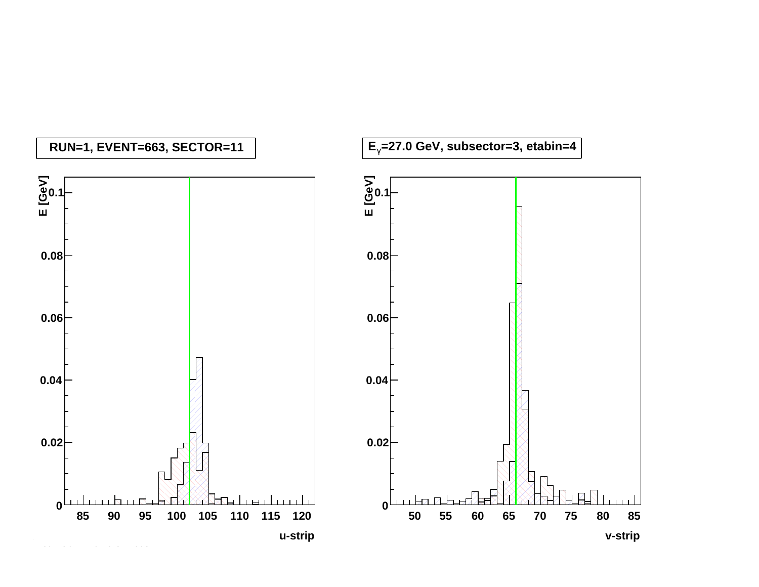RUN=1, EVENT=663, SECTOR=11

$E_{\gamma}$=27.0 GeV, subsector=3, etabin=4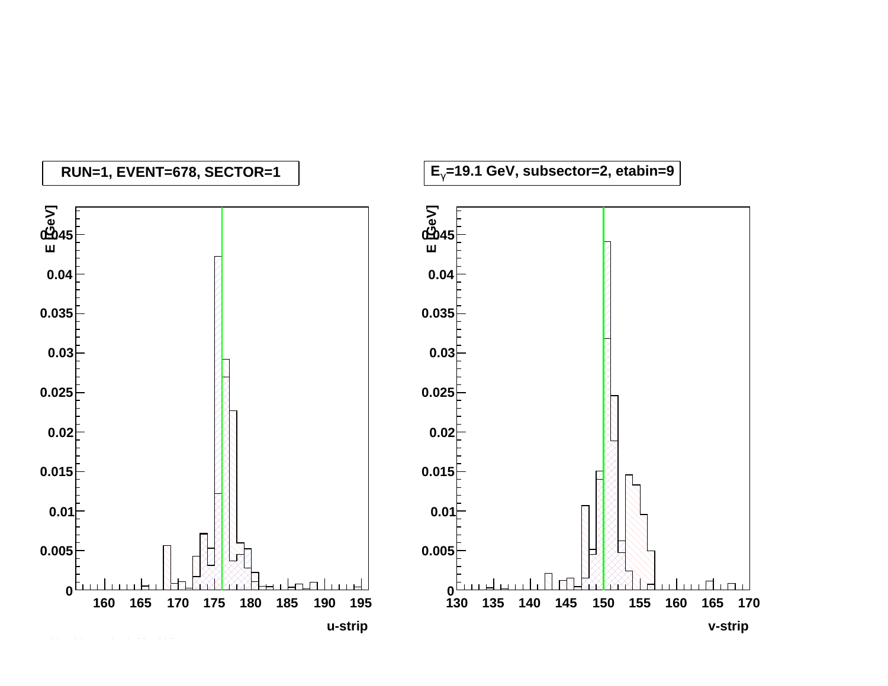RUN=1, EVENT=678, SECTOR=1

$E_\gamma$=19.1 GeV, subsector=2, etabin=9

E [GeV]

u-strip

v-strip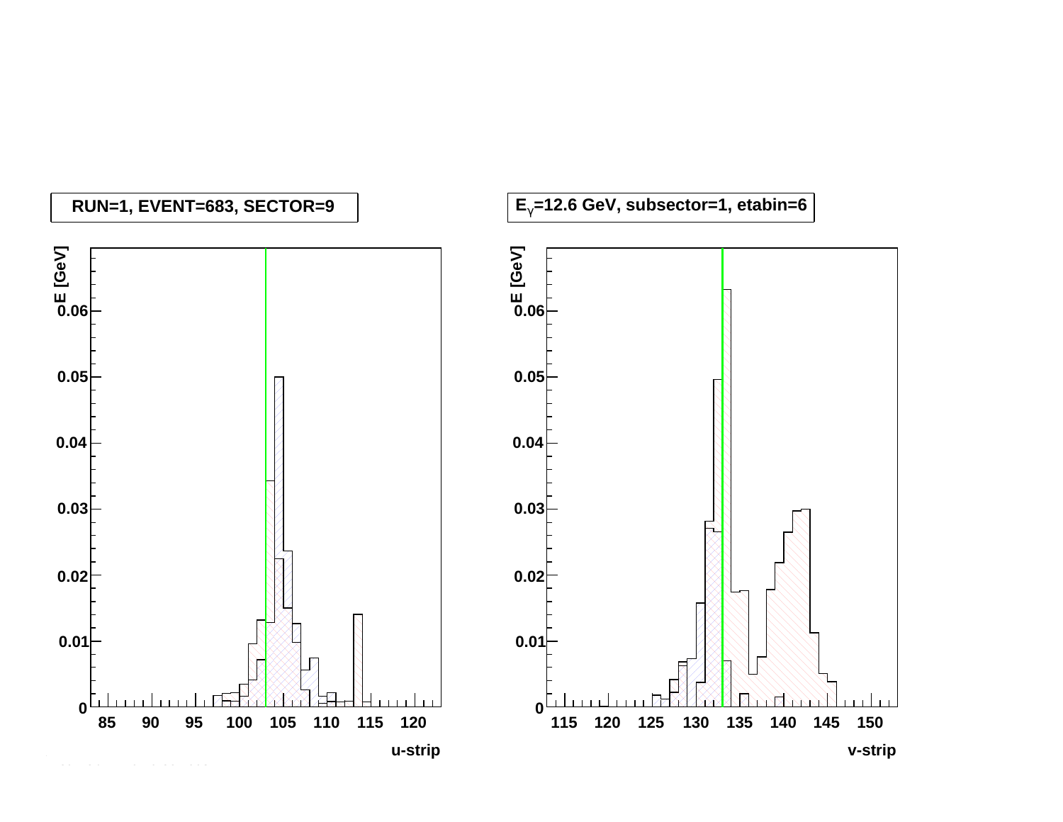RUN=1, EVENT=683, SECTOR=9

$E_\gamma$=12.6 GeV, subsector=1, etabin=6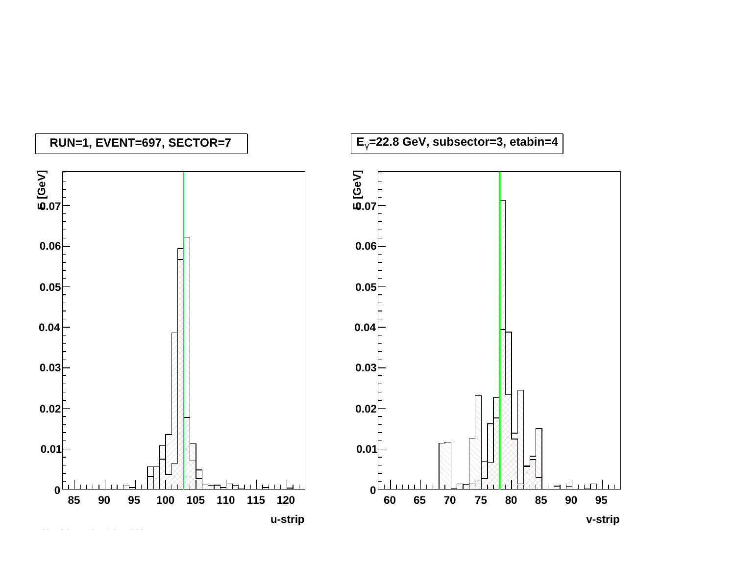RUN=1, EVENT=697, SECTOR=7

$E_{\gamma}$=22.8 GeV, subsector=3, etabin=4

E [GeV]

u-strip

E [GeV]

v-strip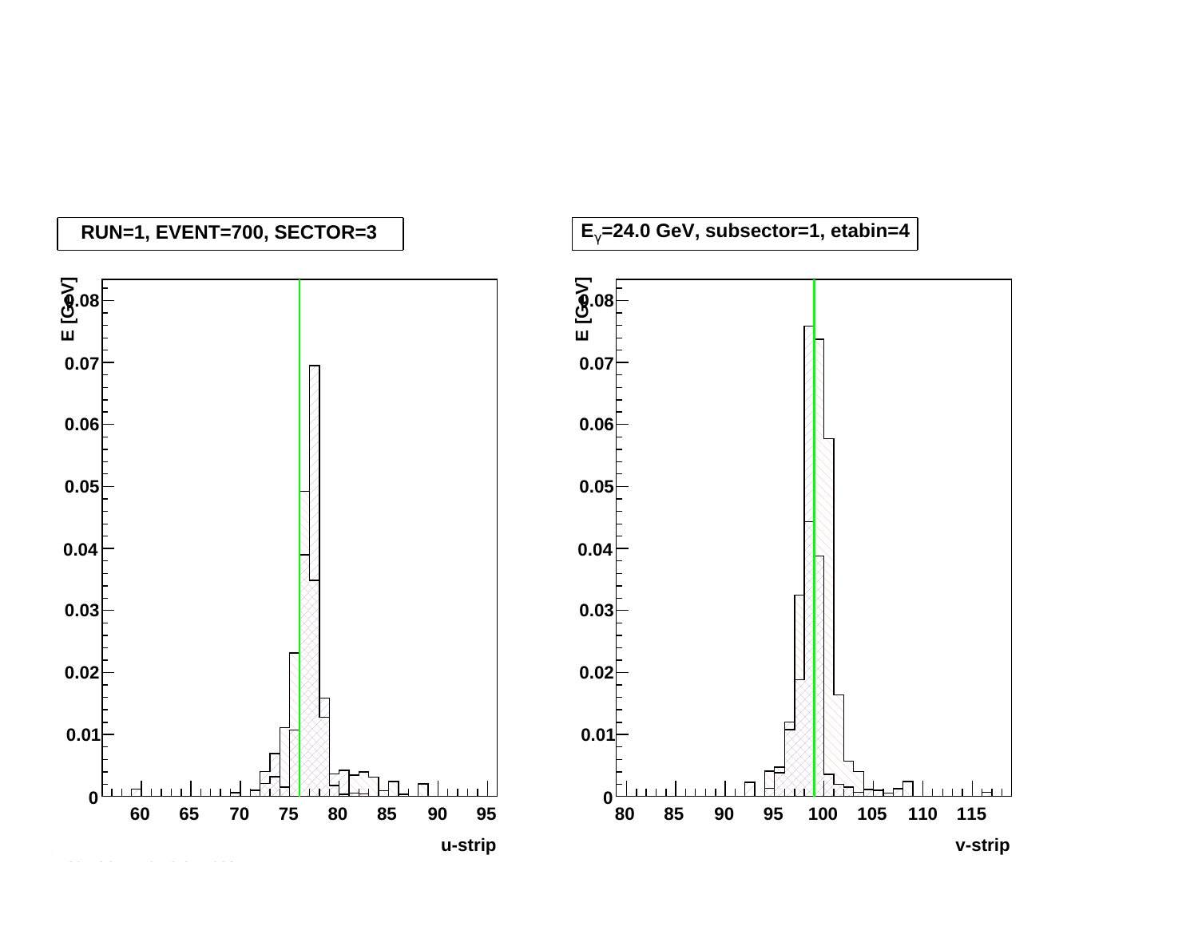RUN=1, EVENT=700, SECTOR=3

$E_{\gamma}$=24.0 GeV, subsector=1, etabin=4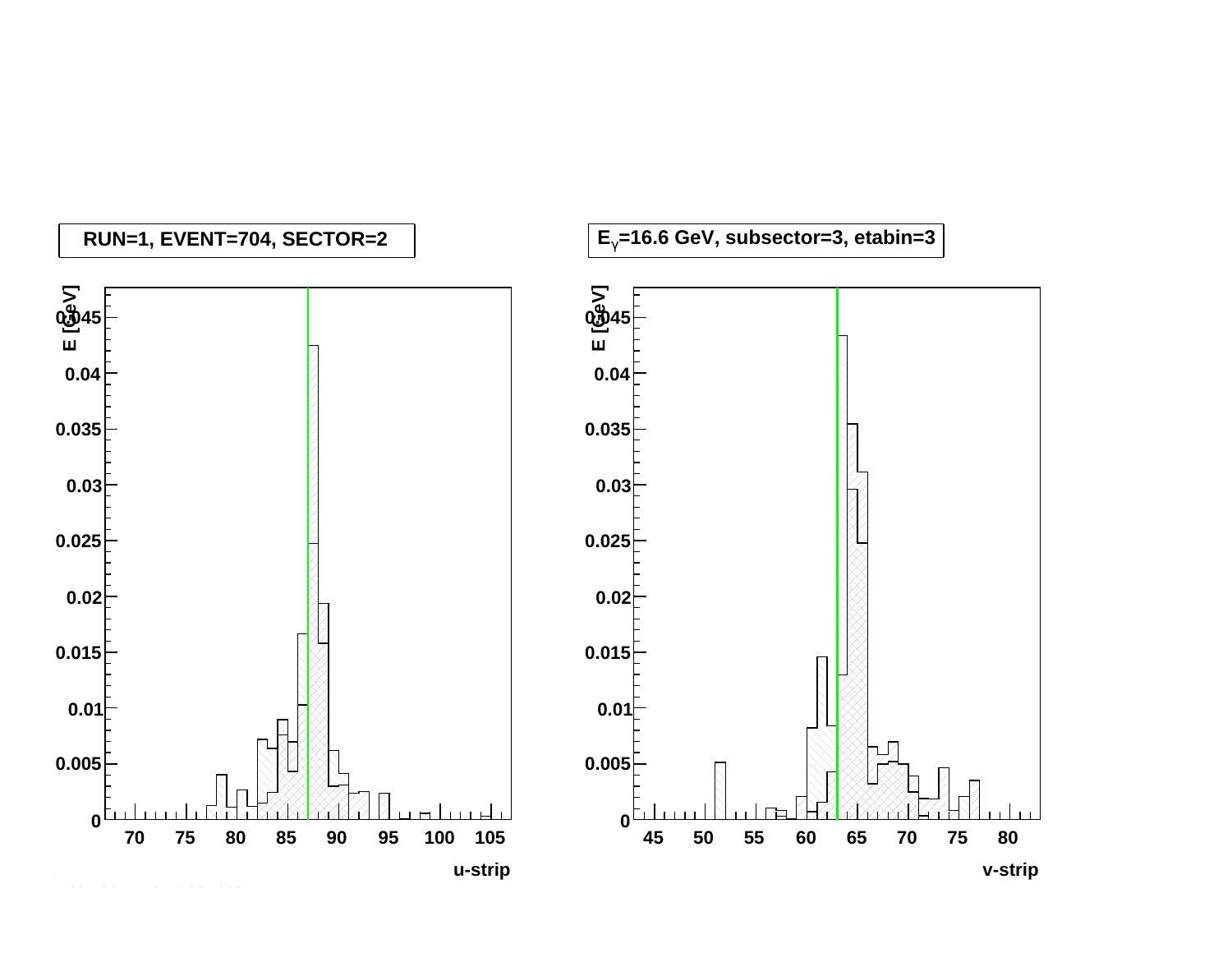RUN=1, EVENT=704, SECTOR=2

$E_{\gamma}$=16.6 GeV, subsector=3, etabin=3

E [GeV]

u-strip

E [GeV]

v-strip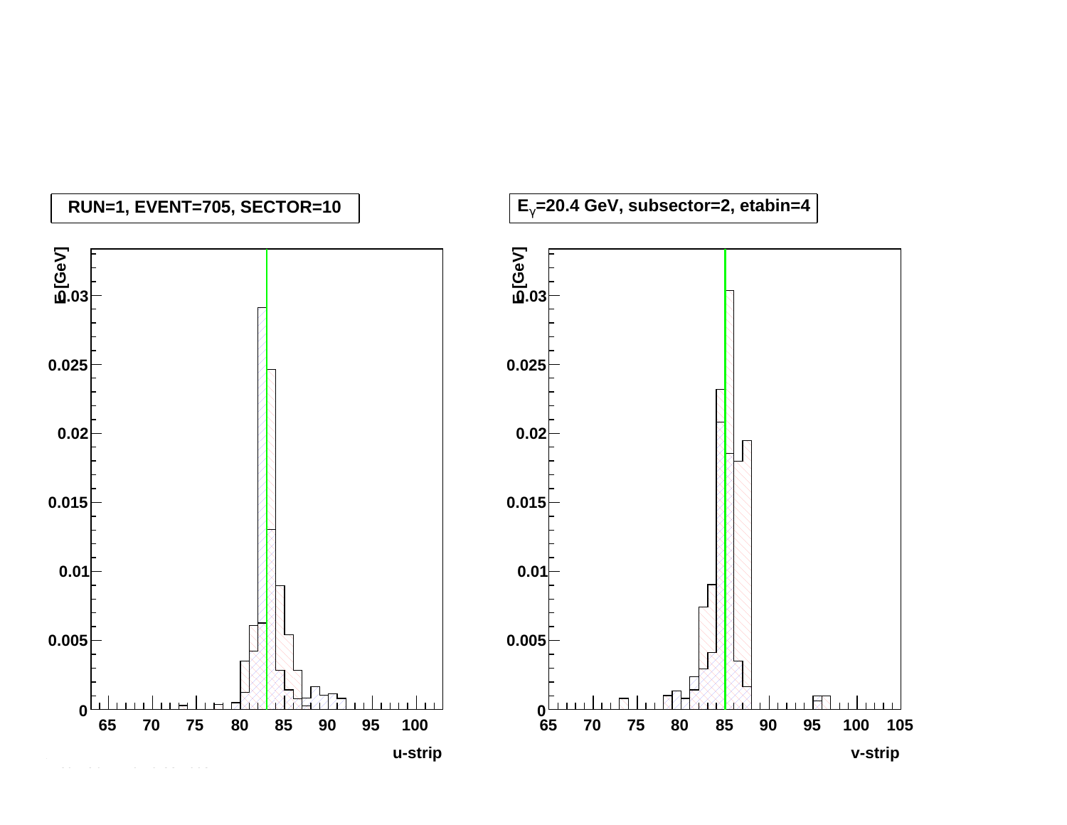RUN=1, EVENT=705, SECTOR=10

$E_{\gamma}$=20.4 GeV, subsector=2, etabin=4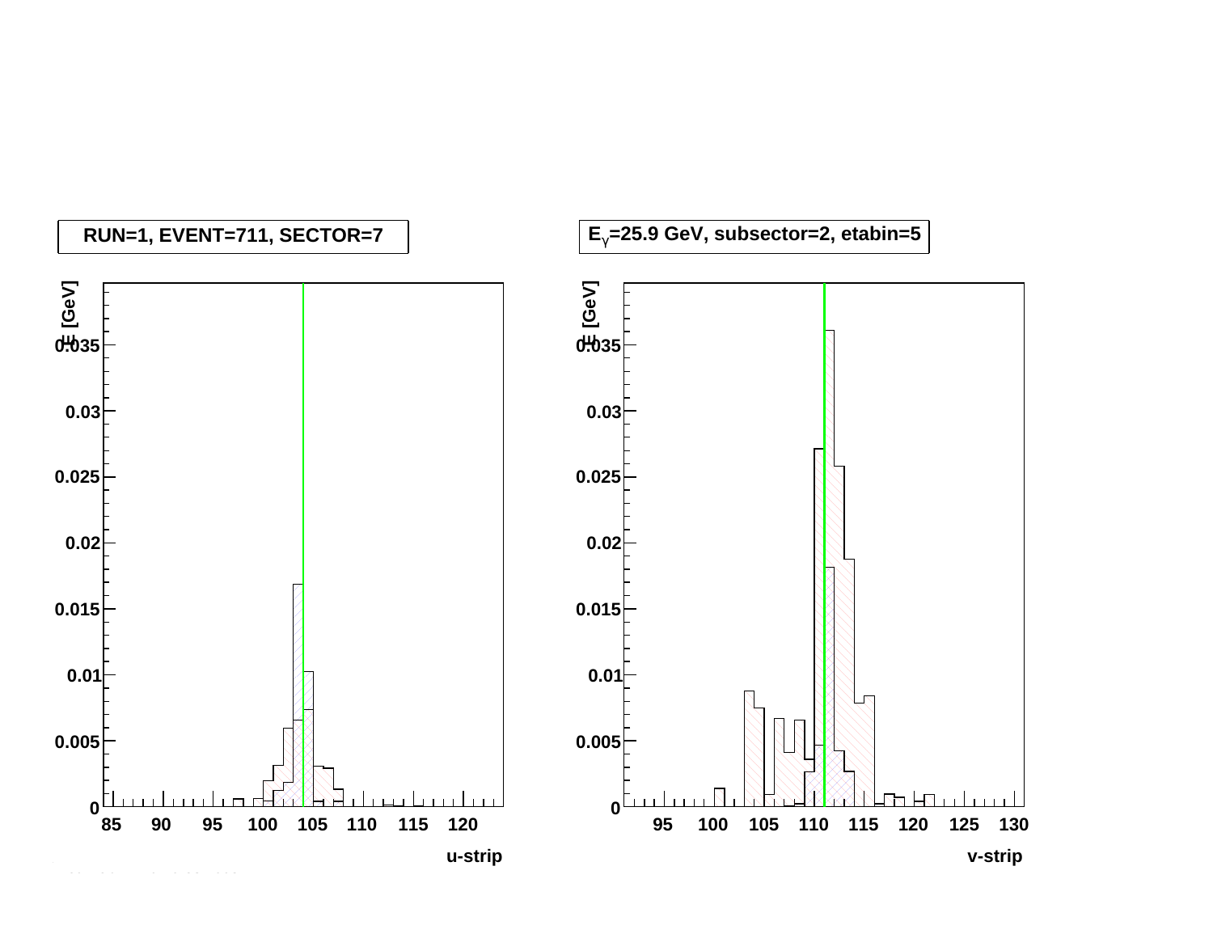RUN=1, EVENT=711, SECTOR=7

$E_{\gamma}$=25.9 GeV, subsector=2, etabin=5

E [GeV]

u-strip

v-strip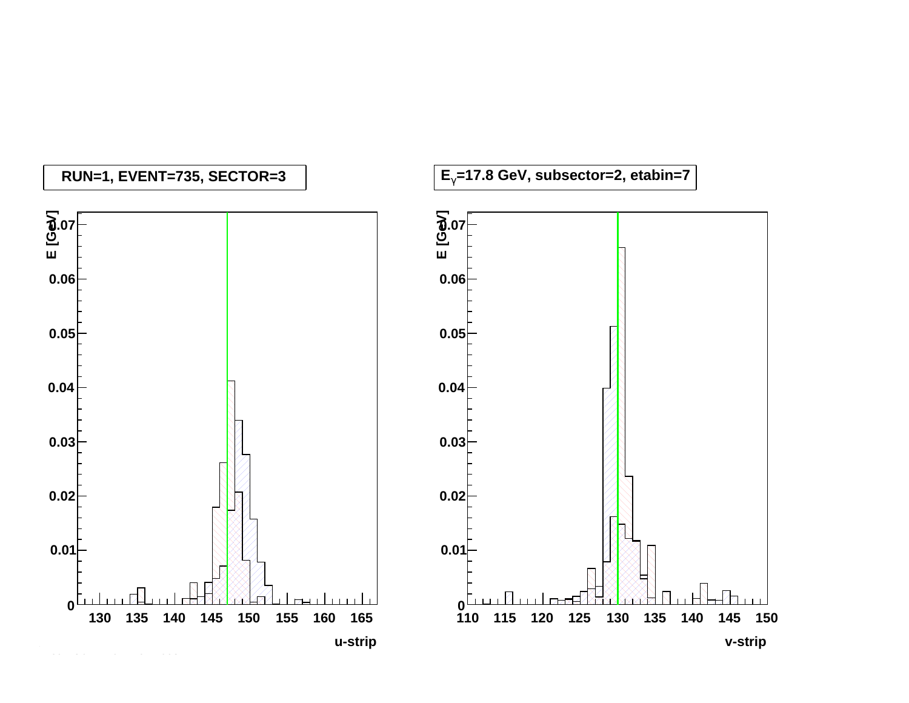RUN=1, EVENT=735, SECTOR=3

$E_{\gamma}$=17.8 GeV, subsector=2, etabin=7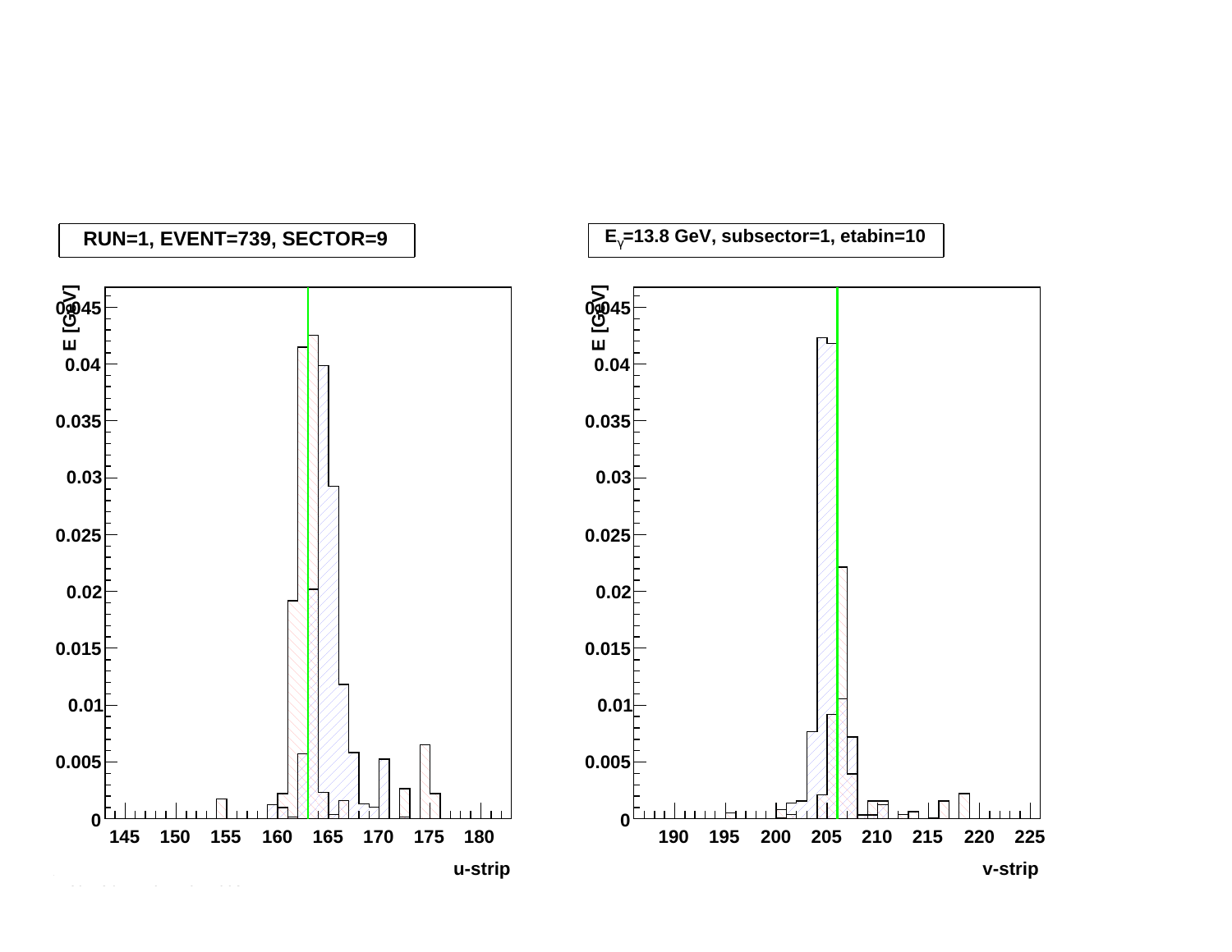RUN=1, EVENT=739, SECTOR=9

$E_{\gamma}$=13.8 GeV, subsector=1, etabin=10

E [GeV]

u-strip

E [GeV]

v-strip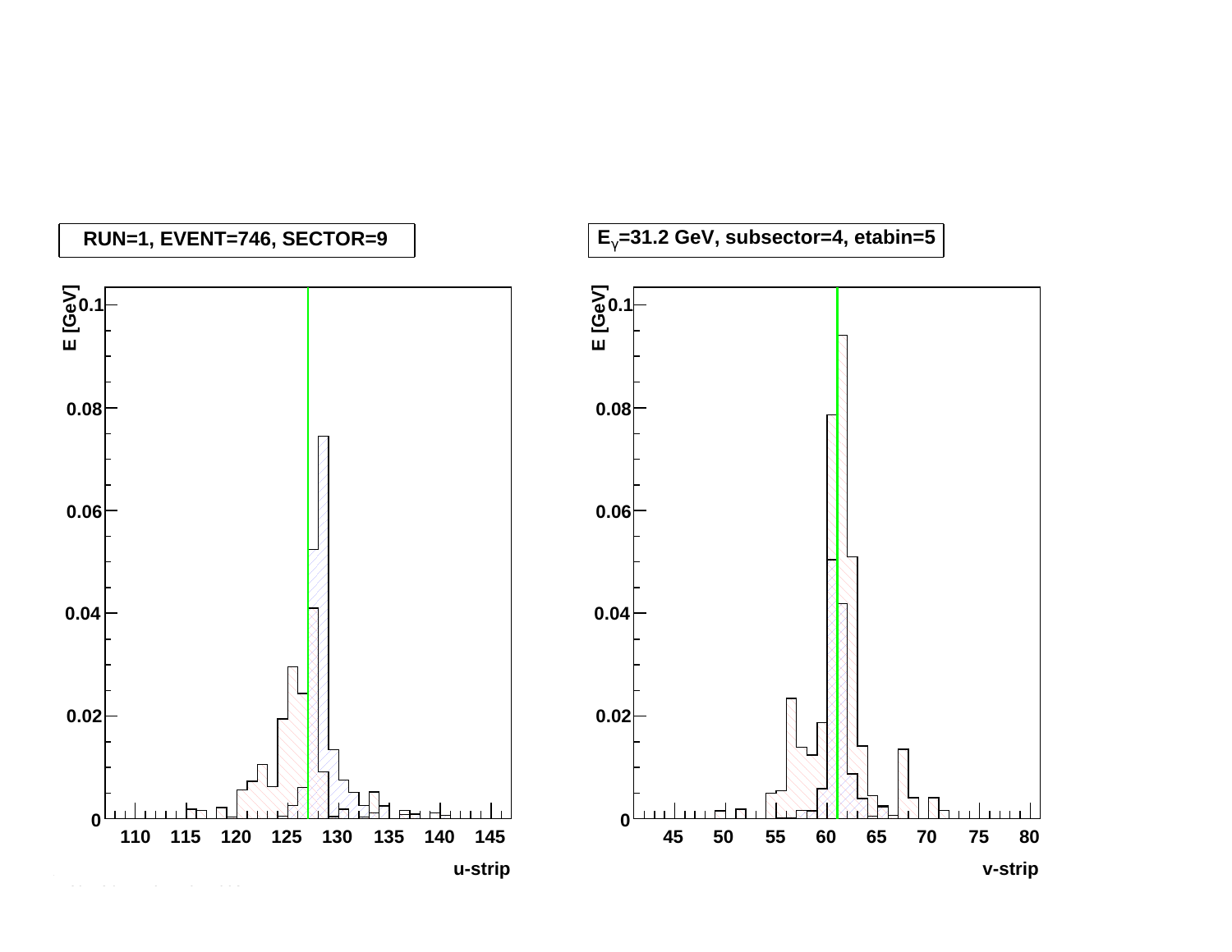RUN=1, EVENT=746, SECTOR=9

$E_{\gamma}$=31.2 GeV, subsector=4, etabin=5

E [GeV]

u-strip

v-strip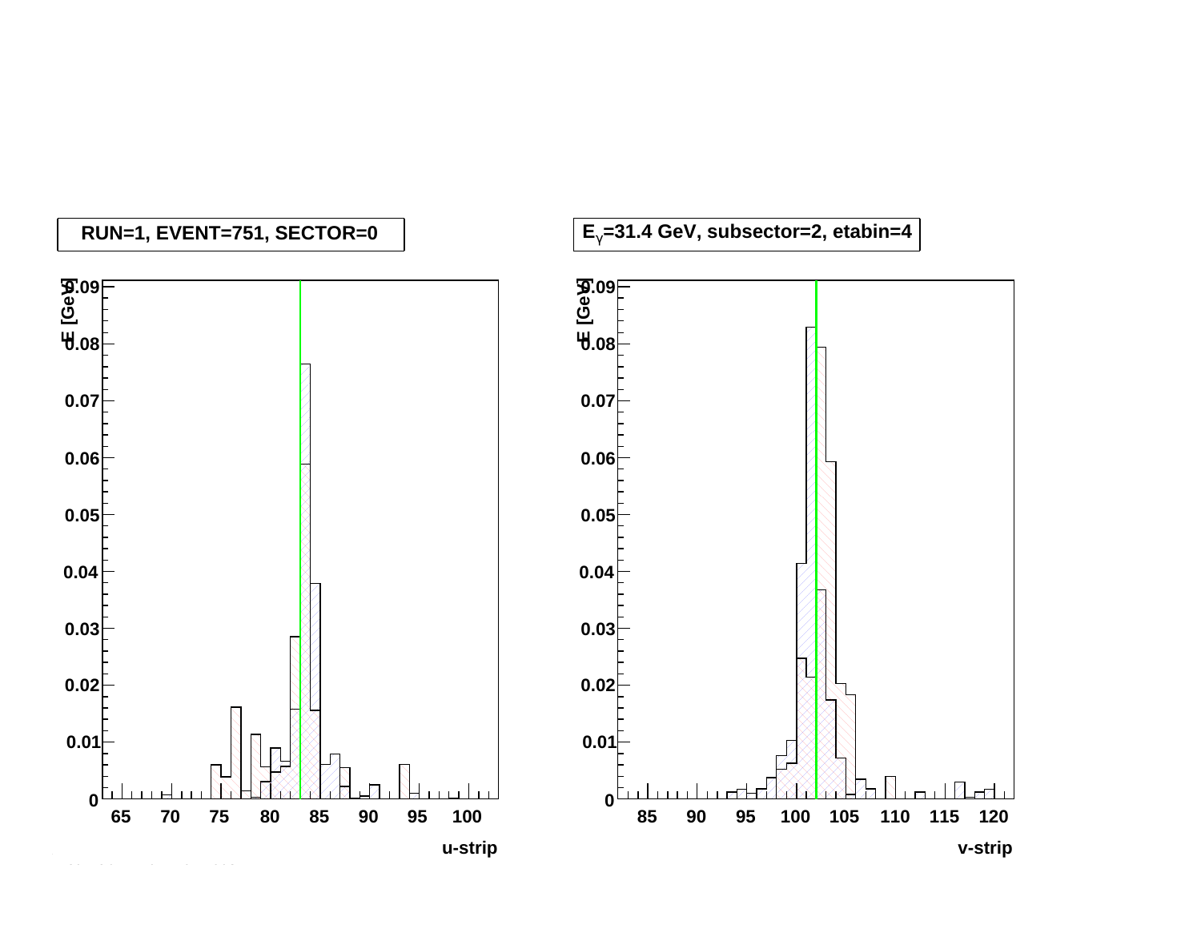RUN=1, EVENT=751, SECTOR=0

$E_{\gamma}$=31.4 GeV, subsector=2, etabin=4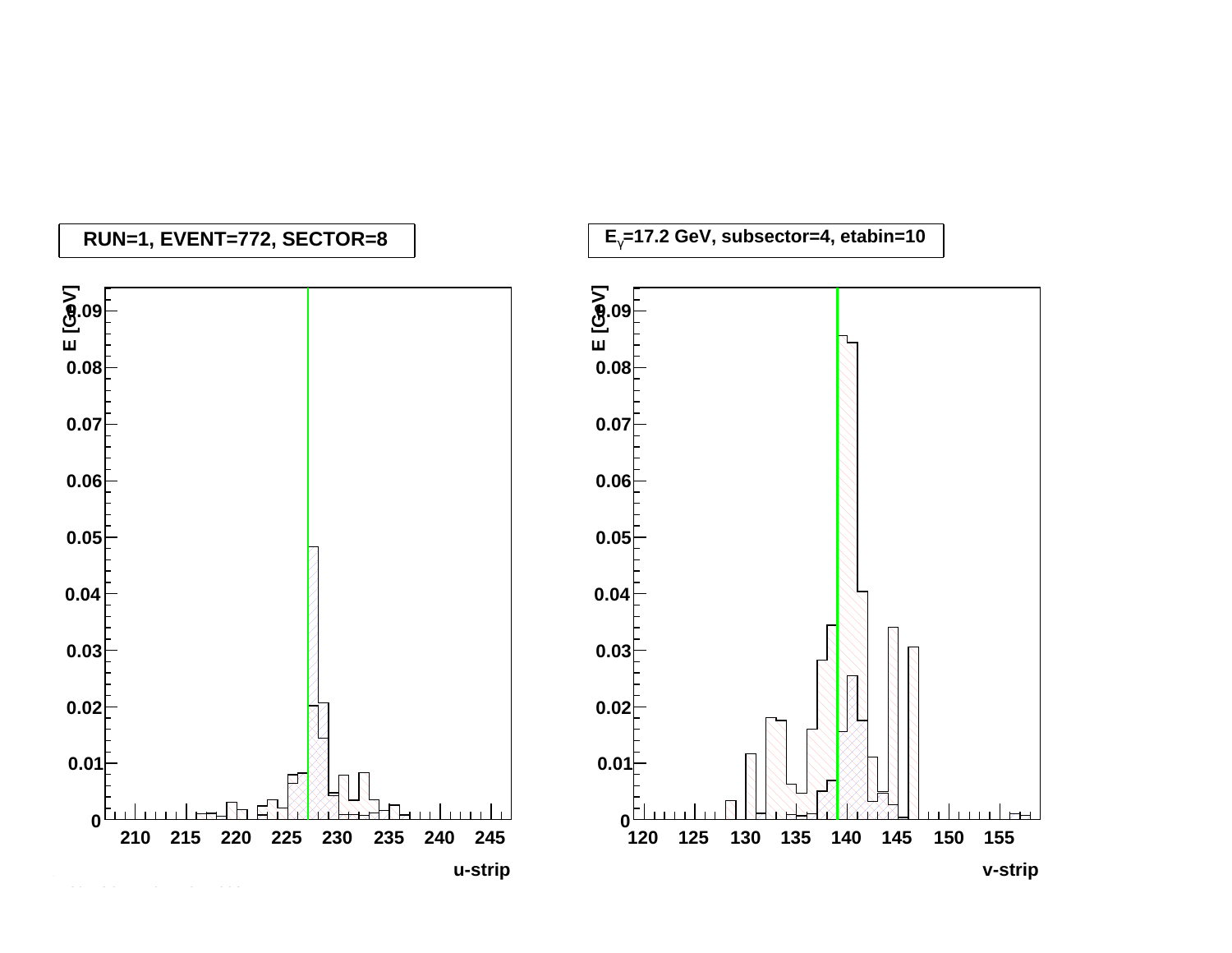RUN=1, EVENT=772, SECTOR=8

$E_{\gamma}$=17.2 GeV, subsector=4, etabin=10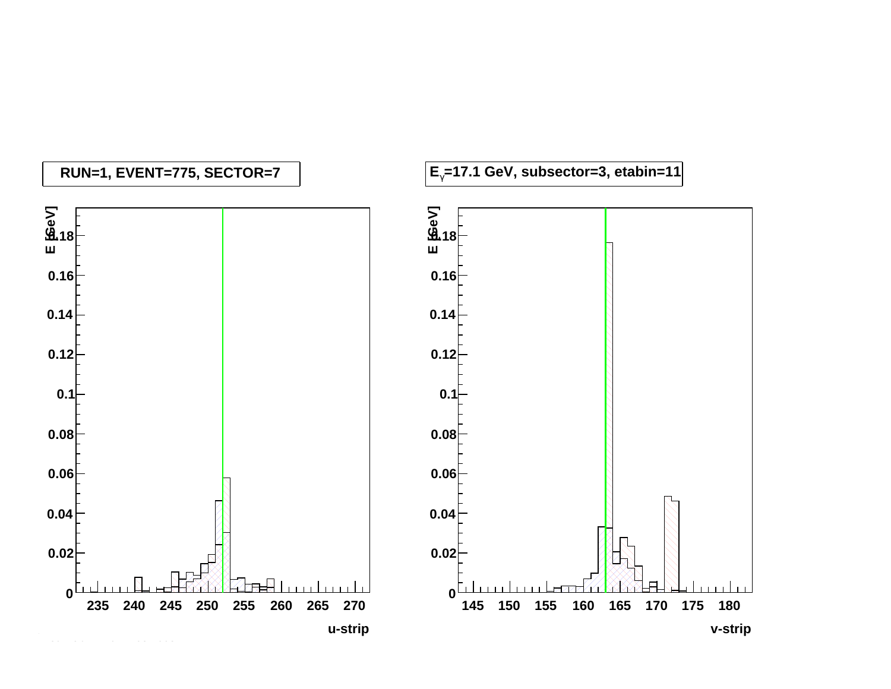RUN=1, EVENT=775, SECTOR=7

$E_{\gamma}$=17.1 GeV, subsector=3, etabin=11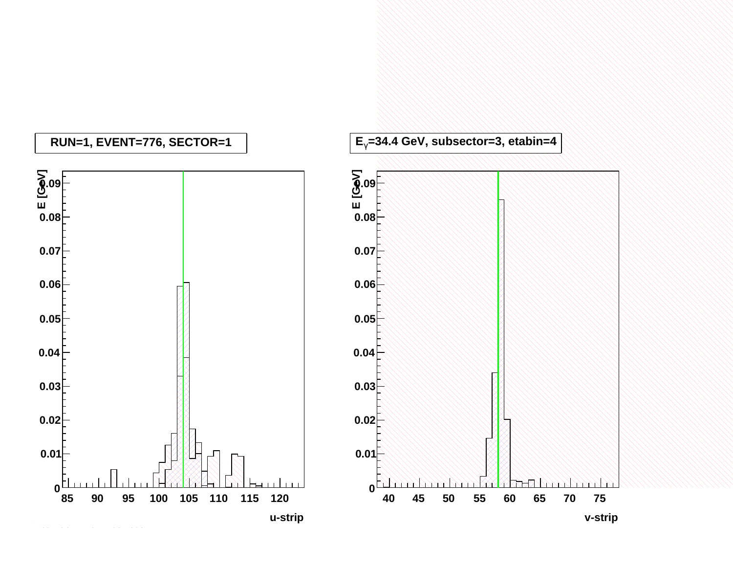RUN=1, EVENT=776, SECTOR=1

$E_{\gamma}$=34.4 GeV, subsector=3, etabin=4

E [GeV]

u-strip

v-strip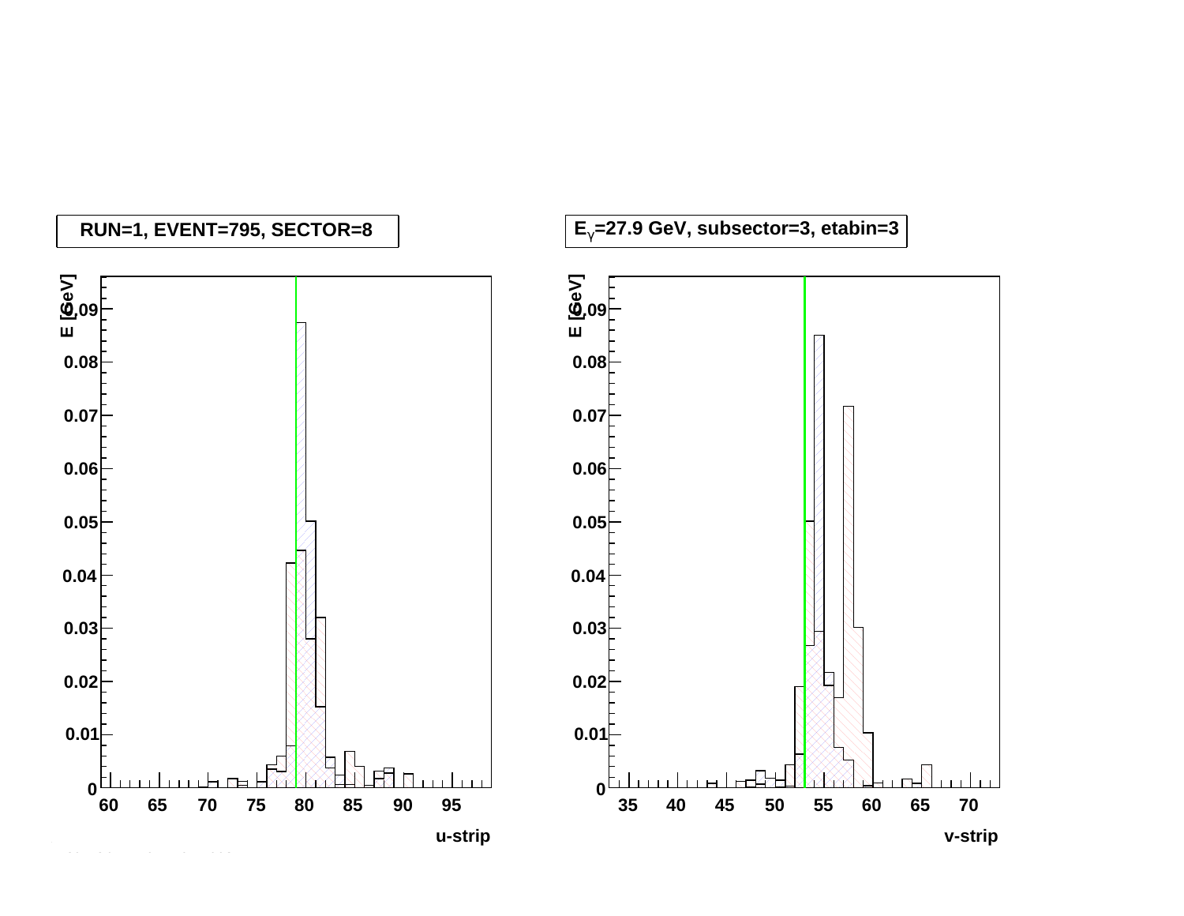RUN=1, EVENT=795, SECTOR=8

$E_{\gamma}$=27.9 GeV, subsector=3, etabin=3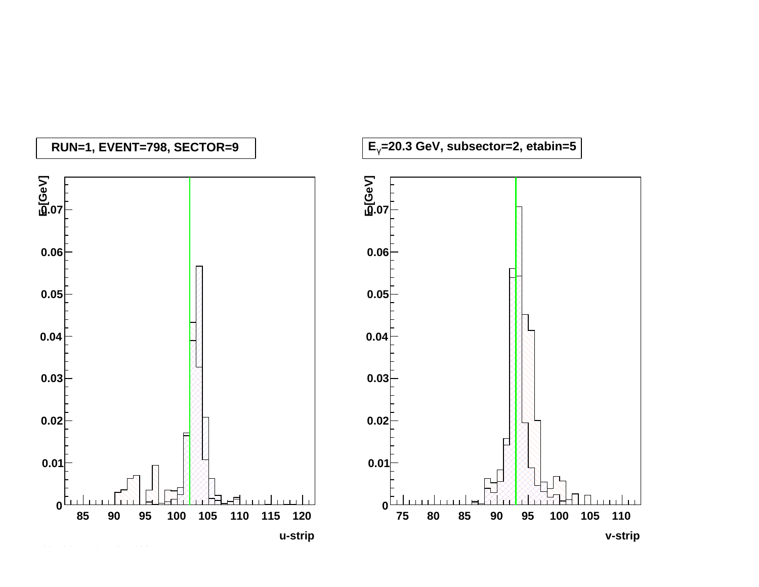RUN=1, EVENT=798, SECTOR=9

$E_{\gamma}$=20.3 GeV, subsector=2, etabin=5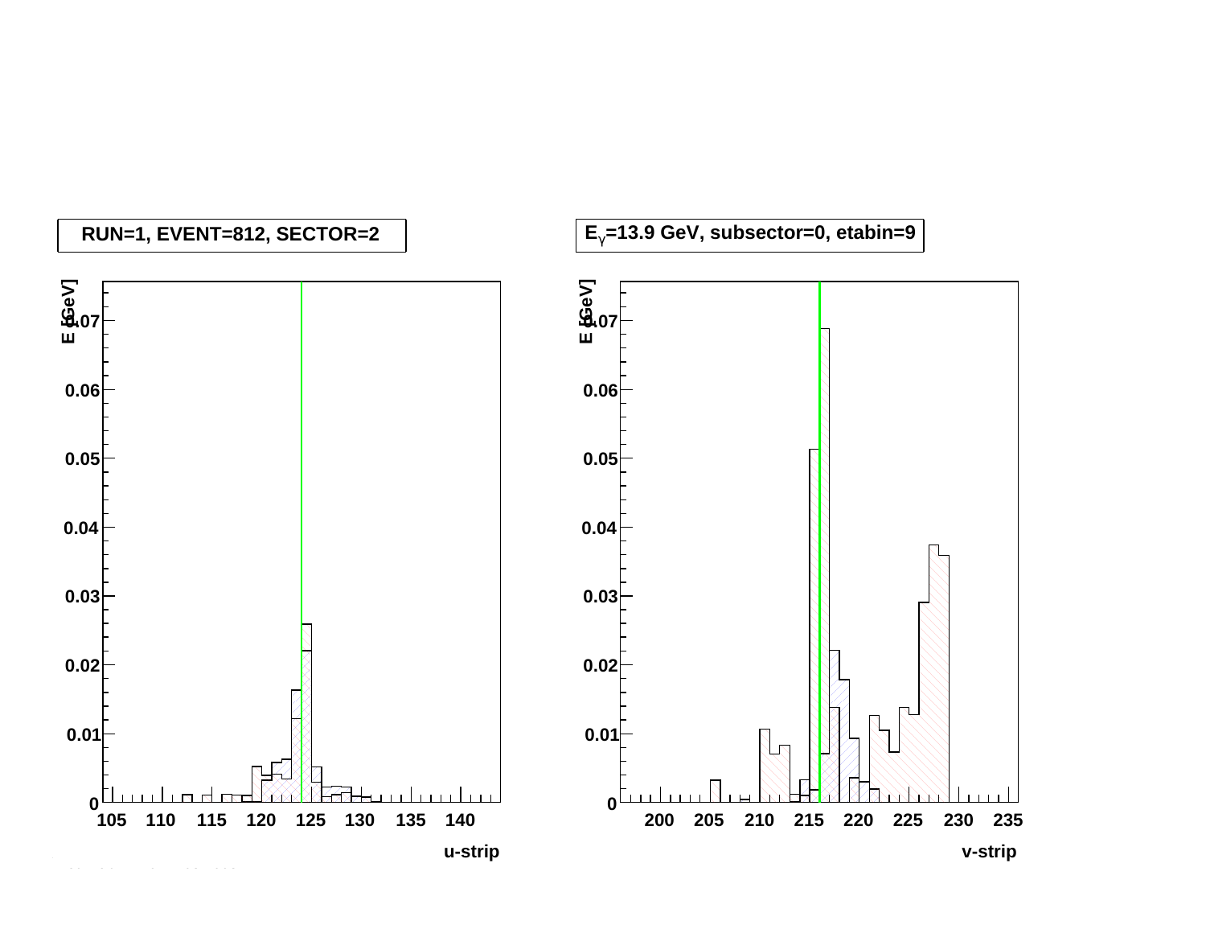RUN=1, EVENT=812, SECTOR=2

$E_{\gamma}$=13.9 GeV, subsector=0, etabin=9

E [GeV]

u-strip

v-strip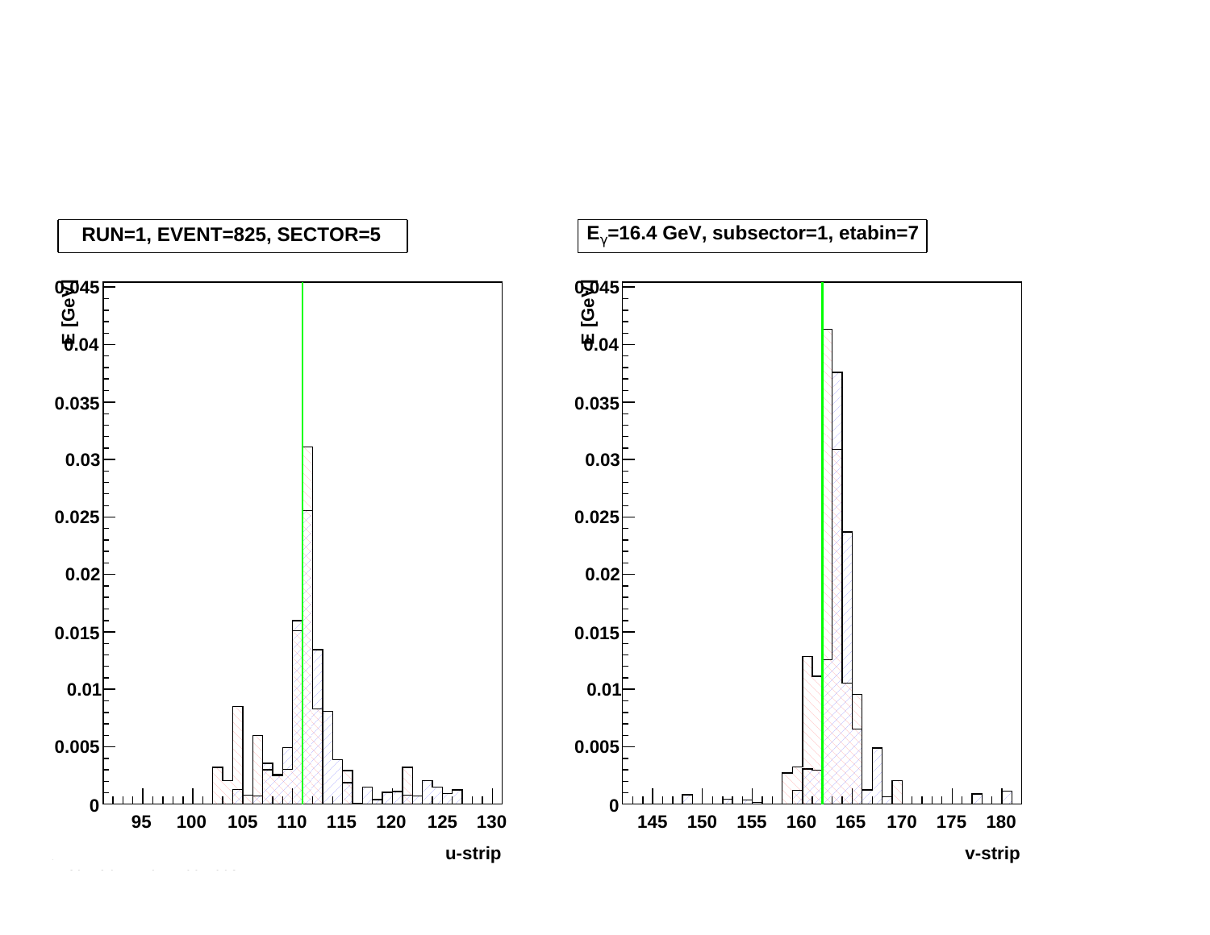RUN=1, EVENT=825, SECTOR=5

$E_{\gamma}$=16.4 GeV, subsector=1, etabin=7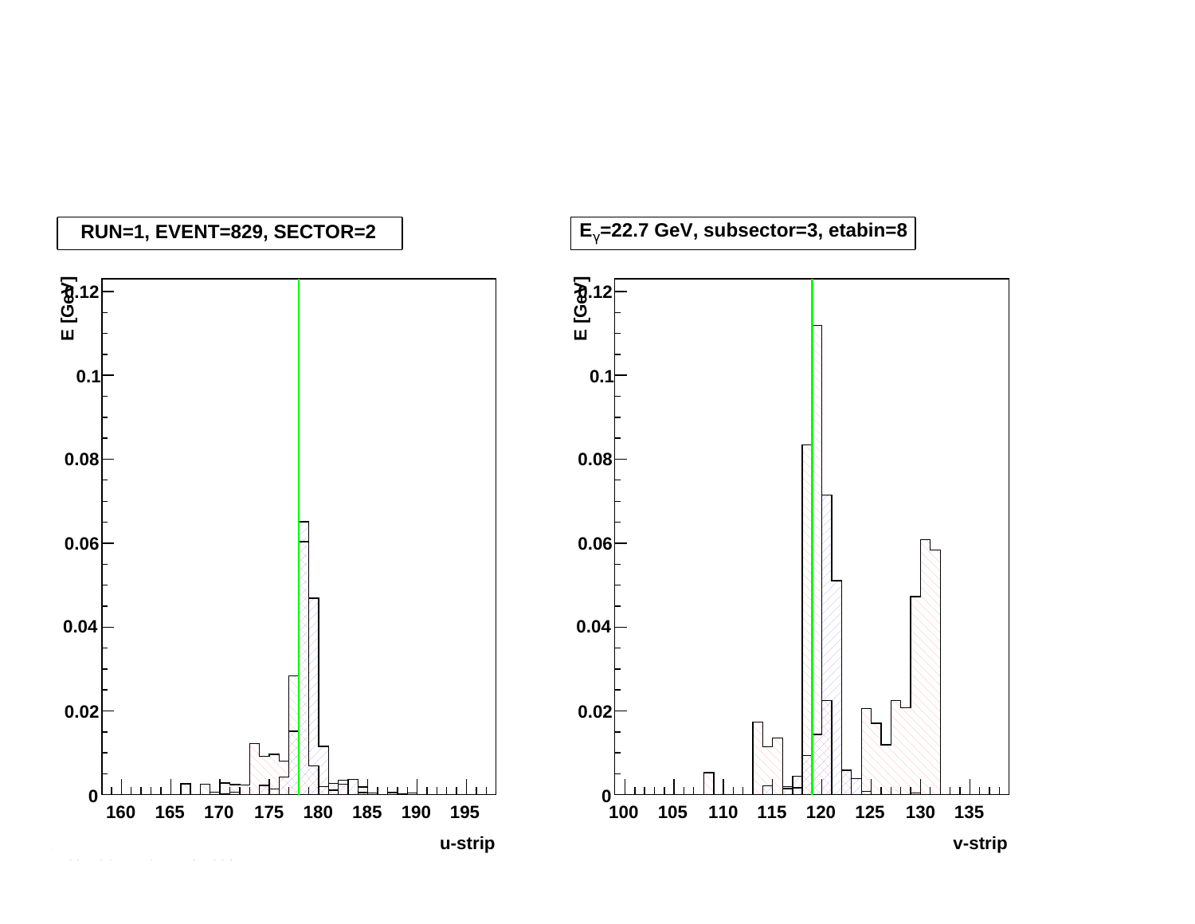RUN=1, EVENT=829, SECTOR=2

$E_{\gamma}$=22.7 GeV, subsector=3, etabin=8

E [GeV]

u-strip

E [GeV]

v-strip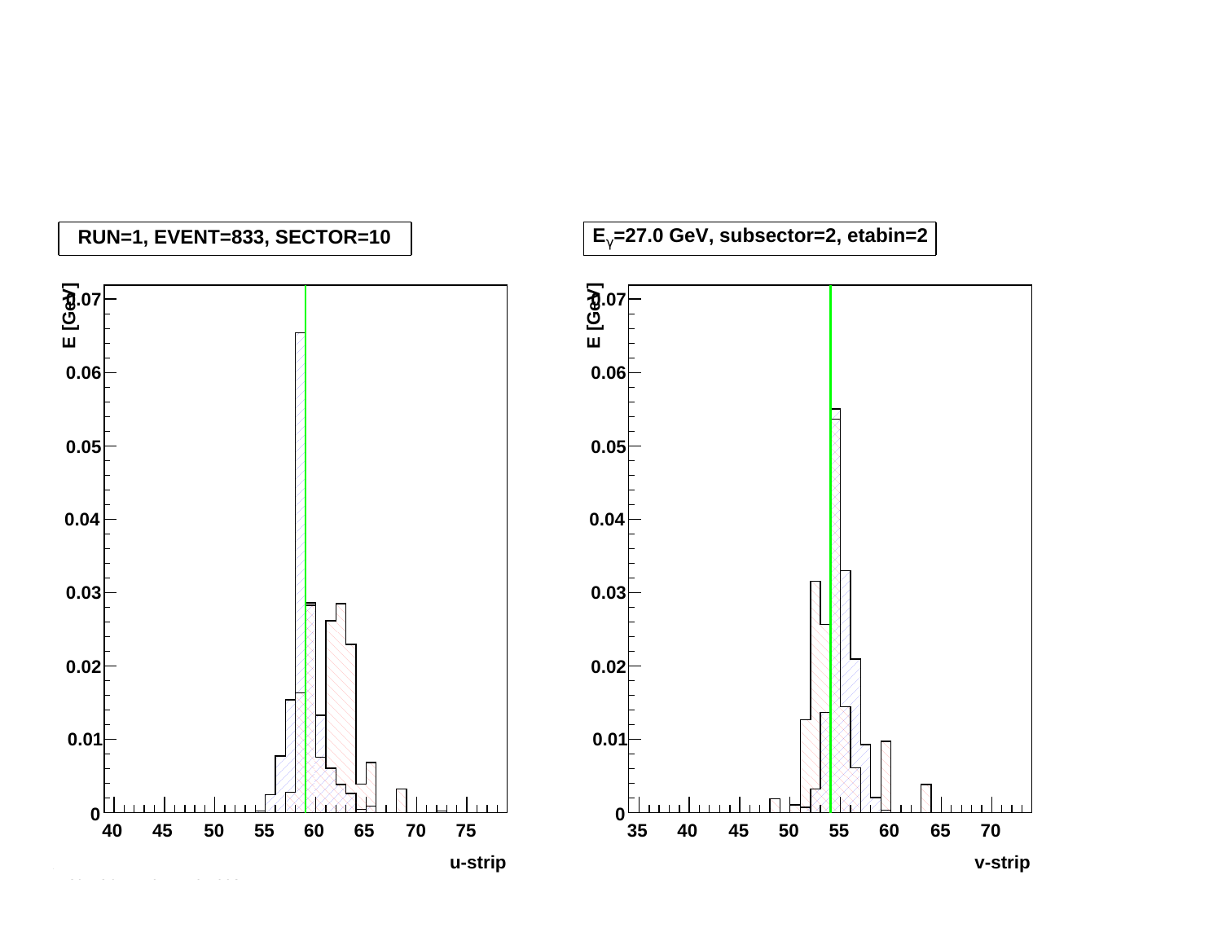RUN=1, EVENT=833, SECTOR=10

$E_{\gamma}$=27.0 GeV, subsector=2, etabin=2

E [GeV]

u-strip

v-strip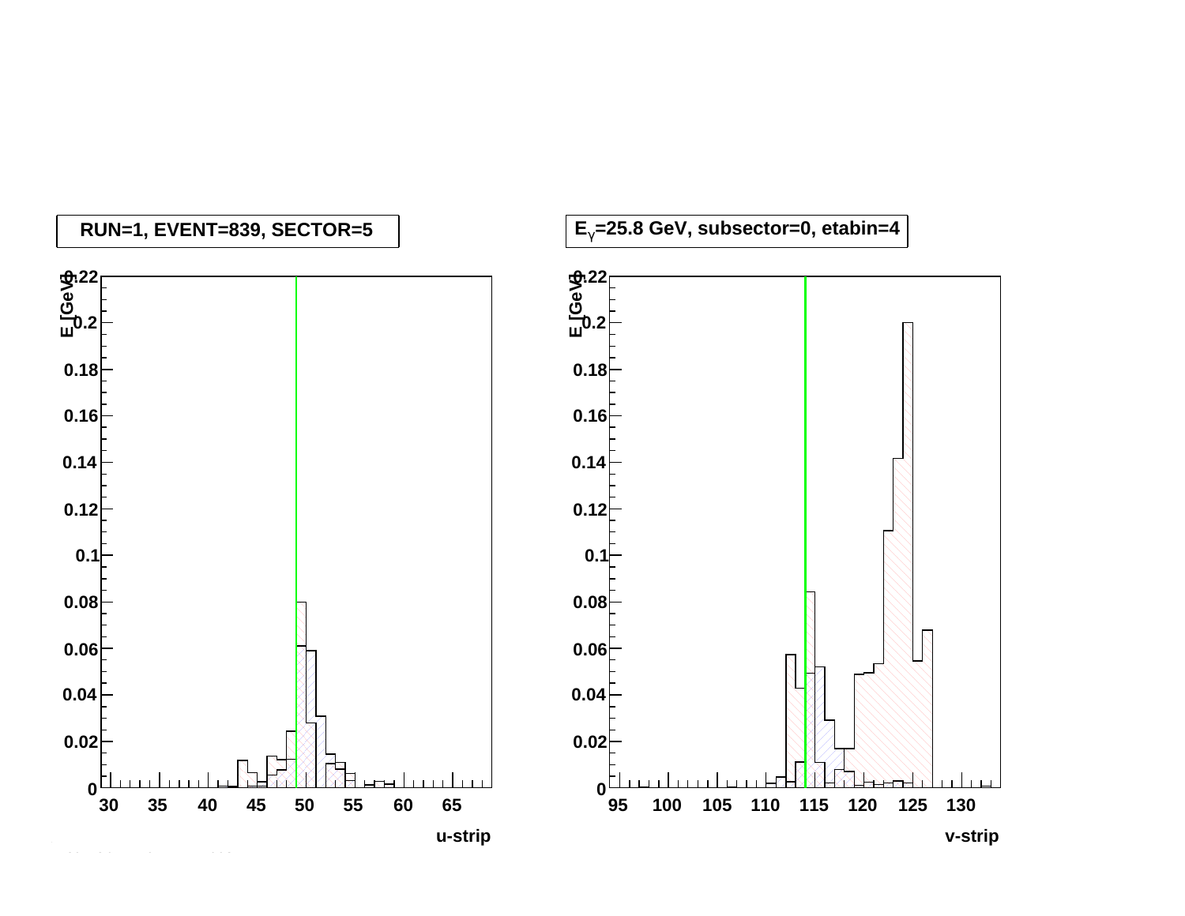RUN=1, EVENT=839, SECTOR=5

$E_{\gamma}$=25.8 GeV, subsector=0, etabin=4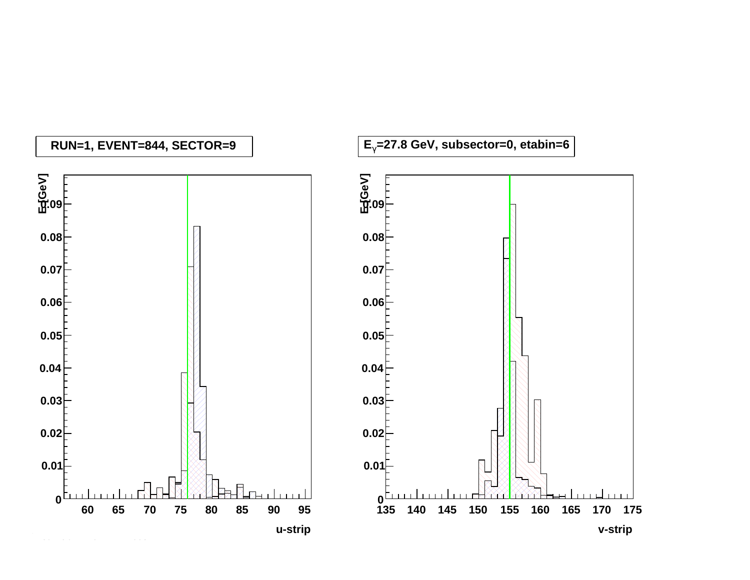RUN=1, EVENT=844, SECTOR=9

$E_\gamma$=27.8 GeV, subsector=0, etabin=6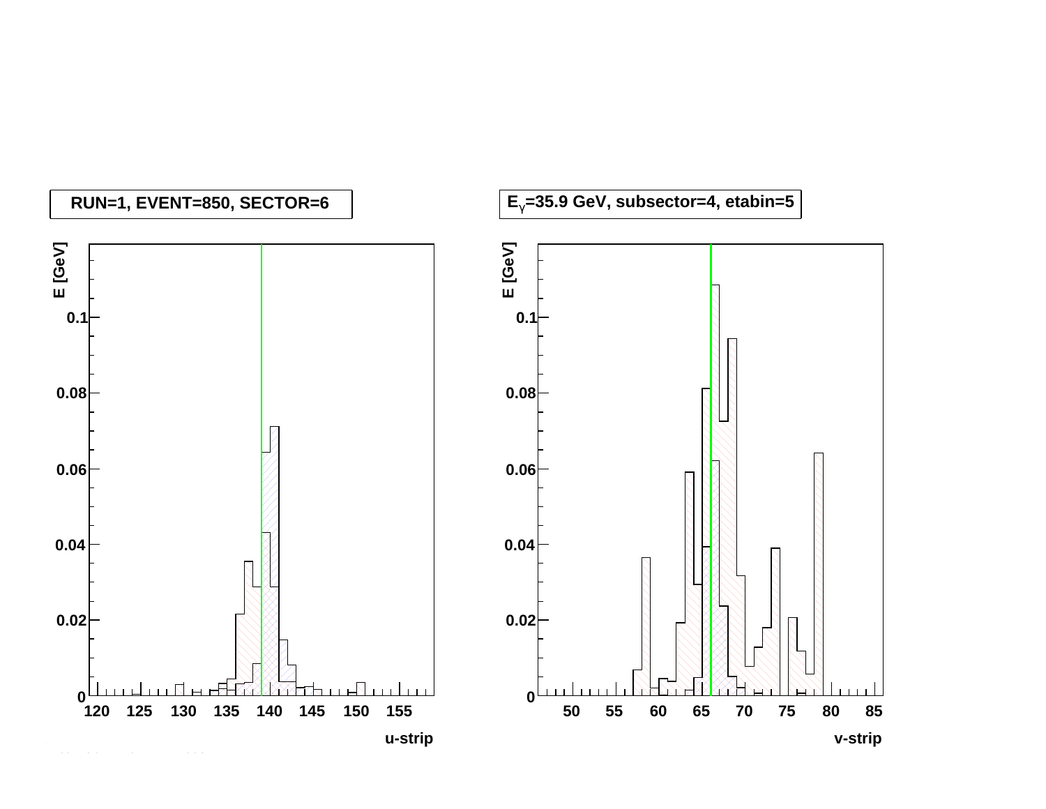RUN=1, EVENT=850, SECTOR=6

$E_{\gamma}$=35.9 GeV, subsector=4, etabin=5

E [GeV]

u-strip

E [GeV]

v-strip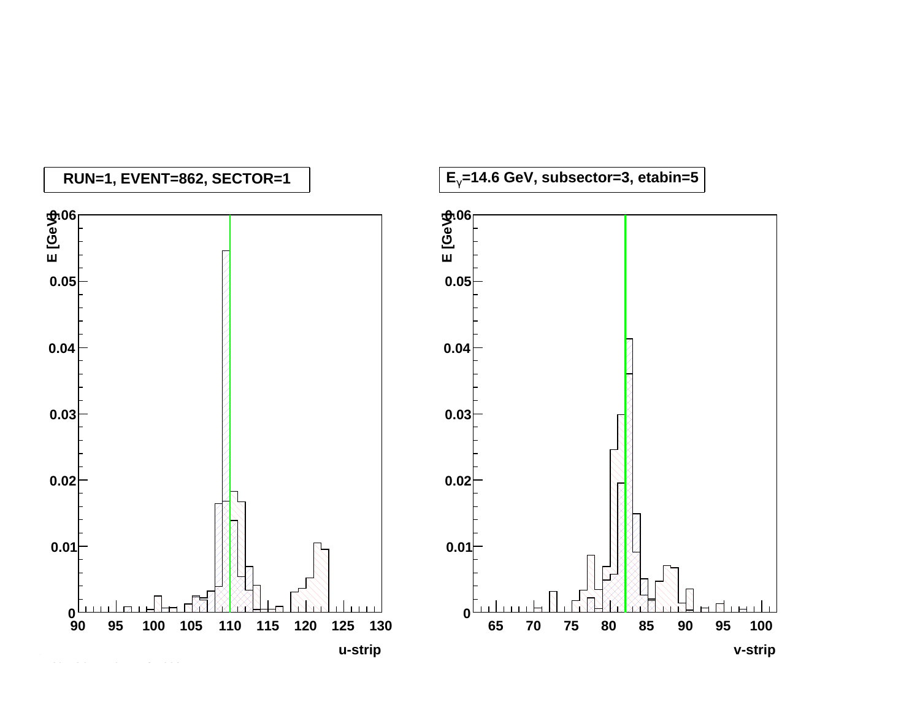RUN=1, EVENT=862, SECTOR=1

$E_{\gamma}$=14.6 GeV, subsector=3, etabin=5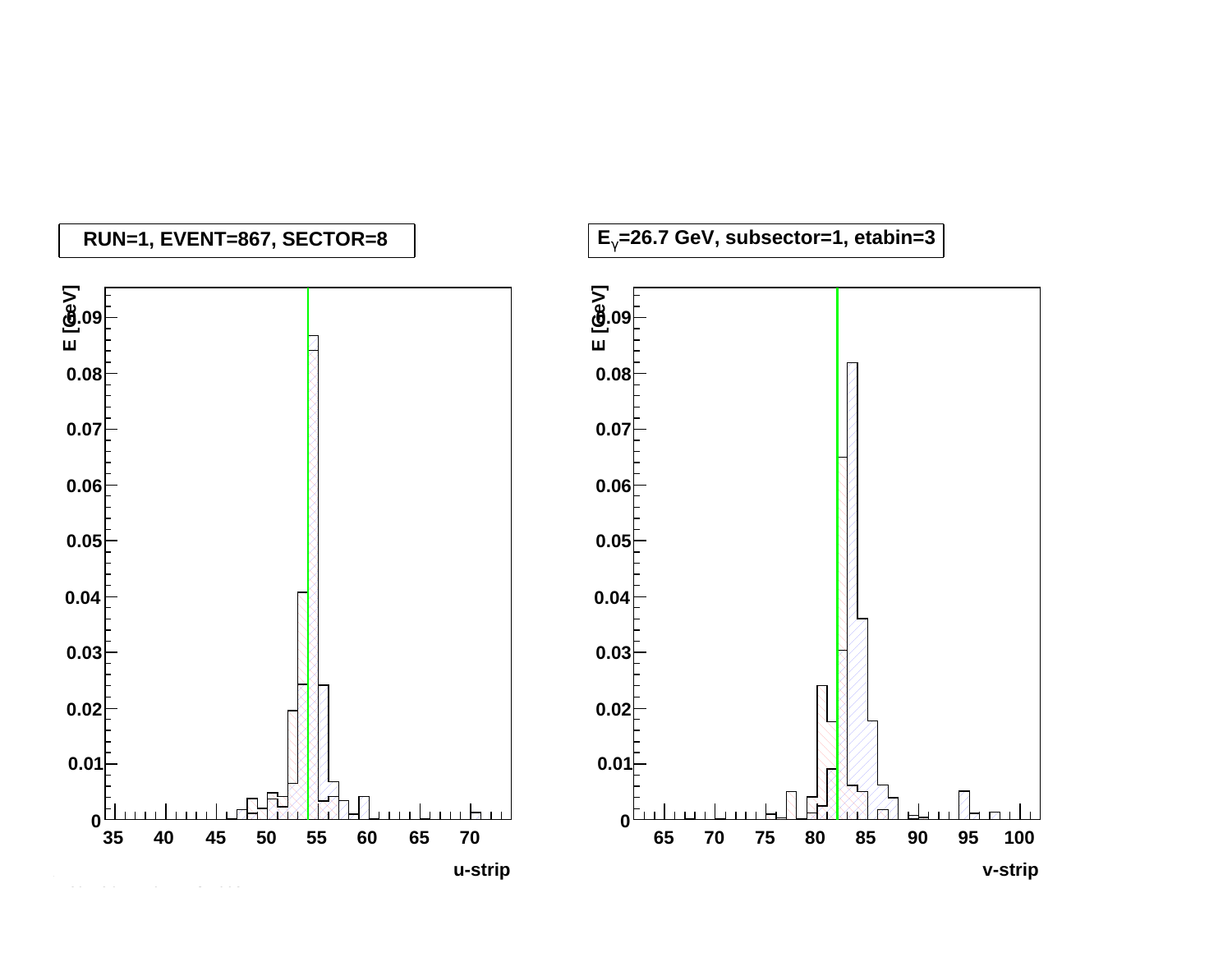RUN=1, EVENT=867, SECTOR=8

$E_{\gamma}$=26.7 GeV, subsector=1, etabin=3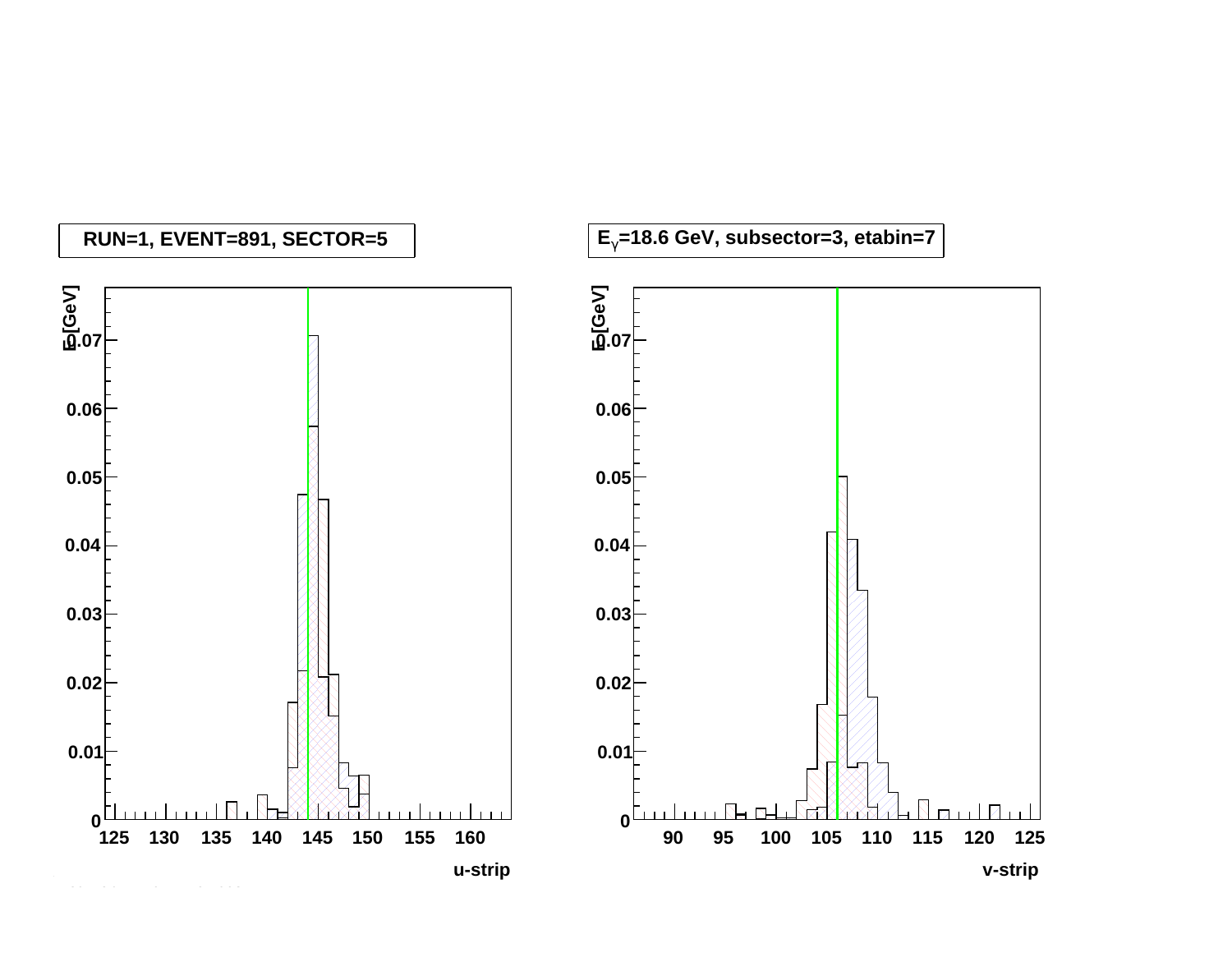RUN=1, EVENT=891, SECTOR=5

$E_\gamma$=18.6 GeV, subsector=3, etabin=7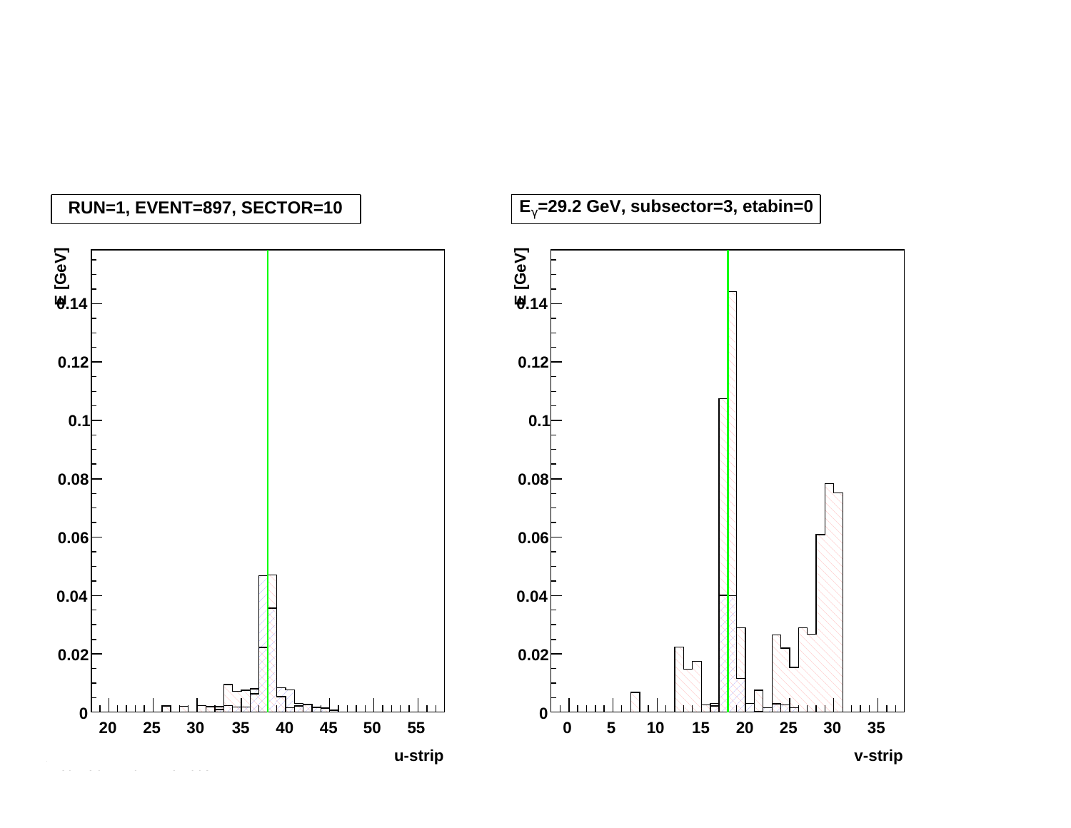RUN=1, EVENT=897, SECTOR=10

$E_{\gamma}$=29.2 GeV, subsector=3, etabin=0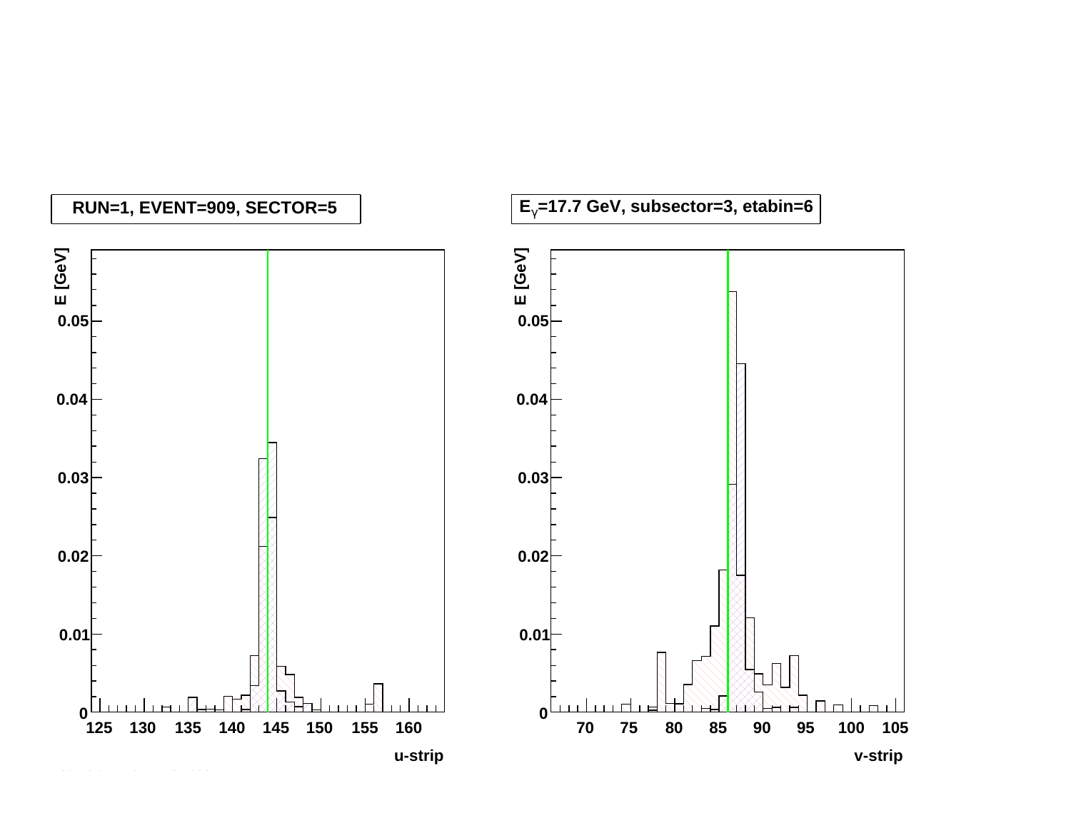RUN=1, EVENT=909, SECTOR=5

$E_\gamma$=17.7 GeV, subsector=3, etabin=6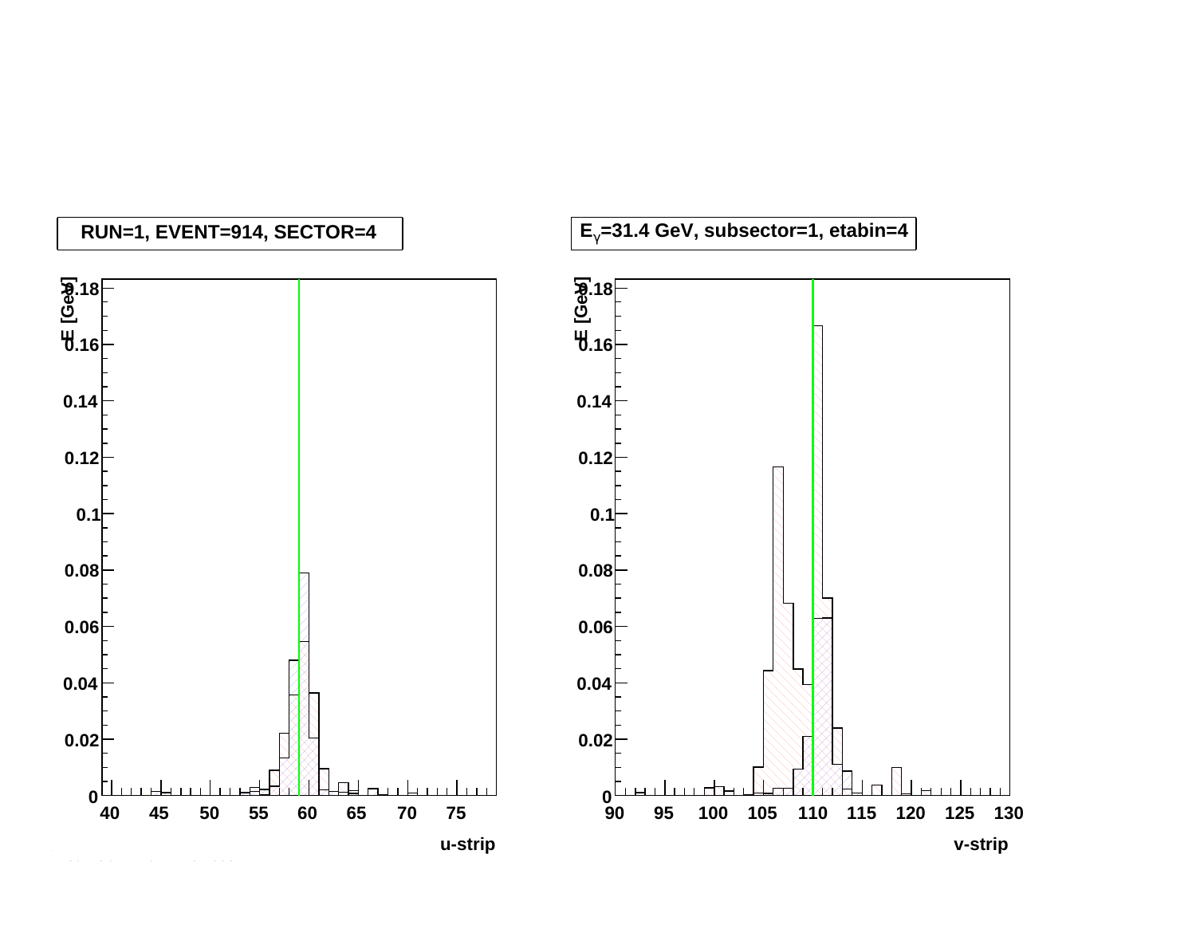RUN=1, EVENT=914, SECTOR=4

$E_{\gamma}$=31.4 GeV, subsector=1, etabin=4

dE [GeV]

u-strip

v-strip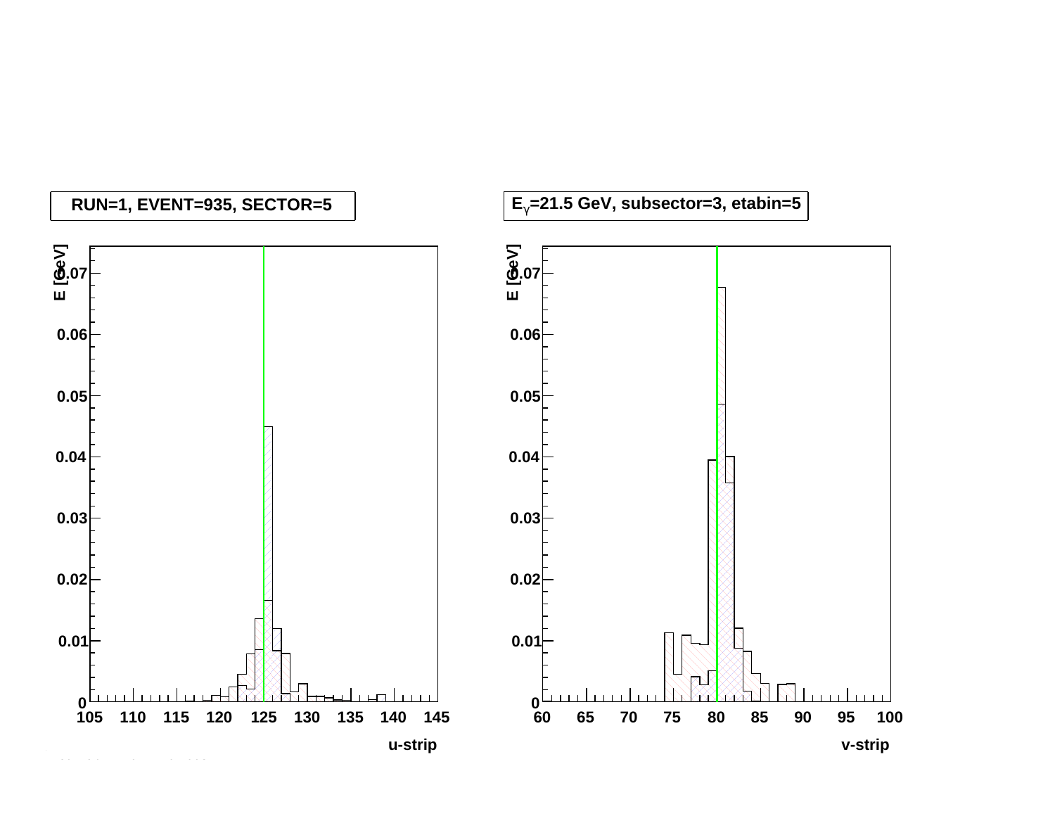RUN=1, EVENT=935, SECTOR=5

$E_{\gamma}$=21.5 GeV, subsector=3, etabin=5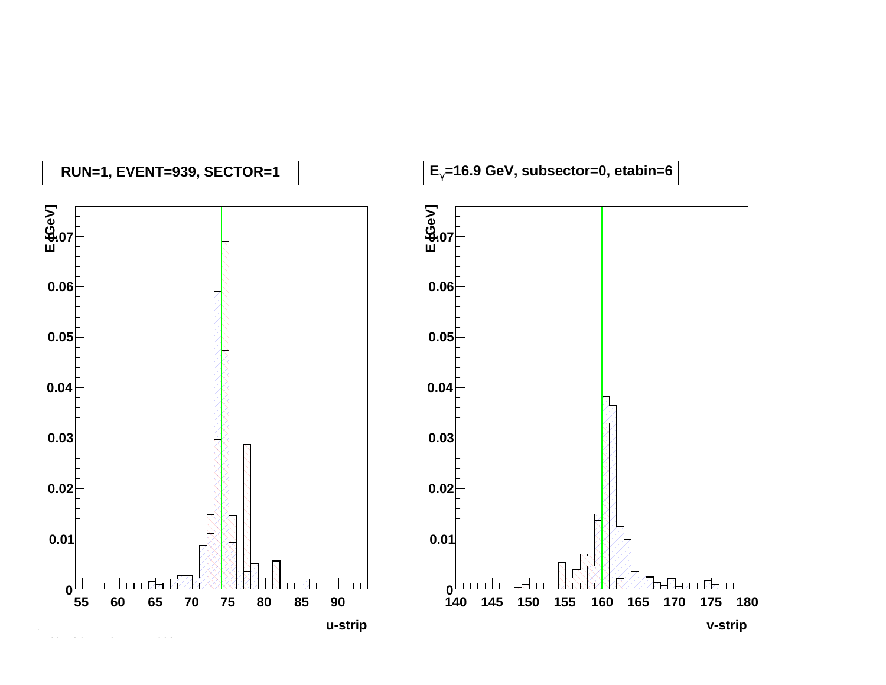RUN=1, EVENT=939, SECTOR=1

$E_\gamma$=16.9 GeV, subsector=0, etabin=6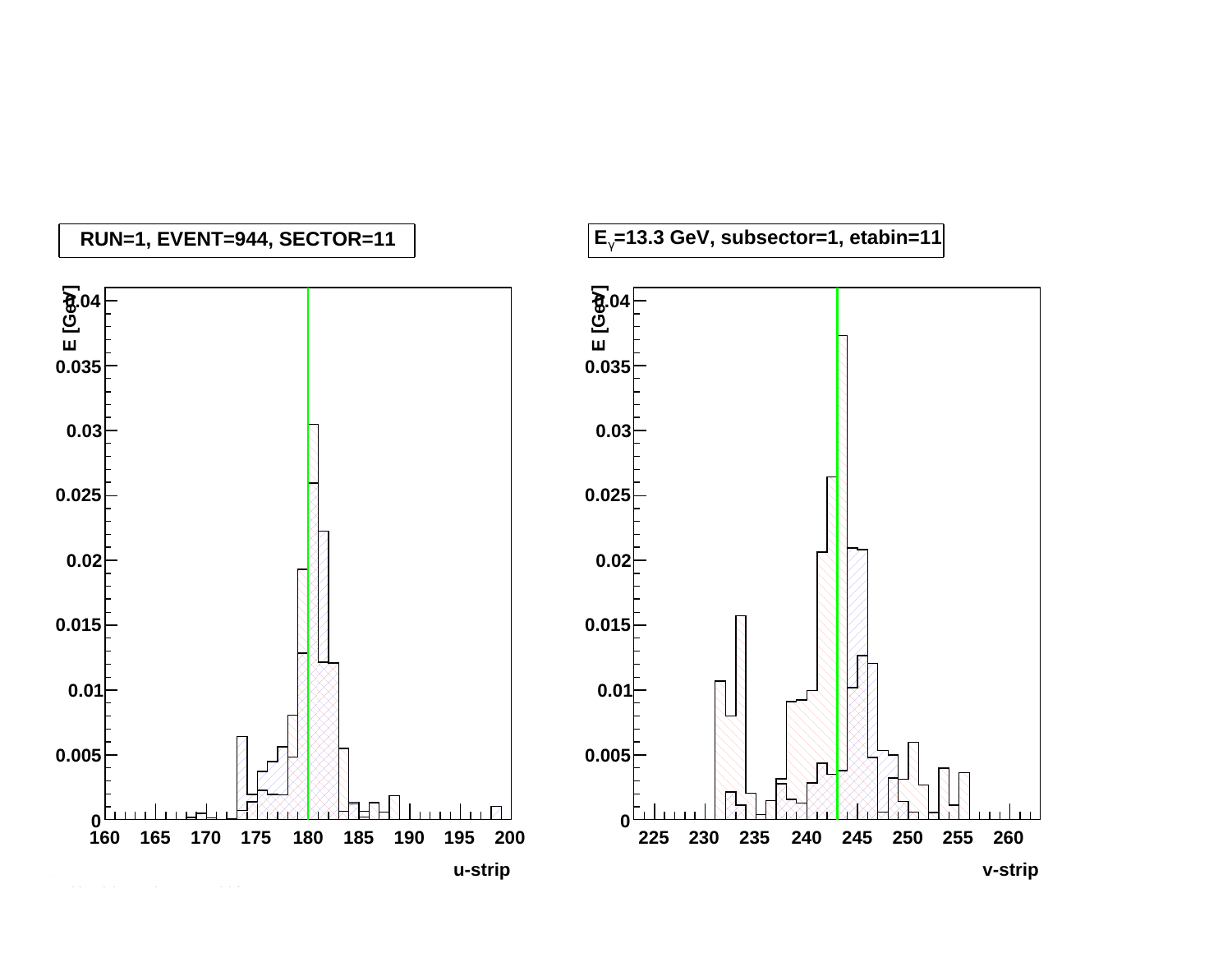RUN=1, EVENT=944, SECTOR=11

$E_{\gamma}$=13.3 GeV, subsector=1, etabin=11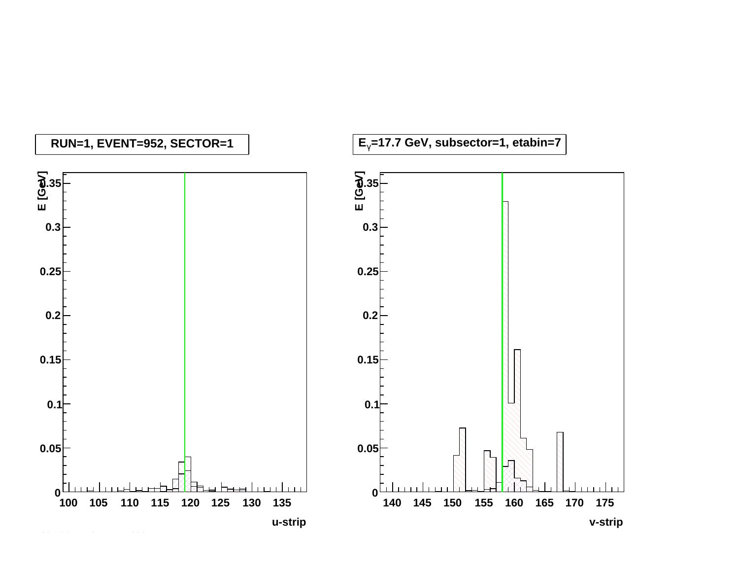RUN=1, EVENT=952, SECTOR=1

$E_{\gamma}$=17.7 GeV, subsector=1, etabin=7

E [GeV]

u-strip

v-strip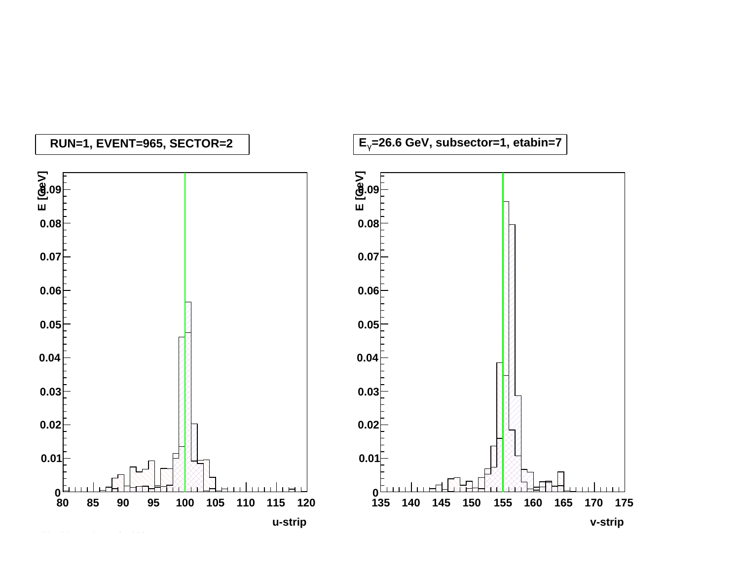RUN=1, EVENT=965, SECTOR=2

$E_{\gamma}$=26.6 GeV, subsector=1, etabin=7

E [GeV]

u-strip

v-strip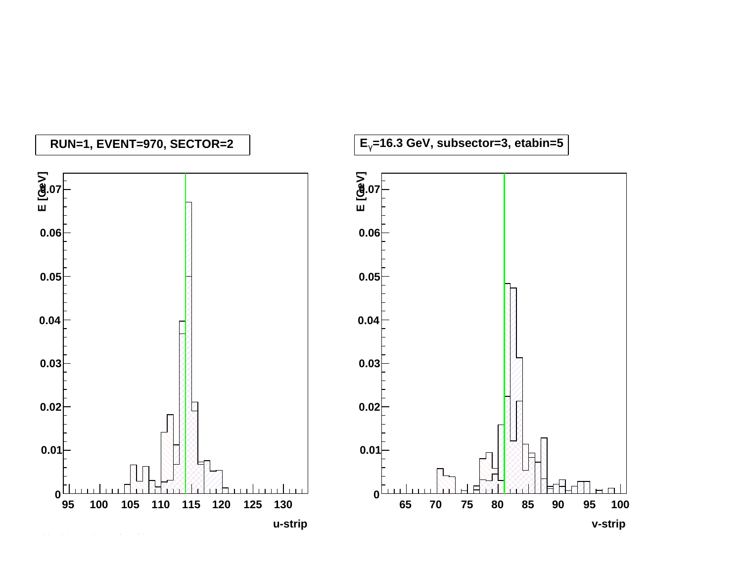RUN=1, EVENT=970, SECTOR=2

$E_{\gamma}$=16.3 GeV, subsector=3, etabin=5

E [GeV]

u-strip

v-strip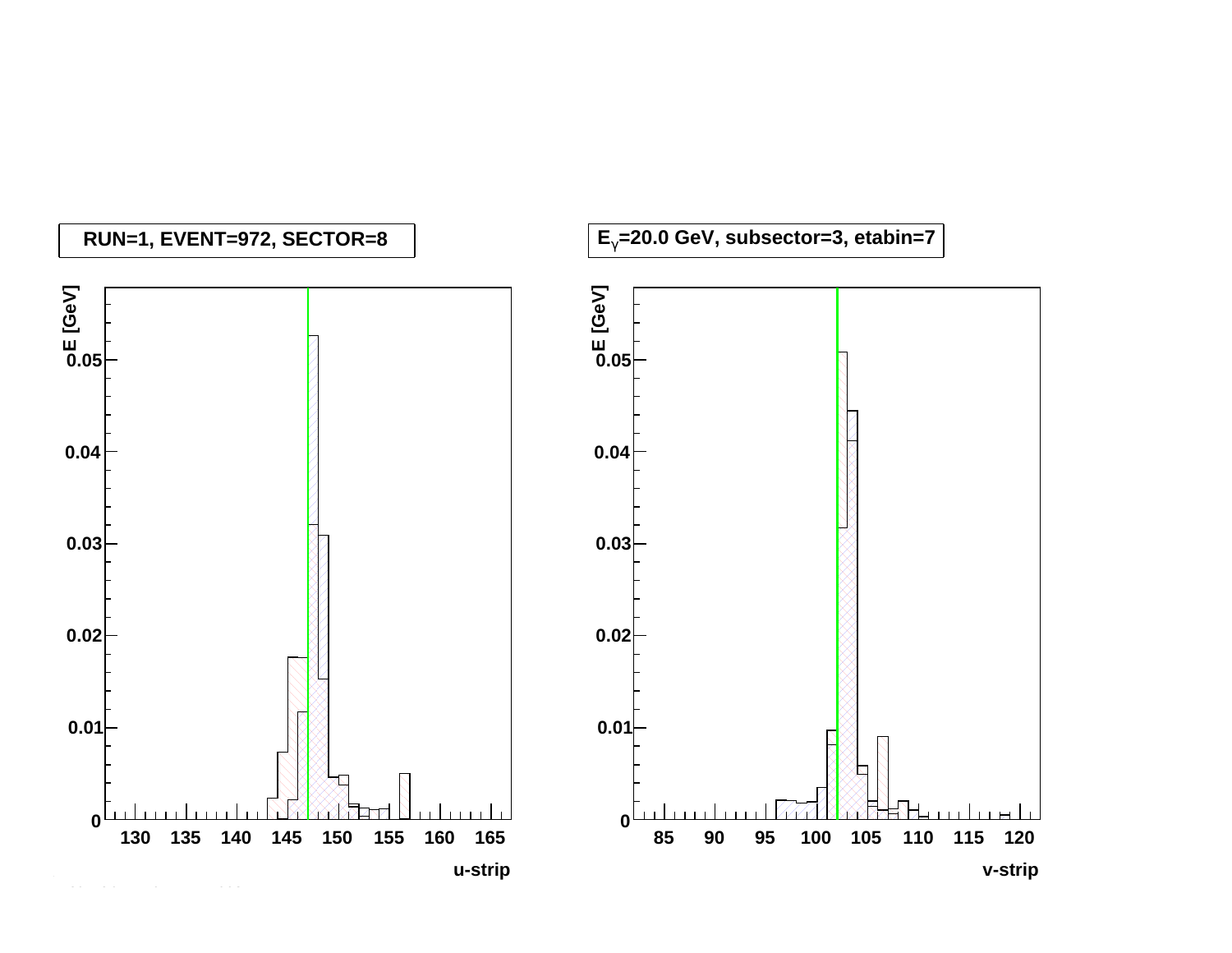RUN=1, EVENT=972, SECTOR=8

$E_\gamma$=20.0 GeV, subsector=3, etabin=7

| E [GeV] | u-strip |
|---|---|

| E [GeV] | v-strip |
|---|---|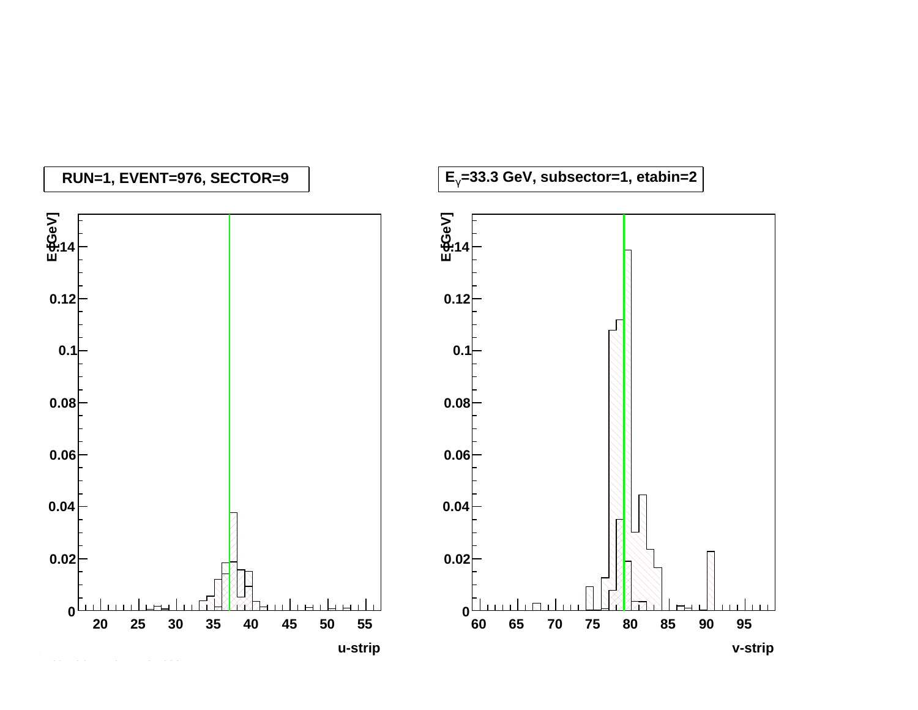RUN=1, EVENT=976, SECTOR=9

$E_{\gamma}$=33.3 GeV, subsector=1, etabin=2

E [GeV]

u-strip

v-strip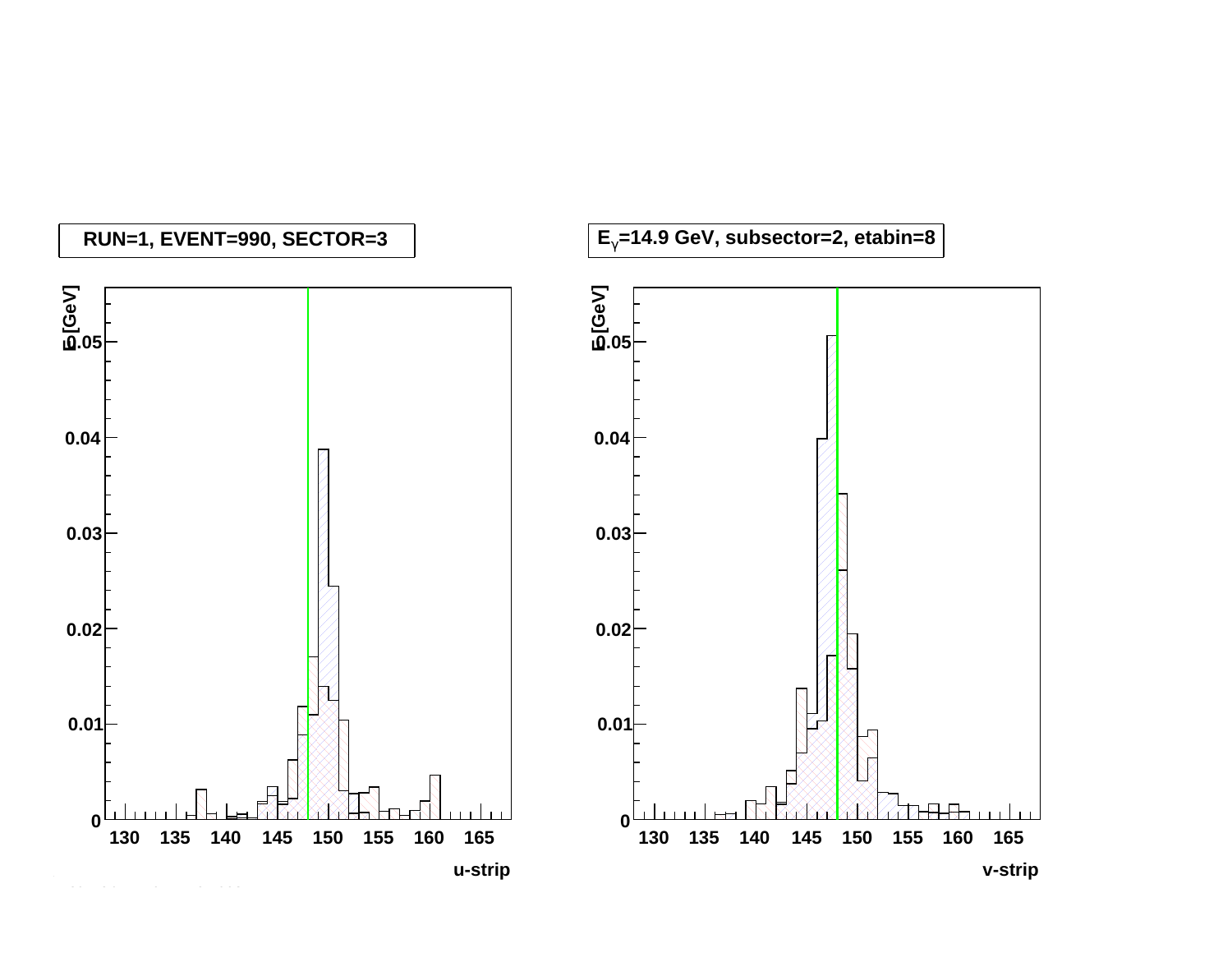RUN=1, EVENT=990, SECTOR=3

$E_{\gamma}$=14.9 GeV, subsector=2, etabin=8

E [GeV]

0.05

0.04

0.03

0.02

0.01

0

130 135 140 145 150 155 160 165

u-strip

E [GeV]

0.05

0.04

0.03

0.02

0.01

0

130 135 140 145 150 155 160 165

v-strip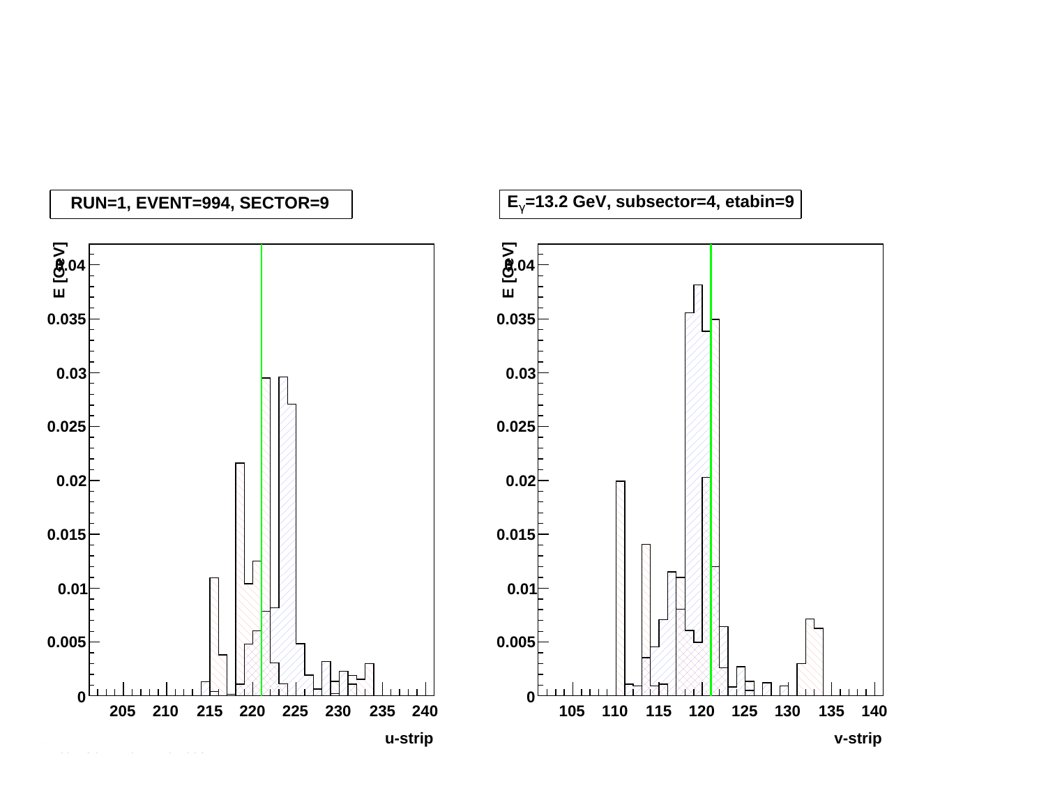RUN=1, EVENT=994, SECTOR=9

$E_{\gamma}$=13.2 GeV, subsector=4, etabin=9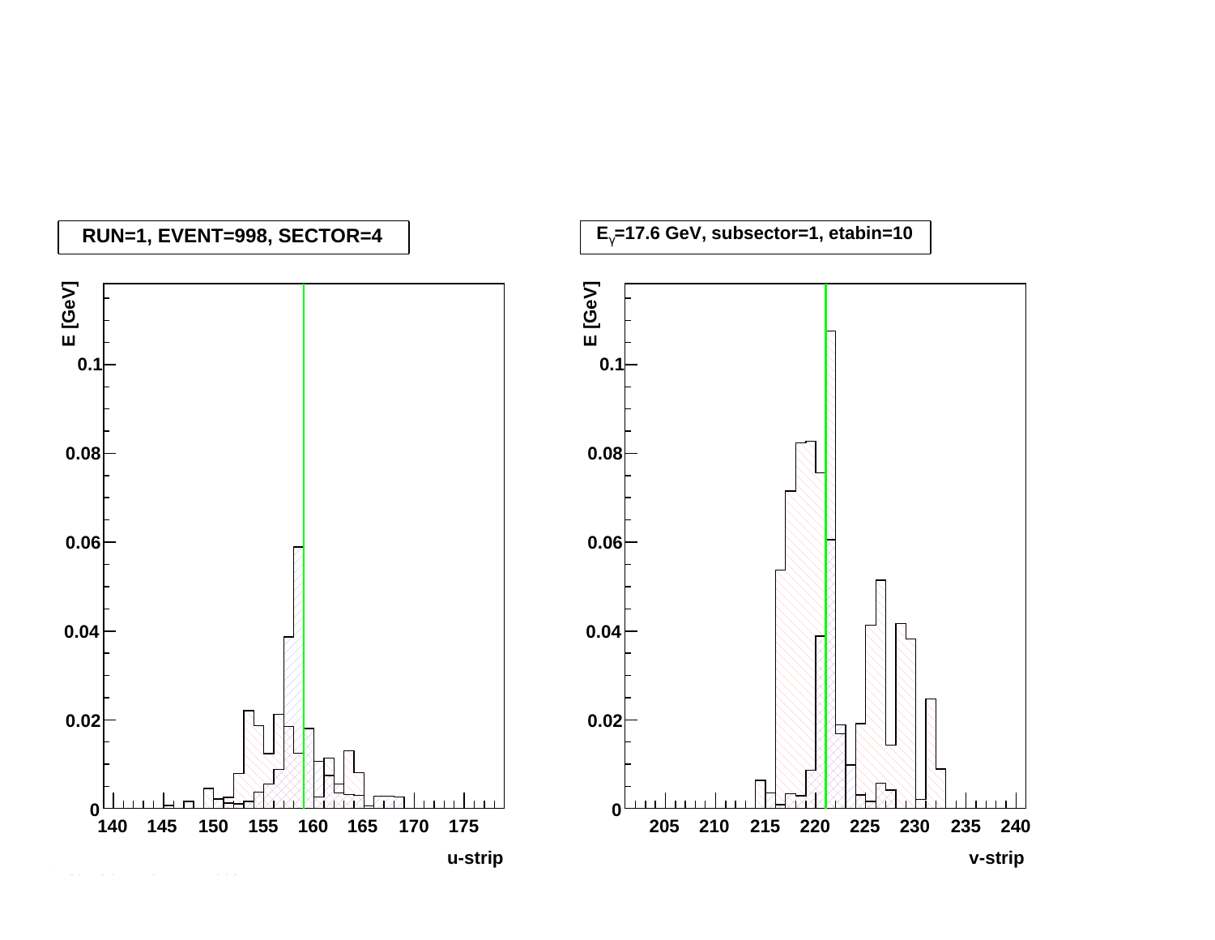RUN=1, EVENT=998, SECTOR=4

$E_\gamma$=17.6 GeV, subsector=1, etabin=10

E [GeV]

0.1

0.08

0.06

0.04

0.02

0

140 145 150 155 160 165 170 175

u-strip

E [GeV]

0.1

0.08

0.06

0.04

0.02

0

205 210 215 220 225 230 235 240

v-strip